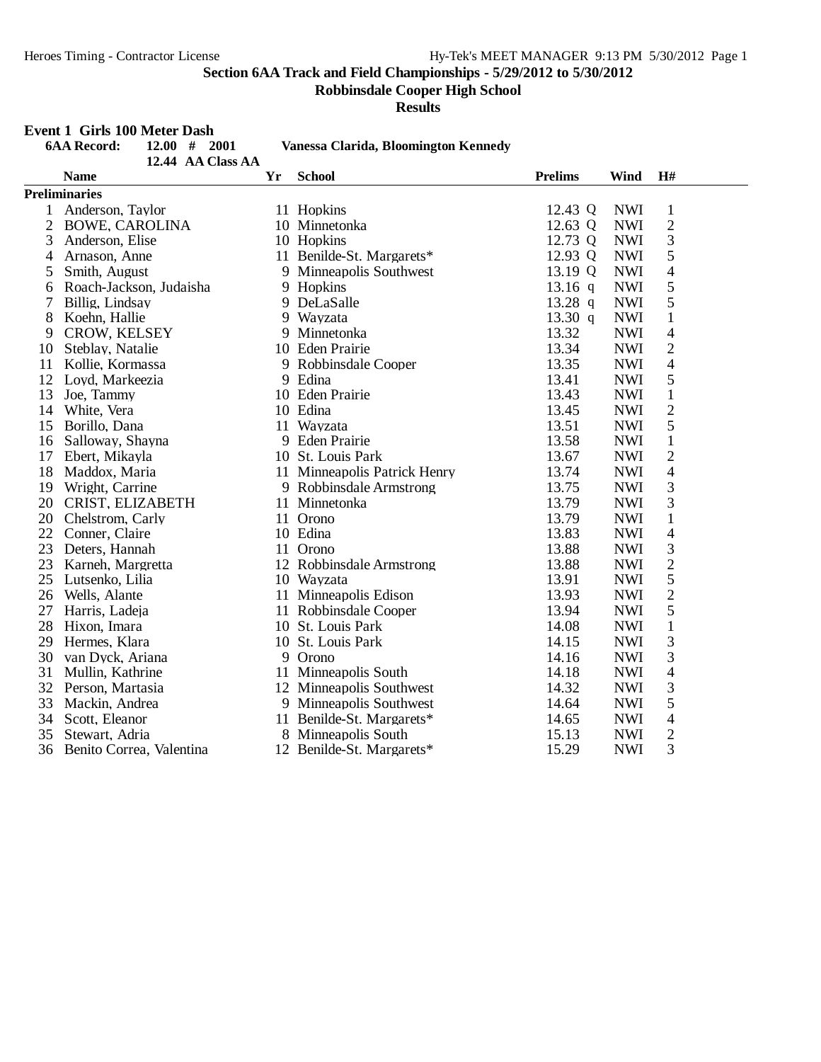# Section 6AA Track and Field Championships - 5/29/2012 to 5/30/2012

## Robbinsdale Cooper High School

### Results

**Event 1 Girls 100 Meter Dash**

**6AA Record: 12.00 # 2001 Vanessa Clarida, Bloomington Kennedy**

**12.44 AA Class AA**

| | Name | Yr | School | Prelims | Wind | H# |
|---|---|---|---|---|---|---|
| **Preliminaries** | | | | | | |
| 1 | Anderson, Taylor | 11 | Hopkins | 12.43 Q | NWI | 1 |
| 2 | BOWE, CAROLINA | 10 | Minnetonka | 12.63 Q | NWI | 2 |
| 3 | Anderson, Elise | 10 | Hopkins | 12.73 Q | NWI | 3 |
| 4 | Arnason, Anne | 11 | Benilde-St. Margarets* | 12.93 Q | NWI | 5 |
| 5 | Smith, August | 9 | Minneapolis Southwest | 13.19 Q | NWI | 4 |
| 6 | Roach-Jackson, Judaisha | 9 | Hopkins | 13.16 q | NWI | 5 |
| 7 | Billig, Lindsay | 9 | DeLaSalle | 13.28 q | NWI | 5 |
| 8 | Koehn, Hallie | 9 | Wayzata | 13.30 q | NWI | 1 |
| 9 | CROW, KELSEY | 9 | Minnetonka | 13.32 | NWI | 4 |
| 10 | Steblay, Natalie | 10 | Eden Prairie | 13.34 | NWI | 2 |
| 11 | Kollie, Kormassa | 9 | Robbinsdale Cooper | 13.35 | NWI | 4 |
| 12 | Loyd, Markeezia | 9 | Edina | 13.41 | NWI | 5 |
| 13 | Joe, Tammy | 10 | Eden Prairie | 13.43 | NWI | 1 |
| 14 | White, Vera | 10 | Edina | 13.45 | NWI | 2 |
| 15 | Borillo, Dana | 11 | Wayzata | 13.51 | NWI | 5 |
| 16 | Salloway, Shayna | 9 | Eden Prairie | 13.58 | NWI | 1 |
| 17 | Ebert, Mikayla | 10 | St. Louis Park | 13.67 | NWI | 2 |
| 18 | Maddox, Maria | 11 | Minneapolis Patrick Henry | 13.74 | NWI | 4 |
| 19 | Wright, Carrine | 9 | Robbinsdale Armstrong | 13.75 | NWI | 3 |
| 20 | CRIST, ELIZABETH | 11 | Minnetonka | 13.79 | NWI | 3 |
| 20 | Chelstrom, Carly | 11 | Orono | 13.79 | NWI | 1 |
| 22 | Conner, Claire | 10 | Edina | 13.83 | NWI | 4 |
| 23 | Deters, Hannah | 11 | Orono | 13.88 | NWI | 3 |
| 23 | Karneh, Margretta | 12 | Robbinsdale Armstrong | 13.88 | NWI | 2 |
| 25 | Lutsenko, Lilia | 10 | Wayzata | 13.91 | NWI | 5 |
| 26 | Wells, Alante | 11 | Minneapolis Edison | 13.93 | NWI | 2 |
| 27 | Harris, Ladeja | 11 | Robbinsdale Cooper | 13.94 | NWI | 5 |
| 28 | Hixon, Imara | 10 | St. Louis Park | 14.08 | NWI | 1 |
| 29 | Hermes, Klara | 10 | St. Louis Park | 14.15 | NWI | 3 |
| 30 | van Dyck, Ariana | 9 | Orono | 14.16 | NWI | 3 |
| 31 | Mullin, Kathrine | 11 | Minneapolis South | 14.18 | NWI | 4 |
| 32 | Person, Martasia | 12 | Minneapolis Southwest | 14.32 | NWI | 3 |
| 33 | Mackin, Andrea | 9 | Minneapolis Southwest | 14.64 | NWI | 5 |
| 34 | Scott, Eleanor | 11 | Benilde-St. Margarets* | 14.65 | NWI | 4 |
| 35 | Stewart, Adria | 8 | Minneapolis South | 15.13 | NWI | 2 |
| 36 | Benito Correa, Valentina | 12 | Benilde-St. Margarets* | 15.29 | NWI | 3 |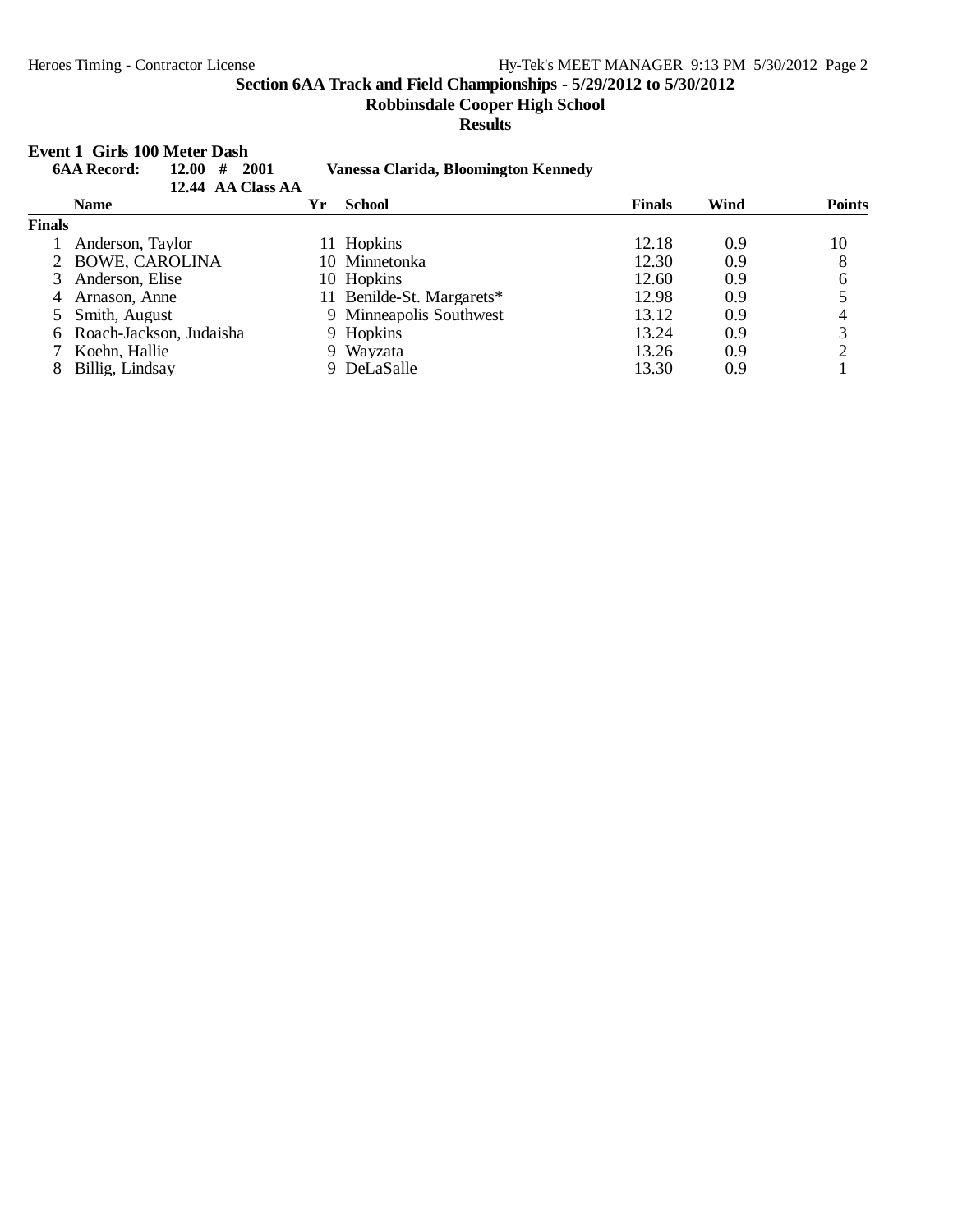**Section 6AA Track and Field Championships - 5/29/2012 to 5/30/2012**

**Robbinsdale Cooper High School**

**Results**

## Event 1 Girls 100 Meter Dash

**6AA Record: 12.00 # 2001 Vanessa Clarida, Bloomington Kennedy**

**12.44 AA Class AA**

| | Name | Yr | School | Finals | Wind | Points |
|---|---|---|---|---|---|---|
| **Finals** | | | | | | |
| 1 | Anderson, Taylor | 11 | Hopkins | 12.18 | 0.9 | 10 |
| 2 | BOWE, CAROLINA | 10 | Minnetonka | 12.30 | 0.9 | 8 |
| 3 | Anderson, Elise | 10 | Hopkins | 12.60 | 0.9 | 6 |
| 4 | Arnason, Anne | 11 | Benilde-St. Margarets* | 12.98 | 0.9 | 5 |
| 5 | Smith, August | 9 | Minneapolis Southwest | 13.12 | 0.9 | 4 |
| 6 | Roach-Jackson, Judaisha | 9 | Hopkins | 13.24 | 0.9 | 3 |
| 7 | Koehn, Hallie | 9 | Wayzata | 13.26 | 0.9 | 2 |
| 8 | Billig, Lindsay | 9 | DeLaSalle | 13.30 | 0.9 | 1 |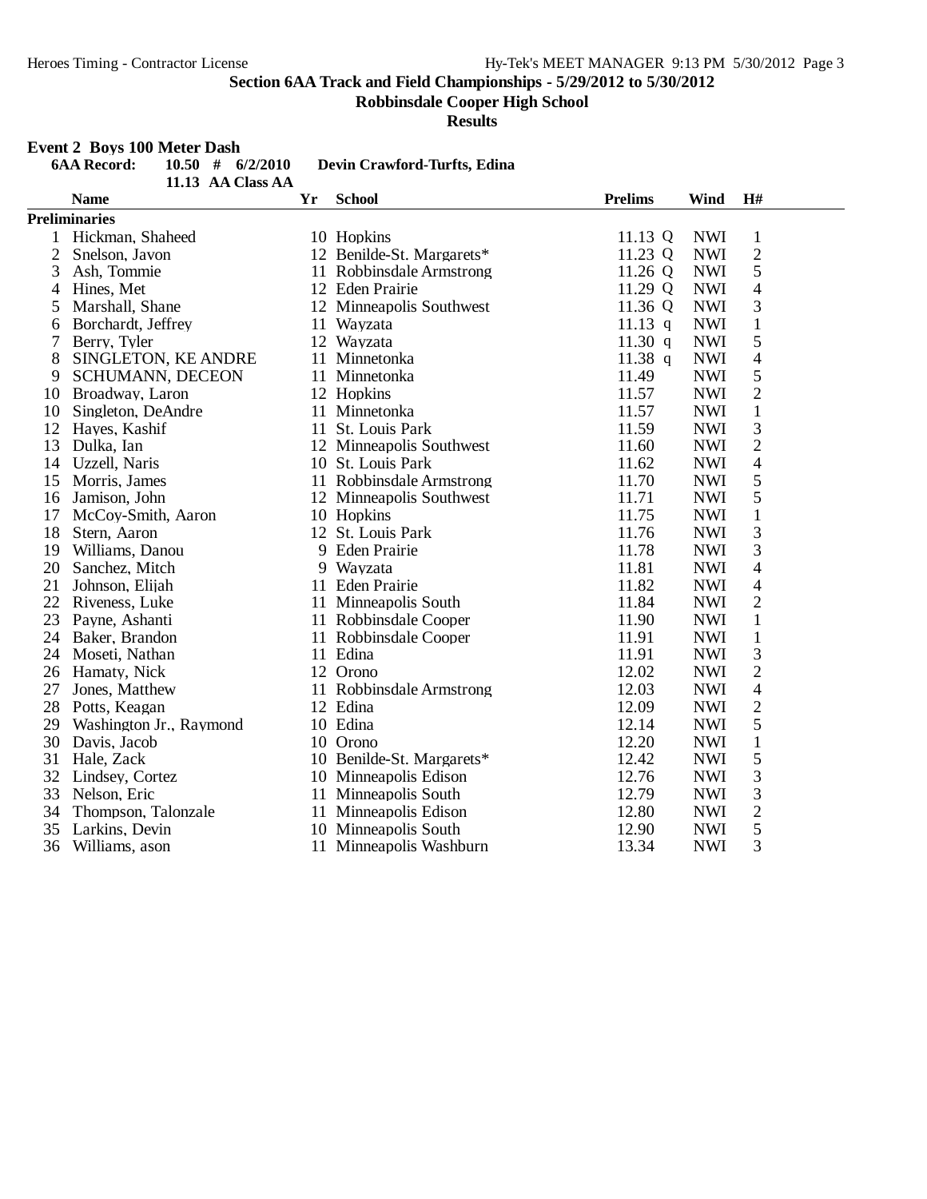**Section 6AA Track and Field Championships - 5/29/2012 to 5/30/2012**

**Robbinsdale Cooper High School**

**Results**

## Event 2 Boys 100 Meter Dash

**6AA Record:** 10.50 # 6/2/2010 **Devin Crawford-Turfts, Edina**

11.13 AA Class AA

| | Name | Yr | School | Prelims | Wind | H# |
|---|---|---|---|---|---|---|
| **Preliminaries** | | | | | | |
| 1 | Hickman, Shaheed | 10 | Hopkins | 11.13 Q | NWI | 1 |
| 2 | Snelson, Javon | 12 | Benilde-St. Margarets* | 11.23 Q | NWI | 2 |
| 3 | Ash, Tommie | 11 | Robbinsdale Armstrong | 11.26 Q | NWI | 5 |
| 4 | Hines, Met | 12 | Eden Prairie | 11.29 Q | NWI | 4 |
| 5 | Marshall, Shane | 12 | Minneapolis Southwest | 11.36 Q | NWI | 3 |
| 6 | Borchardt, Jeffrey | 11 | Wayzata | 11.13 q | NWI | 1 |
| 7 | Berry, Tyler | 12 | Wayzata | 11.30 q | NWI | 5 |
| 8 | SINGLETON, KE ANDRE | 11 | Minnetonka | 11.38 q | NWI | 4 |
| 9 | SCHUMANN, DECEON | 11 | Minnetonka | 11.49 | NWI | 5 |
| 10 | Broadway, Laron | 12 | Hopkins | 11.57 | NWI | 2 |
| 10 | Singleton, DeAndre | 11 | Minnetonka | 11.57 | NWI | 1 |
| 12 | Hayes, Kashif | 11 | St. Louis Park | 11.59 | NWI | 3 |
| 13 | Dulka, Ian | 12 | Minneapolis Southwest | 11.60 | NWI | 2 |
| 14 | Uzzell, Naris | 10 | St. Louis Park | 11.62 | NWI | 4 |
| 15 | Morris, James | 11 | Robbinsdale Armstrong | 11.70 | NWI | 5 |
| 16 | Jamison, John | 12 | Minneapolis Southwest | 11.71 | NWI | 5 |
| 17 | McCoy-Smith, Aaron | 10 | Hopkins | 11.75 | NWI | 1 |
| 18 | Stern, Aaron | 12 | St. Louis Park | 11.76 | NWI | 3 |
| 19 | Williams, Danou | 9 | Eden Prairie | 11.78 | NWI | 3 |
| 20 | Sanchez, Mitch | 9 | Wayzata | 11.81 | NWI | 4 |
| 21 | Johnson, Elijah | 11 | Eden Prairie | 11.82 | NWI | 4 |
| 22 | Riveness, Luke | 11 | Minneapolis South | 11.84 | NWI | 2 |
| 23 | Payne, Ashanti | 11 | Robbinsdale Cooper | 11.90 | NWI | 1 |
| 24 | Baker, Brandon | 11 | Robbinsdale Cooper | 11.91 | NWI | 1 |
| 24 | Moseti, Nathan | 11 | Edina | 11.91 | NWI | 3 |
| 26 | Hamaty, Nick | 12 | Orono | 12.02 | NWI | 2 |
| 27 | Jones, Matthew | 11 | Robbinsdale Armstrong | 12.03 | NWI | 4 |
| 28 | Potts, Keagan | 12 | Edina | 12.09 | NWI | 2 |
| 29 | Washington Jr., Raymond | 10 | Edina | 12.14 | NWI | 5 |
| 30 | Davis, Jacob | 10 | Orono | 12.20 | NWI | 1 |
| 31 | Hale, Zack | 10 | Benilde-St. Margarets* | 12.42 | NWI | 5 |
| 32 | Lindsey, Cortez | 10 | Minneapolis Edison | 12.76 | NWI | 3 |
| 33 | Nelson, Eric | 11 | Minneapolis South | 12.79 | NWI | 3 |
| 34 | Thompson, Talonzale | 11 | Minneapolis Edison | 12.80 | NWI | 2 |
| 35 | Larkins, Devin | 10 | Minneapolis South | 12.90 | NWI | 5 |
| 36 | Williams, ason | 11 | Minneapolis Washburn | 13.34 | NWI | 3 |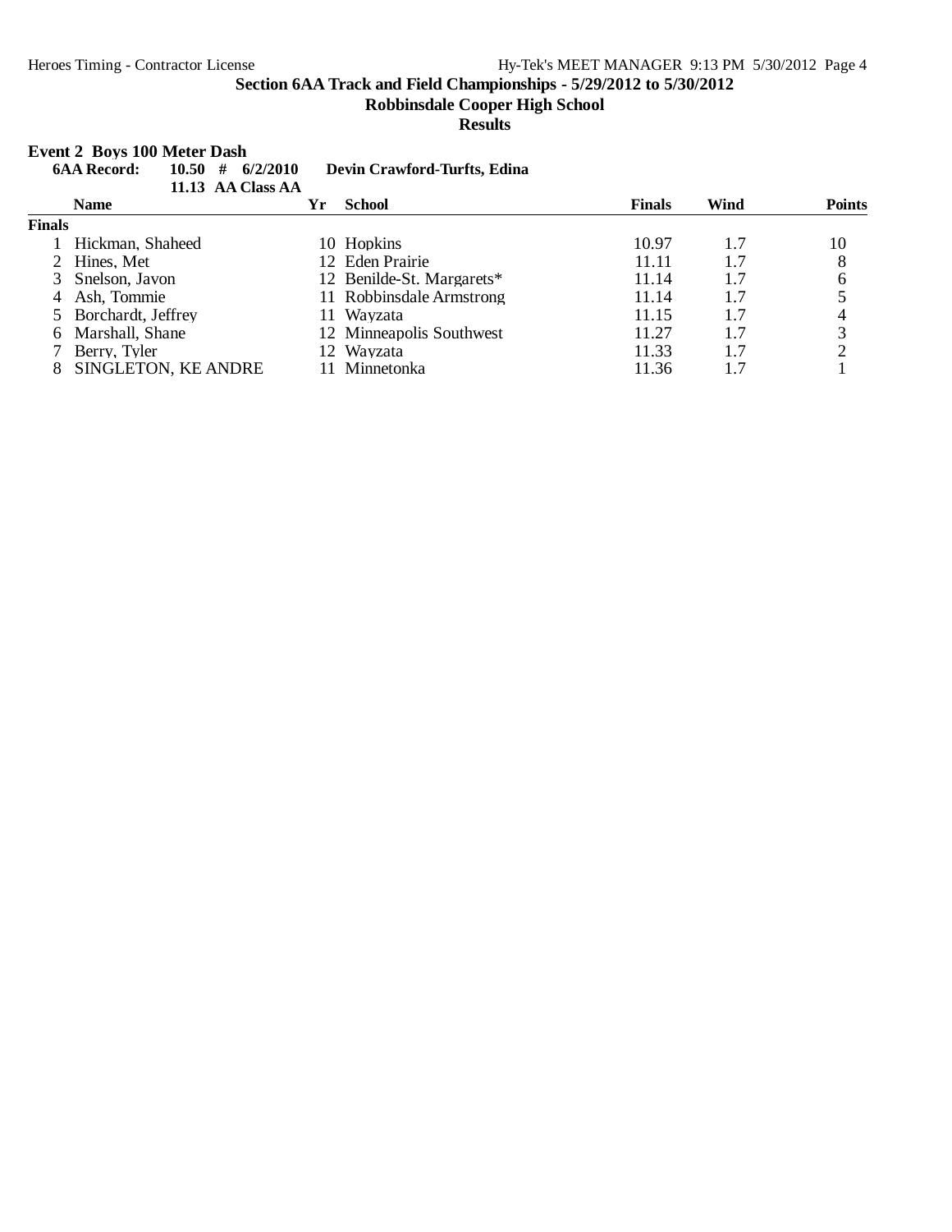**Section 6AA Track and Field Championships - 5/29/2012 to 5/30/2012**

**Robbinsdale Cooper High School**

**Results**

### Event 2 Boys 100 Meter Dash

**6AA Record: 10.50 # 6/2/2010 Devin Crawford-Turfts, Edina**

**11.13 AA Class AA**

| | Name | Yr | School | Finals | Wind | Points |
|---|---|---|---|---|---|---|
| **Finals** | | | | | | |
| 1 | Hickman, Shaheed | 10 | Hopkins | 10.97 | 1.7 | 10 |
| 2 | Hines, Met | 12 | Eden Prairie | 11.11 | 1.7 | 8 |
| 3 | Snelson, Javon | 12 | Benilde-St. Margarets* | 11.14 | 1.7 | 6 |
| 4 | Ash, Tommie | 11 | Robbinsdale Armstrong | 11.14 | 1.7 | 5 |
| 5 | Borchardt, Jeffrey | 11 | Wayzata | 11.15 | 1.7 | 4 |
| 6 | Marshall, Shane | 12 | Minneapolis Southwest | 11.27 | 1.7 | 3 |
| 7 | Berry, Tyler | 12 | Wayzata | 11.33 | 1.7 | 2 |
| 8 | SINGLETON, KE ANDRE | 11 | Minnetonka | 11.36 | 1.7 | 1 |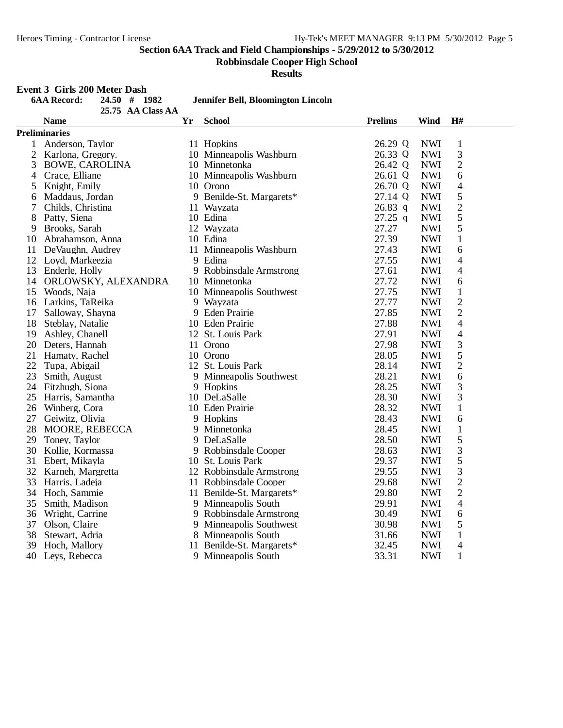**Section 6AA Track and Field Championships - 5/29/2012 to 5/30/2012**

**Robbinsdale Cooper High School**

**Results**

**Event 3 Girls 200 Meter Dash**

**6AA Record:** 24.50 # 1982 **Jennifer Bell, Bloomington Lincoln**

25.75 AA Class AA

| | Name | Yr | School | Prelims | Wind | H# |
|---|---|---|---|---|---|---|
| **Preliminaries** | | | | | | |
| 1 | Anderson, Taylor | 11 | Hopkins | 26.29 Q | NWI | 1 |
| 2 | Karlona, Gregory. | 10 | Minneapolis Washburn | 26.33 Q | NWI | 3 |
| 3 | BOWE, CAROLINA | 10 | Minnetonka | 26.42 Q | NWI | 2 |
| 4 | Crace, Elliane | 10 | Minneapolis Washburn | 26.61 Q | NWI | 6 |
| 5 | Knight, Emily | 10 | Orono | 26.70 Q | NWI | 4 |
| 6 | Maddaus, Jordan | 9 | Benilde-St. Margarets* | 27.14 Q | NWI | 5 |
| 7 | Childs, Christina | 11 | Wayzata | 26.83 q | NWI | 2 |
| 8 | Patty, Siena | 10 | Edina | 27.25 q | NWI | 5 |
| 9 | Brooks, Sarah | 12 | Wayzata | 27.27 | NWI | 5 |
| 10 | Abrahamson, Anna | 10 | Edina | 27.39 | NWI | 1 |
| 11 | DeVaughn, Audrey | 11 | Minneapolis Washburn | 27.43 | NWI | 6 |
| 12 | Loyd, Markeezia | 9 | Edina | 27.55 | NWI | 4 |
| 13 | Enderle, Holly | 9 | Robbinsdale Armstrong | 27.61 | NWI | 4 |
| 14 | ORLOWSKY, ALEXANDRA | 10 | Minnetonka | 27.72 | NWI | 6 |
| 15 | Woods, Naja | 10 | Minneapolis Southwest | 27.75 | NWI | 1 |
| 16 | Larkins, TaReika | 9 | Wayzata | 27.77 | NWI | 2 |
| 17 | Salloway, Shayna | 9 | Eden Prairie | 27.85 | NWI | 2 |
| 18 | Steblay, Natalie | 10 | Eden Prairie | 27.88 | NWI | 4 |
| 19 | Ashley, Chanell | 12 | St. Louis Park | 27.91 | NWI | 4 |
| 20 | Deters, Hannah | 11 | Orono | 27.98 | NWI | 3 |
| 21 | Hamaty, Rachel | 10 | Orono | 28.05 | NWI | 5 |
| 22 | Tupa, Abigail | 12 | St. Louis Park | 28.14 | NWI | 2 |
| 23 | Smith, August | 9 | Minneapolis Southwest | 28.21 | NWI | 6 |
| 24 | Fitzhugh, Siona | 9 | Hopkins | 28.25 | NWI | 3 |
| 25 | Harris, Samantha | 10 | DeLaSalle | 28.30 | NWI | 3 |
| 26 | Winberg, Cora | 10 | Eden Prairie | 28.32 | NWI | 1 |
| 27 | Geiwitz, Olivia | 9 | Hopkins | 28.43 | NWI | 6 |
| 28 | MOORE, REBECCA | 9 | Minnetonka | 28.45 | NWI | 1 |
| 29 | Toney, Taylor | 9 | DeLaSalle | 28.50 | NWI | 5 |
| 30 | Kollie, Kormassa | 9 | Robbinsdale Cooper | 28.63 | NWI | 3 |
| 31 | Ebert, Mikayla | 10 | St. Louis Park | 29.37 | NWI | 5 |
| 32 | Karneh, Margretta | 12 | Robbinsdale Armstrong | 29.55 | NWI | 3 |
| 33 | Harris, Ladeja | 11 | Robbinsdale Cooper | 29.68 | NWI | 2 |
| 34 | Hoch, Sammie | 11 | Benilde-St. Margarets* | 29.80 | NWI | 2 |
| 35 | Smith, Madison | 9 | Minneapolis South | 29.91 | NWI | 4 |
| 36 | Wright, Carrine | 9 | Robbinsdale Armstrong | 30.49 | NWI | 6 |
| 37 | Olson, Claire | 9 | Minneapolis Southwest | 30.98 | NWI | 5 |
| 38 | Stewart, Adria | 8 | Minneapolis South | 31.66 | NWI | 1 |
| 39 | Hoch, Mallory | 11 | Benilde-St. Margarets* | 32.45 | NWI | 4 |
| 40 | Leys, Rebecca | 9 | Minneapolis South | 33.31 | NWI | 1 |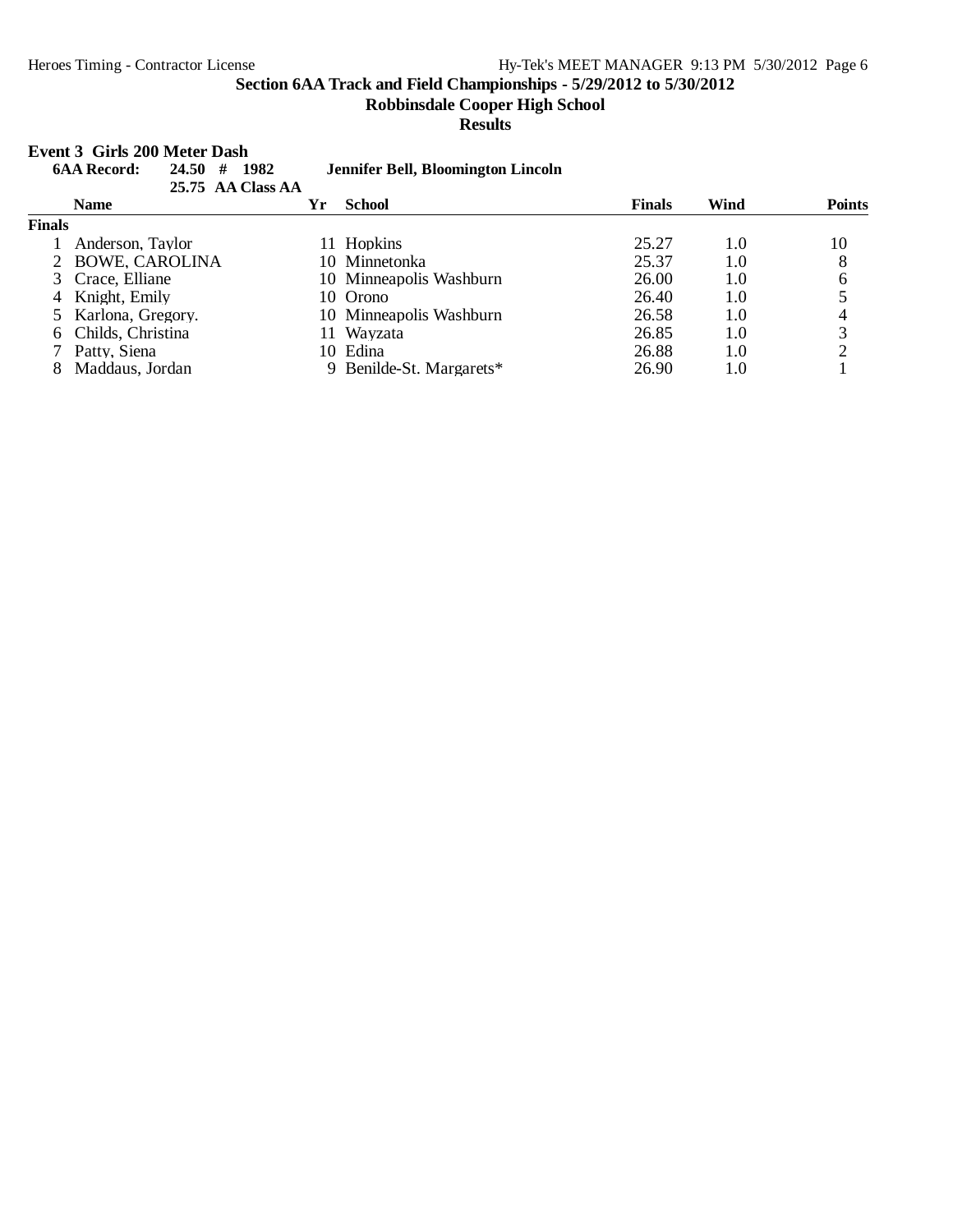## Section 6AA Track and Field Championships - 5/29/2012 to 5/30/2012

**Robbinsdale Cooper High School**

**Results**

### Event 3 Girls 200 Meter Dash

**6AA Record: 24.50 # 1982 Jennifer Bell, Bloomington Lincoln**

**25.75 AA Class AA**

| | Name | Yr | School | Finals | Wind | Points |
|---|---|---|---|---|---|---|
| **Finals** | | | | | | |
| 1 | Anderson, Taylor | 11 | Hopkins | 25.27 | 1.0 | 10 |
| 2 | BOWE, CAROLINA | 10 | Minnetonka | 25.37 | 1.0 | 8 |
| 3 | Crace, Elliane | 10 | Minneapolis Washburn | 26.00 | 1.0 | 6 |
| 4 | Knight, Emily | 10 | Orono | 26.40 | 1.0 | 5 |
| 5 | Karlona, Gregory. | 10 | Minneapolis Washburn | 26.58 | 1.0 | 4 |
| 6 | Childs, Christina | 11 | Wayzata | 26.85 | 1.0 | 3 |
| 7 | Patty, Siena | 10 | Edina | 26.88 | 1.0 | 2 |
| 8 | Maddaus, Jordan | 9 | Benilde-St. Margarets* | 26.90 | 1.0 | 1 |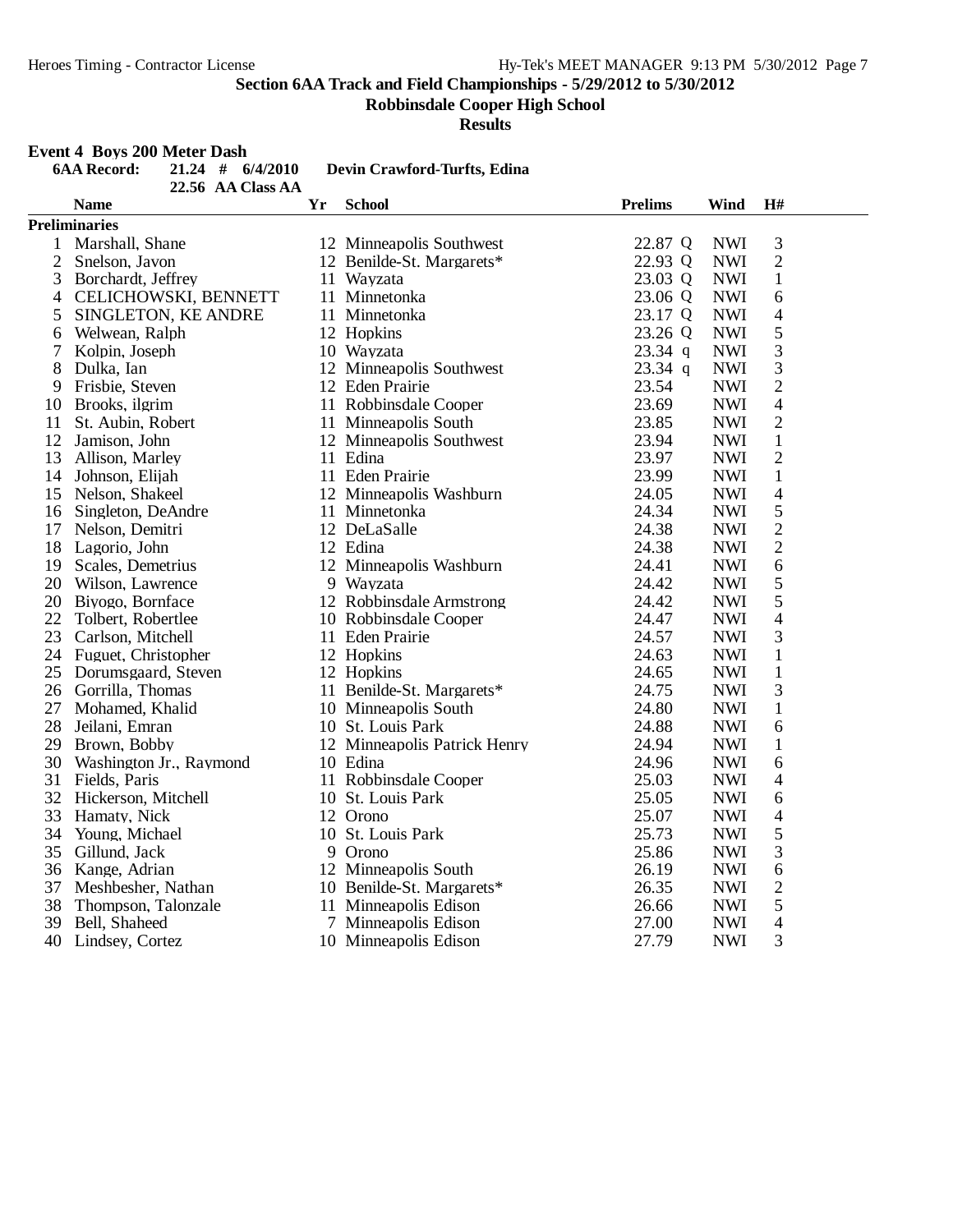**Section 6AA Track and Field Championships - 5/29/2012 to 5/30/2012**

**Robbinsdale Cooper High School**

**Results**

**Event 4 Boys 200 Meter Dash**

**6AA Record:** 21.24 # 6/4/2010 **Devin Crawford-Turfts, Edina**

22.56 AA Class AA

| | Name | Yr | School | Prelims | | Wind | H# |
|---|---|---|---|---|---|---|---|
| **Preliminaries** | | | | | | | |
| 1 | Marshall, Shane | 12 | Minneapolis Southwest | 22.87 | Q | NWI | 3 |
| 2 | Snelson, Javon | 12 | Benilde-St. Margarets* | 22.93 | Q | NWI | 2 |
| 3 | Borchardt, Jeffrey | 11 | Wayzata | 23.03 | Q | NWI | 1 |
| 4 | CELICHOWSKI, BENNETT | 11 | Minnetonka | 23.06 | Q | NWI | 6 |
| 5 | SINGLETON, KE ANDRE | 11 | Minnetonka | 23.17 | Q | NWI | 4 |
| 6 | Welwean, Ralph | 12 | Hopkins | 23.26 | Q | NWI | 5 |
| 7 | Kolpin, Joseph | 10 | Wayzata | 23.34 | q | NWI | 3 |
| 8 | Dulka, Ian | 12 | Minneapolis Southwest | 23.34 | q | NWI | 3 |
| 9 | Frisbie, Steven | 12 | Eden Prairie | 23.54 | | NWI | 2 |
| 10 | Brooks, ilgrim | 11 | Robbinsdale Cooper | 23.69 | | NWI | 4 |
| 11 | St. Aubin, Robert | 11 | Minneapolis South | 23.85 | | NWI | 2 |
| 12 | Jamison, John | 12 | Minneapolis Southwest | 23.94 | | NWI | 1 |
| 13 | Allison, Marley | 11 | Edina | 23.97 | | NWI | 2 |
| 14 | Johnson, Elijah | 11 | Eden Prairie | 23.99 | | NWI | 1 |
| 15 | Nelson, Shakeel | 12 | Minneapolis Washburn | 24.05 | | NWI | 4 |
| 16 | Singleton, DeAndre | 11 | Minnetonka | 24.34 | | NWI | 5 |
| 17 | Nelson, Demitri | 12 | DeLaSalle | 24.38 | | NWI | 2 |
| 18 | Lagorio, John | 12 | Edina | 24.38 | | NWI | 2 |
| 19 | Scales, Demetrius | 12 | Minneapolis Washburn | 24.41 | | NWI | 6 |
| 20 | Wilson, Lawrence | 9 | Wayzata | 24.42 | | NWI | 5 |
| 20 | Biyogo, Bornface | 12 | Robbinsdale Armstrong | 24.42 | | NWI | 5 |
| 22 | Tolbert, Robertlee | 10 | Robbinsdale Cooper | 24.47 | | NWI | 4 |
| 23 | Carlson, Mitchell | 11 | Eden Prairie | 24.57 | | NWI | 3 |
| 24 | Fuguet, Christopher | 12 | Hopkins | 24.63 | | NWI | 1 |
| 25 | Dorumsgaard, Steven | 12 | Hopkins | 24.65 | | NWI | 1 |
| 26 | Gorrilla, Thomas | 11 | Benilde-St. Margarets* | 24.75 | | NWI | 3 |
| 27 | Mohamed, Khalid | 10 | Minneapolis South | 24.80 | | NWI | 1 |
| 28 | Jeilani, Emran | 10 | St. Louis Park | 24.88 | | NWI | 6 |
| 29 | Brown, Bobby | 12 | Minneapolis Patrick Henry | 24.94 | | NWI | 1 |
| 30 | Washington Jr., Raymond | 10 | Edina | 24.96 | | NWI | 6 |
| 31 | Fields, Paris | 11 | Robbinsdale Cooper | 25.03 | | NWI | 4 |
| 32 | Hickerson, Mitchell | 10 | St. Louis Park | 25.05 | | NWI | 6 |
| 33 | Hamaty, Nick | 12 | Orono | 25.07 | | NWI | 4 |
| 34 | Young, Michael | 10 | St. Louis Park | 25.73 | | NWI | 5 |
| 35 | Gillund, Jack | 9 | Orono | 25.86 | | NWI | 3 |
| 36 | Kange, Adrian | 12 | Minneapolis South | 26.19 | | NWI | 6 |
| 37 | Meshbesher, Nathan | 10 | Benilde-St. Margarets* | 26.35 | | NWI | 2 |
| 38 | Thompson, Talonzale | 11 | Minneapolis Edison | 26.66 | | NWI | 5 |
| 39 | Bell, Shaheed | 7 | Minneapolis Edison | 27.00 | | NWI | 4 |
| 40 | Lindsey, Cortez | 10 | Minneapolis Edison | 27.79 | | NWI | 3 |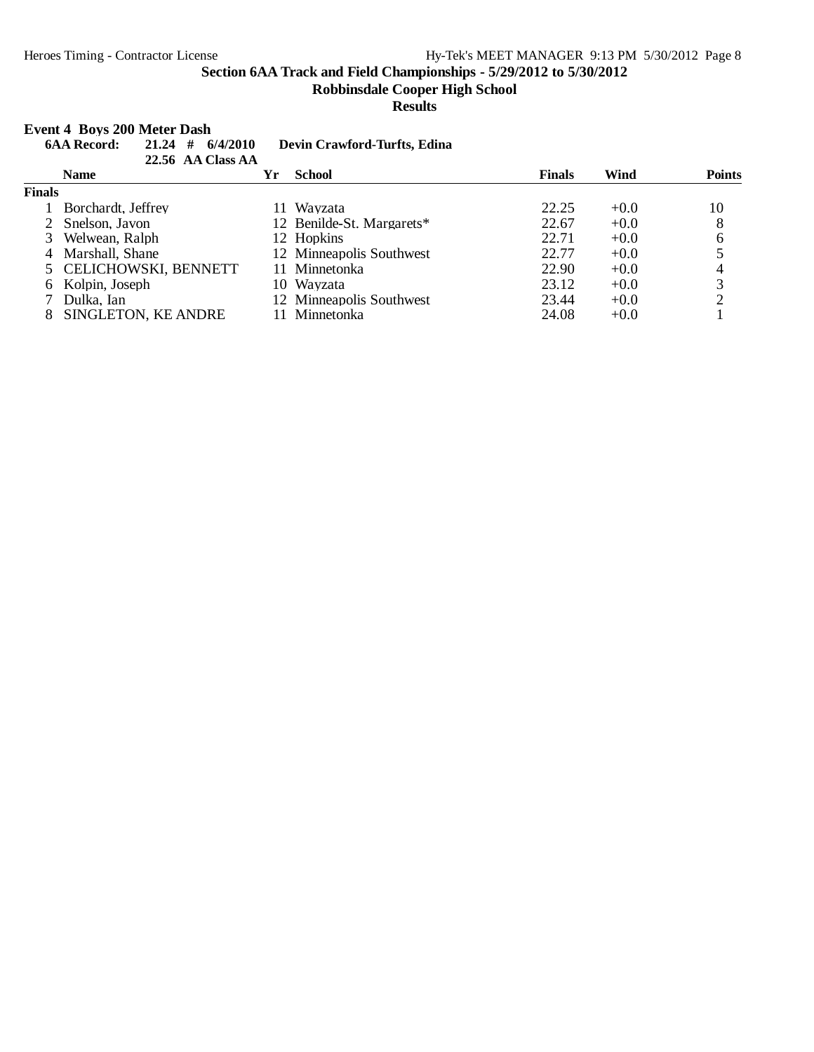## Section 6AA Track and Field Championships - 5/29/2012 to 5/30/2012

**Robbinsdale Cooper High School**

**Results**

### Event 4 Boys 200 Meter Dash

**6AA Record: 21.24 # 6/4/2010 Devin Crawford-Turfts, Edina**

**22.56 AA Class AA**

| | Name | Yr | School | Finals | Wind | Points |
|---|---|---|---|---|---|---|
| **Finals** | | | | | | |
| 1 | Borchardt, Jeffrey | 11 | Wayzata | 22.25 | +0.0 | 10 |
| 2 | Snelson, Javon | 12 | Benilde-St. Margarets* | 22.67 | +0.0 | 8 |
| 3 | Welwean, Ralph | 12 | Hopkins | 22.71 | +0.0 | 6 |
| 4 | Marshall, Shane | 12 | Minneapolis Southwest | 22.77 | +0.0 | 5 |
| 5 | CELICHOWSKI, BENNETT | 11 | Minnetonka | 22.90 | +0.0 | 4 |
| 6 | Kolpin, Joseph | 10 | Wayzata | 23.12 | +0.0 | 3 |
| 7 | Dulka, Ian | 12 | Minneapolis Southwest | 23.44 | +0.0 | 2 |
| 8 | SINGLETON, KE ANDRE | 11 | Minnetonka | 24.08 | +0.0 | 1 |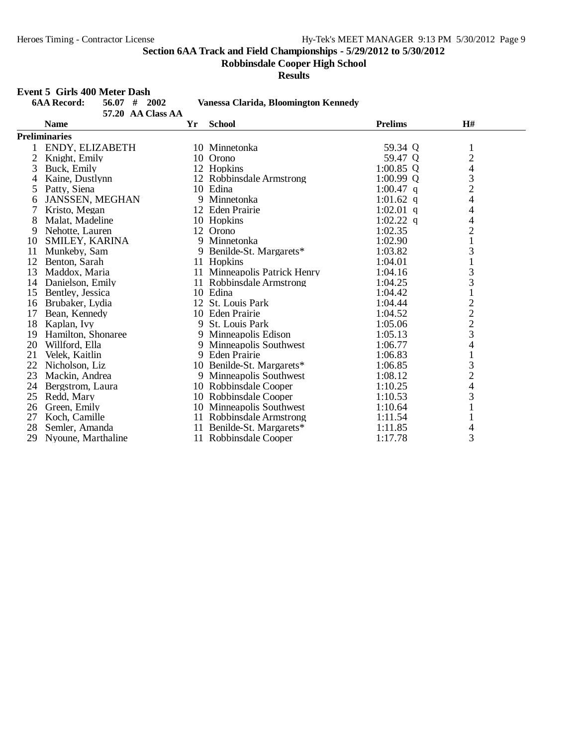Section 6AA Track and Field Championships - 5/29/2012 to 5/30/2012

Robbinsdale Cooper High School

**Results**

## Event 5 Girls 400 Meter Dash

**6AA Record:** 56.07 # 2002 **Vanessa Clarida, Bloomington Kennedy**

57.20 AA Class AA

| | Name | Yr | School | Prelims | | H# |
|---|---|---|---|---|---|---|
| **Preliminaries** | | | | | | |
| 1 | ENDY, ELIZABETH | 10 | Minnetonka | 59.34 | Q | 1 |
| 2 | Knight, Emily | 10 | Orono | 59.47 | Q | 2 |
| 3 | Buck, Emily | 12 | Hopkins | 1:00.85 | Q | 4 |
| 4 | Kaine, Dustlynn | 12 | Robbinsdale Armstrong | 1:00.99 | Q | 3 |
| 5 | Patty, Siena | 10 | Edina | 1:00.47 | q | 2 |
| 6 | JANSSEN, MEGHAN | 9 | Minnetonka | 1:01.62 | q | 4 |
| 7 | Kristo, Megan | 12 | Eden Prairie | 1:02.01 | q | 4 |
| 8 | Malat, Madeline | 10 | Hopkins | 1:02.22 | q | 4 |
| 9 | Nehotte, Lauren | 12 | Orono | 1:02.35 | | 2 |
| 10 | SMILEY, KARINA | 9 | Minnetonka | 1:02.90 | | 1 |
| 11 | Munkeby, Sam | 9 | Benilde-St. Margarets* | 1:03.82 | | 3 |
| 12 | Benton, Sarah | 11 | Hopkins | 1:04.01 | | 1 |
| 13 | Maddox, Maria | 11 | Minneapolis Patrick Henry | 1:04.16 | | 3 |
| 14 | Danielson, Emily | 11 | Robbinsdale Armstrong | 1:04.25 | | 3 |
| 15 | Bentley, Jessica | 10 | Edina | 1:04.42 | | 1 |
| 16 | Brubaker, Lydia | 12 | St. Louis Park | 1:04.44 | | 2 |
| 17 | Bean, Kennedy | 10 | Eden Prairie | 1:04.52 | | 2 |
| 18 | Kaplan, Ivy | 9 | St. Louis Park | 1:05.06 | | 2 |
| 19 | Hamilton, Shonaree | 9 | Minneapolis Edison | 1:05.13 | | 3 |
| 20 | Willford, Ella | 9 | Minneapolis Southwest | 1:06.77 | | 4 |
| 21 | Velek, Kaitlin | 9 | Eden Prairie | 1:06.83 | | 1 |
| 22 | Nicholson, Liz | 10 | Benilde-St. Margarets* | 1:06.85 | | 3 |
| 23 | Mackin, Andrea | 9 | Minneapolis Southwest | 1:08.12 | | 2 |
| 24 | Bergstrom, Laura | 10 | Robbinsdale Cooper | 1:10.25 | | 4 |
| 25 | Redd, Mary | 10 | Robbinsdale Cooper | 1:10.53 | | 3 |
| 26 | Green, Emily | 10 | Minneapolis Southwest | 1:10.64 | | 1 |
| 27 | Koch, Camille | 11 | Robbinsdale Armstrong | 1:11.54 | | 1 |
| 28 | Semler, Amanda | 11 | Benilde-St. Margarets* | 1:11.85 | | 4 |
| 29 | Nyoune, Marthaline | 11 | Robbinsdale Cooper | 1:17.78 | | 3 |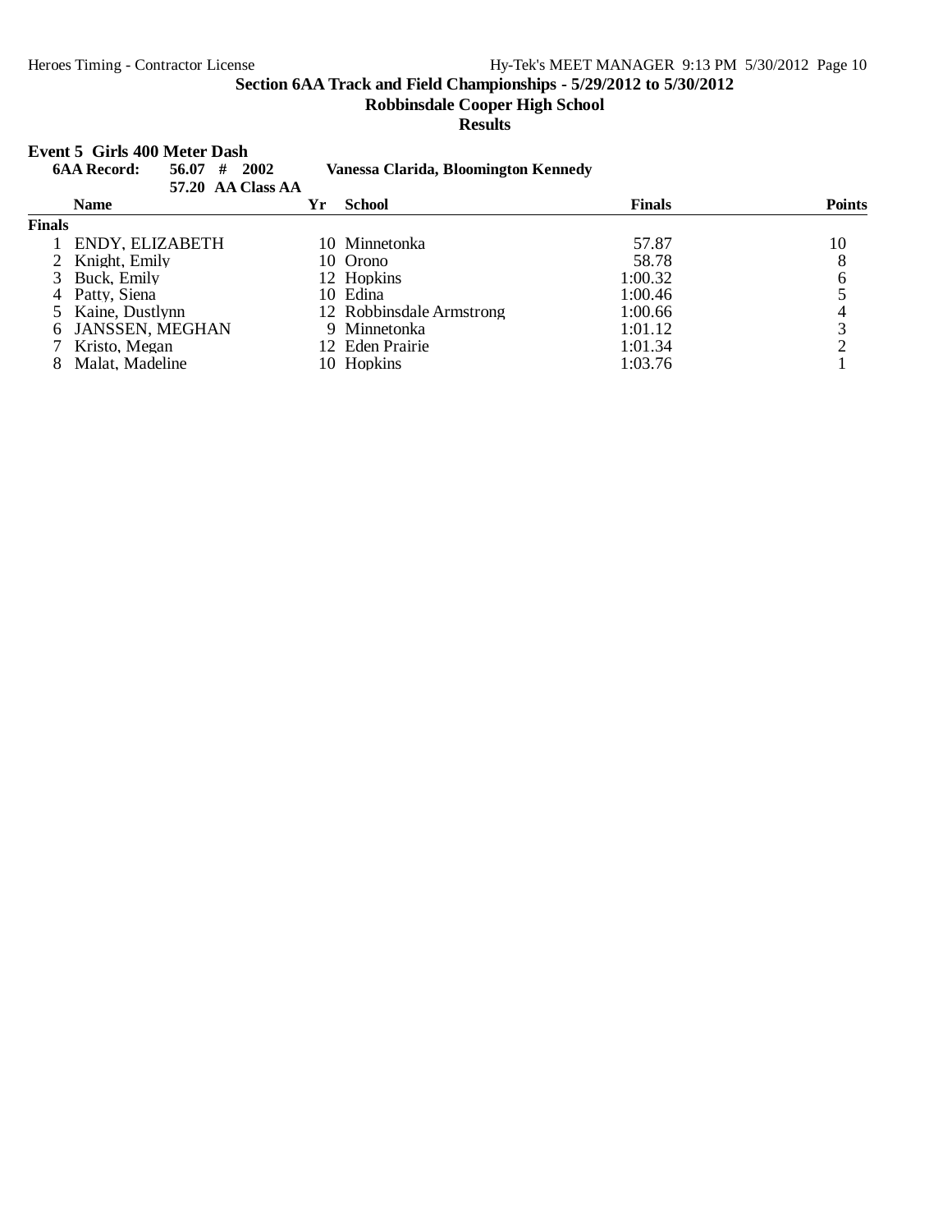## Section 6AA Track and Field Championships - 5/29/2012 to 5/30/2012

**Robbinsdale Cooper High School**

**Results**

### Event 5 Girls 400 Meter Dash

**6AA Record:** 56.07 # 2002 **Vanessa Clarida, Bloomington Kennedy**

57.20 AA Class AA

| | Name | Yr | School | Finals | Points |
|---|---|---|---|---|---|
| **Finals** | | | | | |
| 1 | ENDY, ELIZABETH | 10 | Minnetonka | 57.87 | 10 |
| 2 | Knight, Emily | 10 | Orono | 58.78 | 8 |
| 3 | Buck, Emily | 12 | Hopkins | 1:00.32 | 6 |
| 4 | Patty, Siena | 10 | Edina | 1:00.46 | 5 |
| 5 | Kaine, Dustlynn | 12 | Robbinsdale Armstrong | 1:00.66 | 4 |
| 6 | JANSSEN, MEGHAN | 9 | Minnetonka | 1:01.12 | 3 |
| 7 | Kristo, Megan | 12 | Eden Prairie | 1:01.34 | 2 |
| 8 | Malat, Madeline | 10 | Hopkins | 1:03.76 | 1 |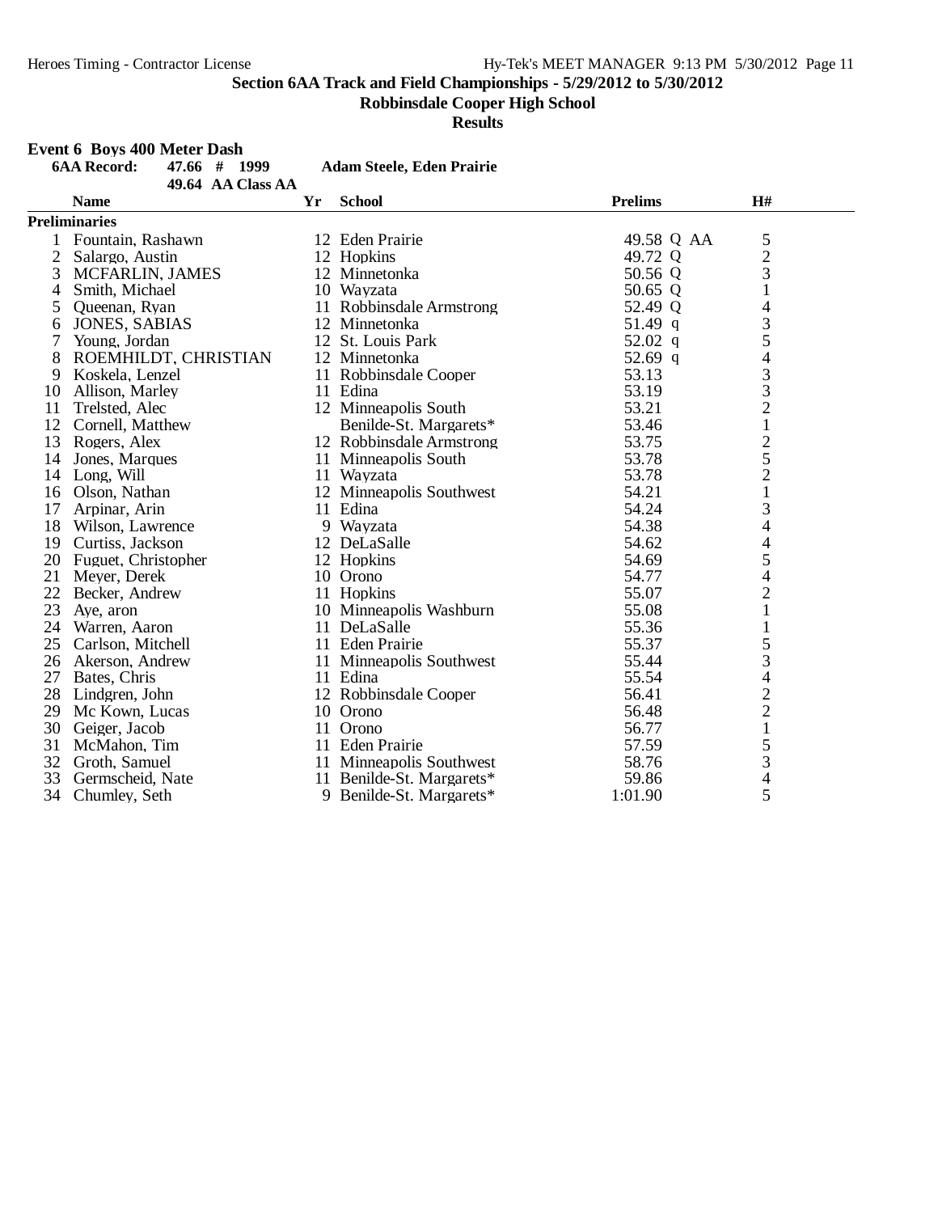**Section 6AA Track and Field Championships - 5/29/2012 to 5/30/2012**

**Robbinsdale Cooper High School**

**Results**

**Event 6 Boys 400 Meter Dash**

| | | | |
|---|---|---|---|
| **6AA Record:** | 47.66 # 1999 | **Adam Steele, Eden Prairie** | |
| | 49.64 AA Class AA | | |

| | Name | Yr | School | Prelims | | H# |
|---|---|---|---|---|---|---|
| **Preliminaries** | | | | | | |
| 1 | Fountain, Rashawn | 12 | Eden Prairie | 49.58 | Q AA | 5 |
| 2 | Salargo, Austin | 12 | Hopkins | 49.72 | Q | 2 |
| 3 | MCFARLIN, JAMES | 12 | Minnetonka | 50.56 | Q | 3 |
| 4 | Smith, Michael | 10 | Wayzata | 50.65 | Q | 1 |
| 5 | Queenan, Ryan | 11 | Robbinsdale Armstrong | 52.49 | Q | 4 |
| 6 | JONES, SABIAS | 12 | Minnetonka | 51.49 | q | 3 |
| 7 | Young, Jordan | 12 | St. Louis Park | 52.02 | q | 5 |
| 8 | ROEMHILDT, CHRISTIAN | 12 | Minnetonka | 52.69 | q | 4 |
| 9 | Koskela, Lenzel | 11 | Robbinsdale Cooper | 53.13 | | 3 |
| 10 | Allison, Marley | 11 | Edina | 53.19 | | 3 |
| 11 | Trelsted, Alec | 12 | Minneapolis South | 53.21 | | 2 |
| 12 | Cornell, Matthew | | Benilde-St. Margarets* | 53.46 | | 1 |
| 13 | Rogers, Alex | 12 | Robbinsdale Armstrong | 53.75 | | 2 |
| 14 | Jones, Marques | 11 | Minneapolis South | 53.78 | | 5 |
| 14 | Long, Will | 11 | Wayzata | 53.78 | | 2 |
| 16 | Olson, Nathan | 12 | Minneapolis Southwest | 54.21 | | 1 |
| 17 | Arpinar, Arin | 11 | Edina | 54.24 | | 3 |
| 18 | Wilson, Lawrence | 9 | Wayzata | 54.38 | | 4 |
| 19 | Curtiss, Jackson | 12 | DeLaSalle | 54.62 | | 4 |
| 20 | Fuguet, Christopher | 12 | Hopkins | 54.69 | | 5 |
| 21 | Meyer, Derek | 10 | Orono | 54.77 | | 4 |
| 22 | Becker, Andrew | 11 | Hopkins | 55.07 | | 2 |
| 23 | Aye, aron | 10 | Minneapolis Washburn | 55.08 | | 1 |
| 24 | Warren, Aaron | 11 | DeLaSalle | 55.36 | | 1 |
| 25 | Carlson, Mitchell | 11 | Eden Prairie | 55.37 | | 5 |
| 26 | Akerson, Andrew | 11 | Minneapolis Southwest | 55.44 | | 3 |
| 27 | Bates, Chris | 11 | Edina | 55.54 | | 4 |
| 28 | Lindgren, John | 12 | Robbinsdale Cooper | 56.41 | | 2 |
| 29 | Mc Kown, Lucas | 10 | Orono | 56.48 | | 2 |
| 30 | Geiger, Jacob | 11 | Orono | 56.77 | | 1 |
| 31 | McMahon, Tim | 11 | Eden Prairie | 57.59 | | 5 |
| 32 | Groth, Samuel | 11 | Minneapolis Southwest | 58.76 | | 3 |
| 33 | Germscheid, Nate | 11 | Benilde-St. Margarets* | 59.86 | | 4 |
| 34 | Chumley, Seth | 9 | Benilde-St. Margarets* | 1:01.90 | | 5 |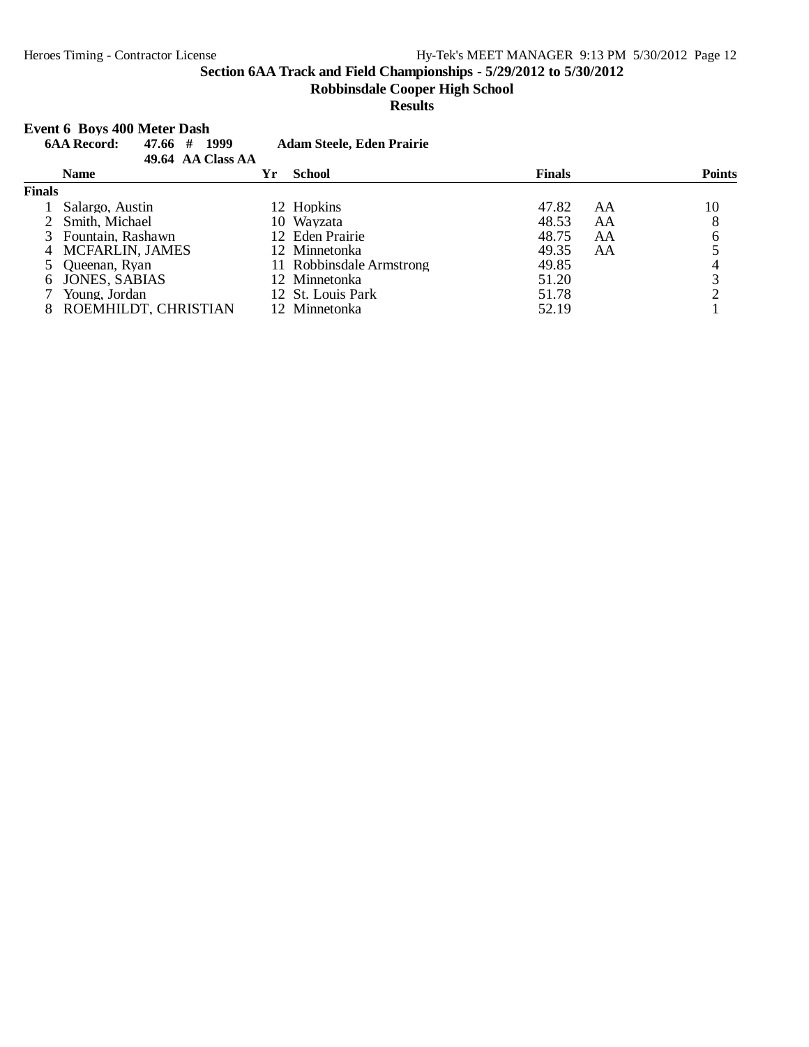**Section 6AA Track and Field Championships - 5/29/2012 to 5/30/2012**

**Robbinsdale Cooper High School**

**Results**

**Event 6 Boys 400 Meter Dash**

**6AA Record: 47.66 # 1999 Adam Steele, Eden Prairie**

**49.64 AA Class AA**

| | Name | Yr | School | Finals | | Points |
|---|---|---|---|---|---|---|
| **Finals** | | | | | | |
| 1 | Salargo, Austin | 12 | Hopkins | 47.82 | AA | 10 |
| 2 | Smith, Michael | 10 | Wayzata | 48.53 | AA | 8 |
| 3 | Fountain, Rashawn | 12 | Eden Prairie | 48.75 | AA | 6 |
| 4 | MCFARLIN, JAMES | 12 | Minnetonka | 49.35 | AA | 5 |
| 5 | Queenan, Ryan | 11 | Robbinsdale Armstrong | 49.85 | | 4 |
| 6 | JONES, SABIAS | 12 | Minnetonka | 51.20 | | 3 |
| 7 | Young, Jordan | 12 | St. Louis Park | 51.78 | | 2 |
| 8 | ROEMHILDT, CHRISTIAN | 12 | Minnetonka | 52.19 | | 1 |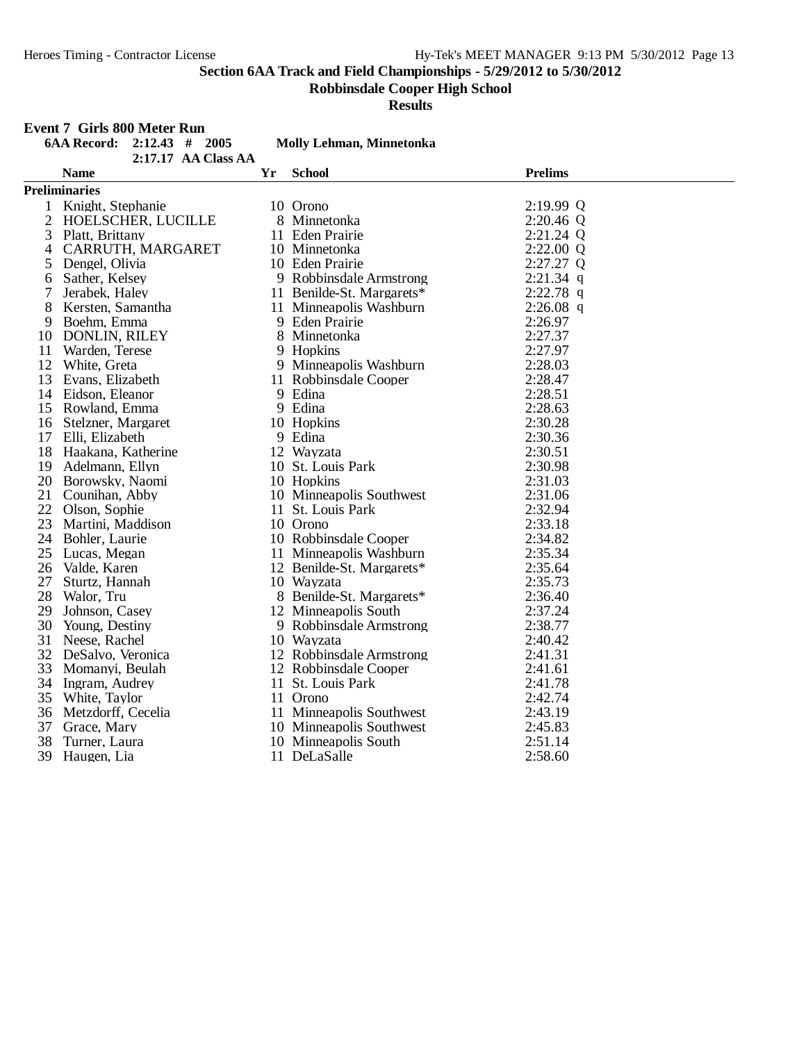## Section 6AA Track and Field Championships - 5/29/2012 to 5/30/2012

**Robbinsdale Cooper High School**

**Results**

### Event 7 Girls 800 Meter Run

**6AA Record: 2:12.43 # 2005 Molly Lehman, Minnetonka**
2:17.17 AA Class AA

**Preliminaries**

| | Name | Yr | School | Prelims | |
|---|---|---|---|---|---|
| 1 | Knight, Stephanie | 10 | Orono | 2:19.99 | Q |
| 2 | HOELSCHER, LUCILLE | 8 | Minnetonka | 2:20.46 | Q |
| 3 | Platt, Brittany | 11 | Eden Prairie | 2:21.24 | Q |
| 4 | CARRUTH, MARGARET | 10 | Minnetonka | 2:22.00 | Q |
| 5 | Dengel, Olivia | 10 | Eden Prairie | 2:27.27 | Q |
| 6 | Sather, Kelsey | 9 | Robbinsdale Armstrong | 2:21.34 | q |
| 7 | Jerabek, Haley | 11 | Benilde-St. Margarets* | 2:22.78 | q |
| 8 | Kersten, Samantha | 11 | Minneapolis Washburn | 2:26.08 | q |
| 9 | Boehm, Emma | 9 | Eden Prairie | 2:26.97 | |
| 10 | DONLIN, RILEY | 8 | Minnetonka | 2:27.37 | |
| 11 | Warden, Terese | 9 | Hopkins | 2:27.97 | |
| 12 | White, Greta | 9 | Minneapolis Washburn | 2:28.03 | |
| 13 | Evans, Elizabeth | 11 | Robbinsdale Cooper | 2:28.47 | |
| 14 | Eidson, Eleanor | 9 | Edina | 2:28.51 | |
| 15 | Rowland, Emma | 9 | Edina | 2:28.63 | |
| 16 | Stelzner, Margaret | 10 | Hopkins | 2:30.28 | |
| 17 | Elli, Elizabeth | 9 | Edina | 2:30.36 | |
| 18 | Haakana, Katherine | 12 | Wayzata | 2:30.51 | |
| 19 | Adelmann, Ellyn | 10 | St. Louis Park | 2:30.98 | |
| 20 | Borowsky, Naomi | 10 | Hopkins | 2:31.03 | |
| 21 | Counihan, Abby | 10 | Minneapolis Southwest | 2:31.06 | |
| 22 | Olson, Sophie | 11 | St. Louis Park | 2:32.94 | |
| 23 | Martini, Maddison | 10 | Orono | 2:33.18 | |
| 24 | Bohler, Laurie | 10 | Robbinsdale Cooper | 2:34.82 | |
| 25 | Lucas, Megan | 11 | Minneapolis Washburn | 2:35.34 | |
| 26 | Valde, Karen | 12 | Benilde-St. Margarets* | 2:35.64 | |
| 27 | Sturtz, Hannah | 10 | Wayzata | 2:35.73 | |
| 28 | Walor, Tru | 8 | Benilde-St. Margarets* | 2:36.40 | |
| 29 | Johnson, Casey | 12 | Minneapolis South | 2:37.24 | |
| 30 | Young, Destiny | 9 | Robbinsdale Armstrong | 2:38.77 | |
| 31 | Neese, Rachel | 10 | Wayzata | 2:40.42 | |
| 32 | DeSalvo, Veronica | 12 | Robbinsdale Armstrong | 2:41.31 | |
| 33 | Momanyi, Beulah | 12 | Robbinsdale Cooper | 2:41.61 | |
| 34 | Ingram, Audrey | 11 | St. Louis Park | 2:41.78 | |
| 35 | White, Taylor | 11 | Orono | 2:42.74 | |
| 36 | Metzdorff, Cecelia | 11 | Minneapolis Southwest | 2:43.19 | |
| 37 | Grace, Mary | 10 | Minneapolis Southwest | 2:45.83 | |
| 38 | Turner, Laura | 10 | Minneapolis South | 2:51.14 | |
| 39 | Haugen, Lia | 11 | DeLaSalle | 2:58.60 | |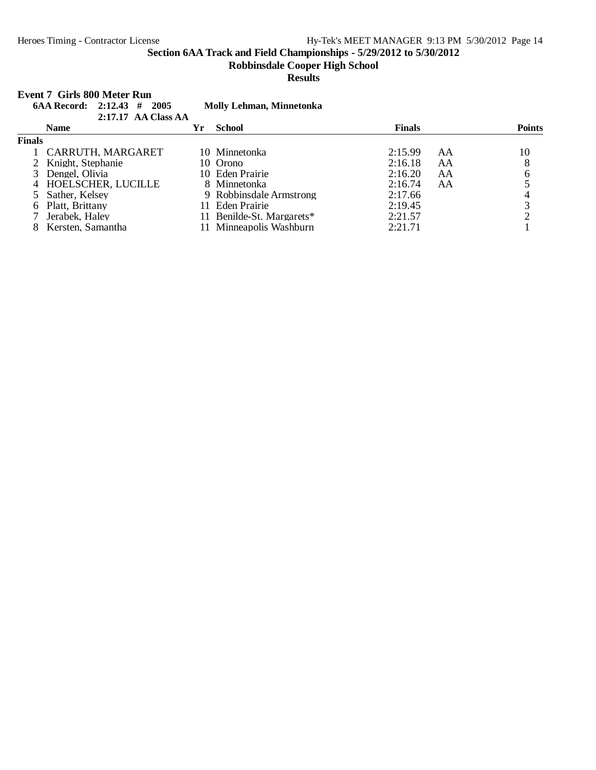## Section 6AA Track and Field Championships - 5/29/2012 to 5/30/2012

**Robbinsdale Cooper High School**

**Results**

### Event 7 Girls 800 Meter Run

**6AA Record: 2:12.43 # 2005 Molly Lehman, Minnetonka**

**2:17.17 AA Class AA**

| | Name | Yr | School | Finals | | Points |
|---|---|---|---|---|---|---|
| **Finals** | | | | | | |
| 1 | CARRUTH, MARGARET | 10 | Minnetonka | 2:15.99 | AA | 10 |
| 2 | Knight, Stephanie | 10 | Orono | 2:16.18 | AA | 8 |
| 3 | Dengel, Olivia | 10 | Eden Prairie | 2:16.20 | AA | 6 |
| 4 | HOELSCHER, LUCILLE | 8 | Minnetonka | 2:16.74 | AA | 5 |
| 5 | Sather, Kelsey | 9 | Robbinsdale Armstrong | 2:17.66 | | 4 |
| 6 | Platt, Brittany | 11 | Eden Prairie | 2:19.45 | | 3 |
| 7 | Jerabek, Haley | 11 | Benilde-St. Margarets* | 2:21.57 | | 2 |
| 8 | Kersten, Samantha | 11 | Minneapolis Washburn | 2:21.71 | | 1 |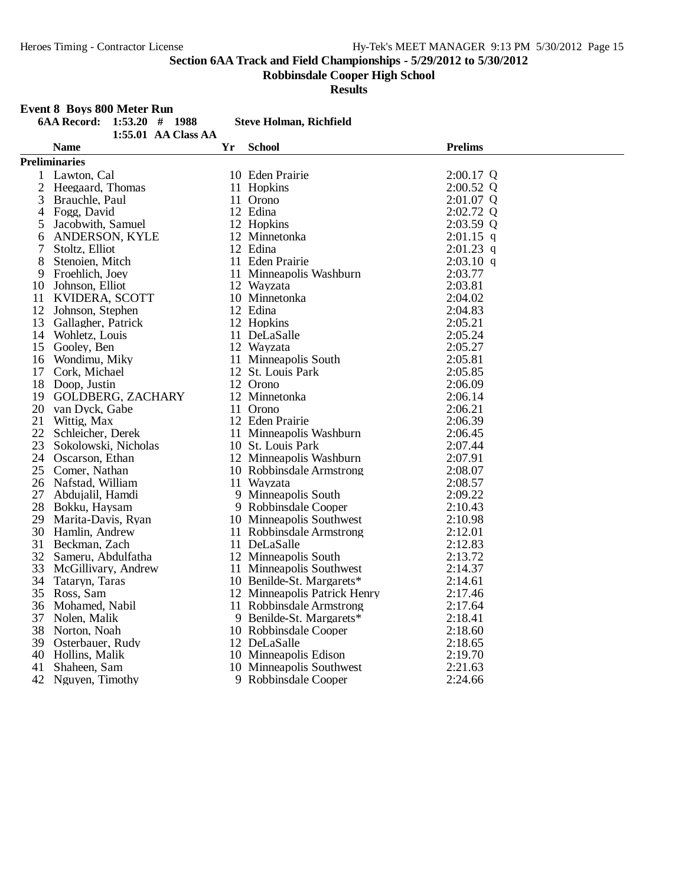## Section 6AA Track and Field Championships - 5/29/2012 to 5/30/2012

**Robbinsdale Cooper High School**

**Results**

### Event 8 Boys 800 Meter Run

**6AA Record: 1:53.20 # 1988 Steve Holman, Richfield**

**1:55.01 AA Class AA**

| | Name | Yr | School | Prelims | |
|---|---|---|---|---|---|
| **Preliminaries** | | | | | |
| 1 | Lawton, Cal | 10 | Eden Prairie | 2:00.17 | Q |
| 2 | Heegaard, Thomas | 11 | Hopkins | 2:00.52 | Q |
| 3 | Brauchle, Paul | 11 | Orono | 2:01.07 | Q |
| 4 | Fogg, David | 12 | Edina | 2:02.72 | Q |
| 5 | Jacobwith, Samuel | 12 | Hopkins | 2:03.59 | Q |
| 6 | ANDERSON, KYLE | 12 | Minnetonka | 2:01.15 | q |
| 7 | Stoltz, Elliot | 12 | Edina | 2:01.23 | q |
| 8 | Stenoien, Mitch | 11 | Eden Prairie | 2:03.10 | q |
| 9 | Froehlich, Joey | 11 | Minneapolis Washburn | 2:03.77 | |
| 10 | Johnson, Elliot | 12 | Wayzata | 2:03.81 | |
| 11 | KVIDERA, SCOTT | 10 | Minnetonka | 2:04.02 | |
| 12 | Johnson, Stephen | 12 | Edina | 2:04.83 | |
| 13 | Gallagher, Patrick | 12 | Hopkins | 2:05.21 | |
| 14 | Wohletz, Louis | 11 | DeLaSalle | 2:05.24 | |
| 15 | Gooley, Ben | 12 | Wayzata | 2:05.27 | |
| 16 | Wondimu, Miky | 11 | Minneapolis South | 2:05.81 | |
| 17 | Cork, Michael | 12 | St. Louis Park | 2:05.85 | |
| 18 | Doop, Justin | 12 | Orono | 2:06.09 | |
| 19 | GOLDBERG, ZACHARY | 12 | Minnetonka | 2:06.14 | |
| 20 | van Dyck, Gabe | 11 | Orono | 2:06.21 | |
| 21 | Wittig, Max | 12 | Eden Prairie | 2:06.39 | |
| 22 | Schleicher, Derek | 11 | Minneapolis Washburn | 2:06.45 | |
| 23 | Sokolowski, Nicholas | 10 | St. Louis Park | 2:07.44 | |
| 24 | Oscarson, Ethan | 12 | Minneapolis Washburn | 2:07.91 | |
| 25 | Comer, Nathan | 10 | Robbinsdale Armstrong | 2:08.07 | |
| 26 | Nafstad, William | 11 | Wayzata | 2:08.57 | |
| 27 | Abdujalil, Hamdi | 9 | Minneapolis South | 2:09.22 | |
| 28 | Bokku, Haysam | 9 | Robbinsdale Cooper | 2:10.43 | |
| 29 | Marita-Davis, Ryan | 10 | Minneapolis Southwest | 2:10.98 | |
| 30 | Hamlin, Andrew | 11 | Robbinsdale Armstrong | 2:12.01 | |
| 31 | Beckman, Zach | 11 | DeLaSalle | 2:12.83 | |
| 32 | Sameru, Abdulfatha | 12 | Minneapolis South | 2:13.72 | |
| 33 | McGillivary, Andrew | 11 | Minneapolis Southwest | 2:14.37 | |
| 34 | Tataryn, Taras | 10 | Benilde-St. Margarets* | 2:14.61 | |
| 35 | Ross, Sam | 12 | Minneapolis Patrick Henry | 2:17.46 | |
| 36 | Mohamed, Nabil | 11 | Robbinsdale Armstrong | 2:17.64 | |
| 37 | Nolen, Malik | 9 | Benilde-St. Margarets* | 2:18.41 | |
| 38 | Norton, Noah | 10 | Robbinsdale Cooper | 2:18.60 | |
| 39 | Osterbauer, Rudy | 12 | DeLaSalle | 2:18.65 | |
| 40 | Hollins, Malik | 10 | Minneapolis Edison | 2:19.70 | |
| 41 | Shaheen, Sam | 10 | Minneapolis Southwest | 2:21.63 | |
| 42 | Nguyen, Timothy | 9 | Robbinsdale Cooper | 2:24.66 | |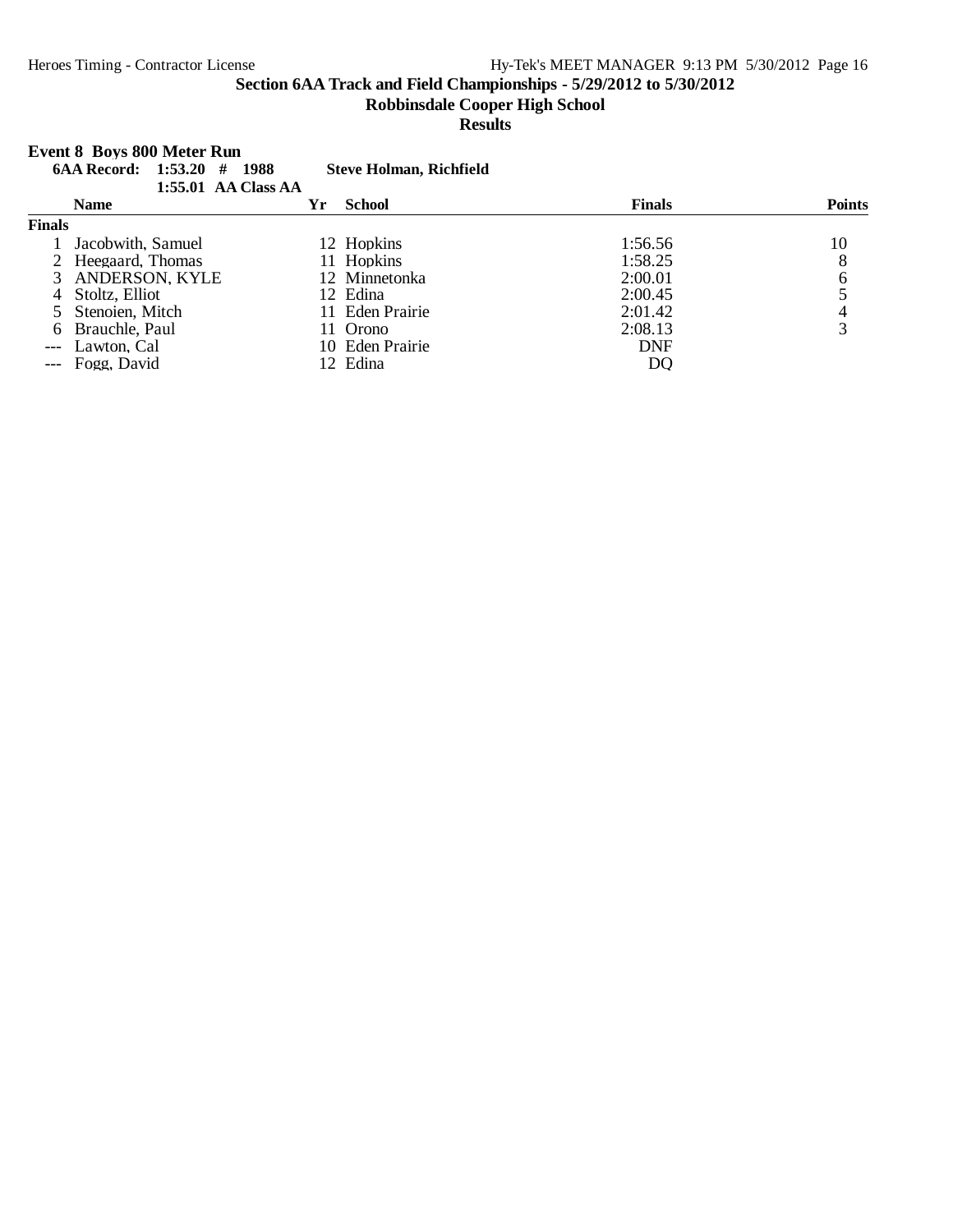**Section 6AA Track and Field Championships - 5/29/2012 to 5/30/2012**

**Robbinsdale Cooper High School**

**Results**

### Event 8 Boys 800 Meter Run

**6AA Record: 1:53.20 # 1988 Steve Holman, Richfield**

**1:55.01 AA Class AA**

| | Name | Yr | School | Finals | Points |
|---|---|---|---|---|---|
| **Finals** | | | | | |
| 1 | Jacobwith, Samuel | 12 | Hopkins | 1:56.56 | 10 |
| 2 | Heegaard, Thomas | 11 | Hopkins | 1:58.25 | 8 |
| 3 | ANDERSON, KYLE | 12 | Minnetonka | 2:00.01 | 6 |
| 4 | Stoltz, Elliot | 12 | Edina | 2:00.45 | 5 |
| 5 | Stenoien, Mitch | 11 | Eden Prairie | 2:01.42 | 4 |
| 6 | Brauchle, Paul | 11 | Orono | 2:08.13 | 3 |
| --- | Lawton, Cal | 10 | Eden Prairie | DNF | |
| --- | Fogg, David | 12 | Edina | DQ | |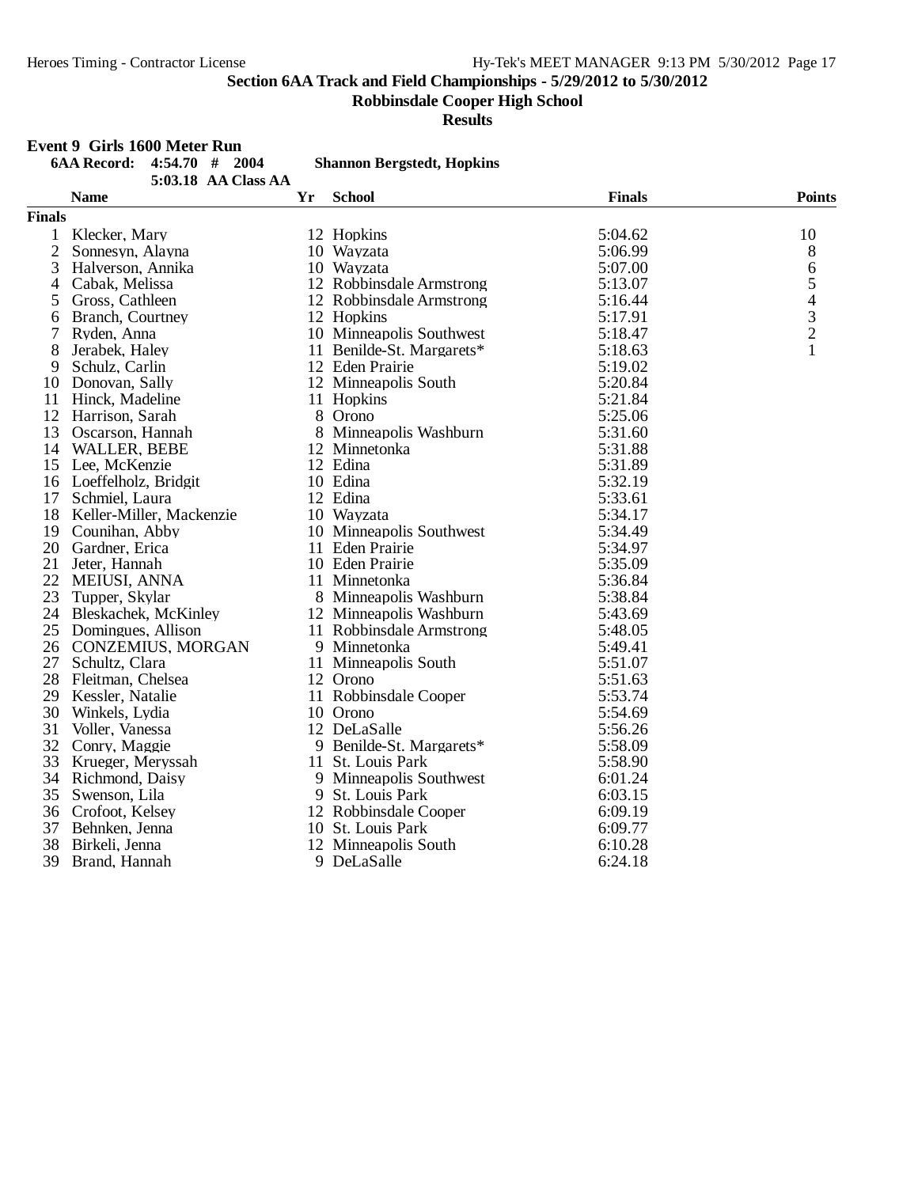## Section 6AA Track and Field Championships - 5/29/2012 to 5/30/2012

### Robbinsdale Cooper High School

### Results

**Event 9 Girls 1600 Meter Run**

**6AA Record: 4:54.70 # 2004 Shannon Bergstedt, Hopkins**

5:03.18 AA Class AA

| | Name | Yr | School | Finals | Points |
|---|---|---|---|---|---|
| **Finals** | | | | | |
| 1 | Klecker, Mary | 12 | Hopkins | 5:04.62 | 10 |
| 2 | Sonnesyn, Alayna | 10 | Wayzata | 5:06.99 | 8 |
| 3 | Halverson, Annika | 10 | Wayzata | 5:07.00 | 6 |
| 4 | Cabak, Melissa | 12 | Robbinsdale Armstrong | 5:13.07 | 5 |
| 5 | Gross, Cathleen | 12 | Robbinsdale Armstrong | 5:16.44 | 4 |
| 6 | Branch, Courtney | 12 | Hopkins | 5:17.91 | 3 |
| 7 | Ryden, Anna | 10 | Minneapolis Southwest | 5:18.47 | 2 |
| 8 | Jerabek, Haley | 11 | Benilde-St. Margarets* | 5:18.63 | 1 |
| 9 | Schulz, Carlin | 12 | Eden Prairie | 5:19.02 | |
| 10 | Donovan, Sally | 12 | Minneapolis South | 5:20.84 | |
| 11 | Hinck, Madeline | 11 | Hopkins | 5:21.84 | |
| 12 | Harrison, Sarah | 8 | Orono | 5:25.06 | |
| 13 | Oscarson, Hannah | 8 | Minneapolis Washburn | 5:31.60 | |
| 14 | WALLER, BEBE | 12 | Minnetonka | 5:31.88 | |
| 15 | Lee, McKenzie | 12 | Edina | 5:31.89 | |
| 16 | Loeffelholz, Bridgit | 10 | Edina | 5:32.19 | |
| 17 | Schmiel, Laura | 12 | Edina | 5:33.61 | |
| 18 | Keller-Miller, Mackenzie | 10 | Wayzata | 5:34.17 | |
| 19 | Counihan, Abby | 10 | Minneapolis Southwest | 5:34.49 | |
| 20 | Gardner, Erica | 11 | Eden Prairie | 5:34.97 | |
| 21 | Jeter, Hannah | 10 | Eden Prairie | 5:35.09 | |
| 22 | MEIUSI, ANNA | 11 | Minnetonka | 5:36.84 | |
| 23 | Tupper, Skylar | 8 | Minneapolis Washburn | 5:38.84 | |
| 24 | Bleskachek, McKinley | 12 | Minneapolis Washburn | 5:43.69 | |
| 25 | Domingues, Allison | 11 | Robbinsdale Armstrong | 5:48.05 | |
| 26 | CONZEMIUS, MORGAN | 9 | Minnetonka | 5:49.41 | |
| 27 | Schultz, Clara | 11 | Minneapolis South | 5:51.07 | |
| 28 | Fleitman, Chelsea | 12 | Orono | 5:51.63 | |
| 29 | Kessler, Natalie | 11 | Robbinsdale Cooper | 5:53.74 | |
| 30 | Winkels, Lydia | 10 | Orono | 5:54.69 | |
| 31 | Voller, Vanessa | 12 | DeLaSalle | 5:56.26 | |
| 32 | Conry, Maggie | 9 | Benilde-St. Margarets* | 5:58.09 | |
| 33 | Krueger, Meryssah | 11 | St. Louis Park | 5:58.90 | |
| 34 | Richmond, Daisy | 9 | Minneapolis Southwest | 6:01.24 | |
| 35 | Swenson, Lila | 9 | St. Louis Park | 6:03.15 | |
| 36 | Crofoot, Kelsey | 12 | Robbinsdale Cooper | 6:09.19 | |
| 37 | Behnken, Jenna | 10 | St. Louis Park | 6:09.77 | |
| 38 | Birkeli, Jenna | 12 | Minneapolis South | 6:10.28 | |
| 39 | Brand, Hannah | 9 | DeLaSalle | 6:24.18 | |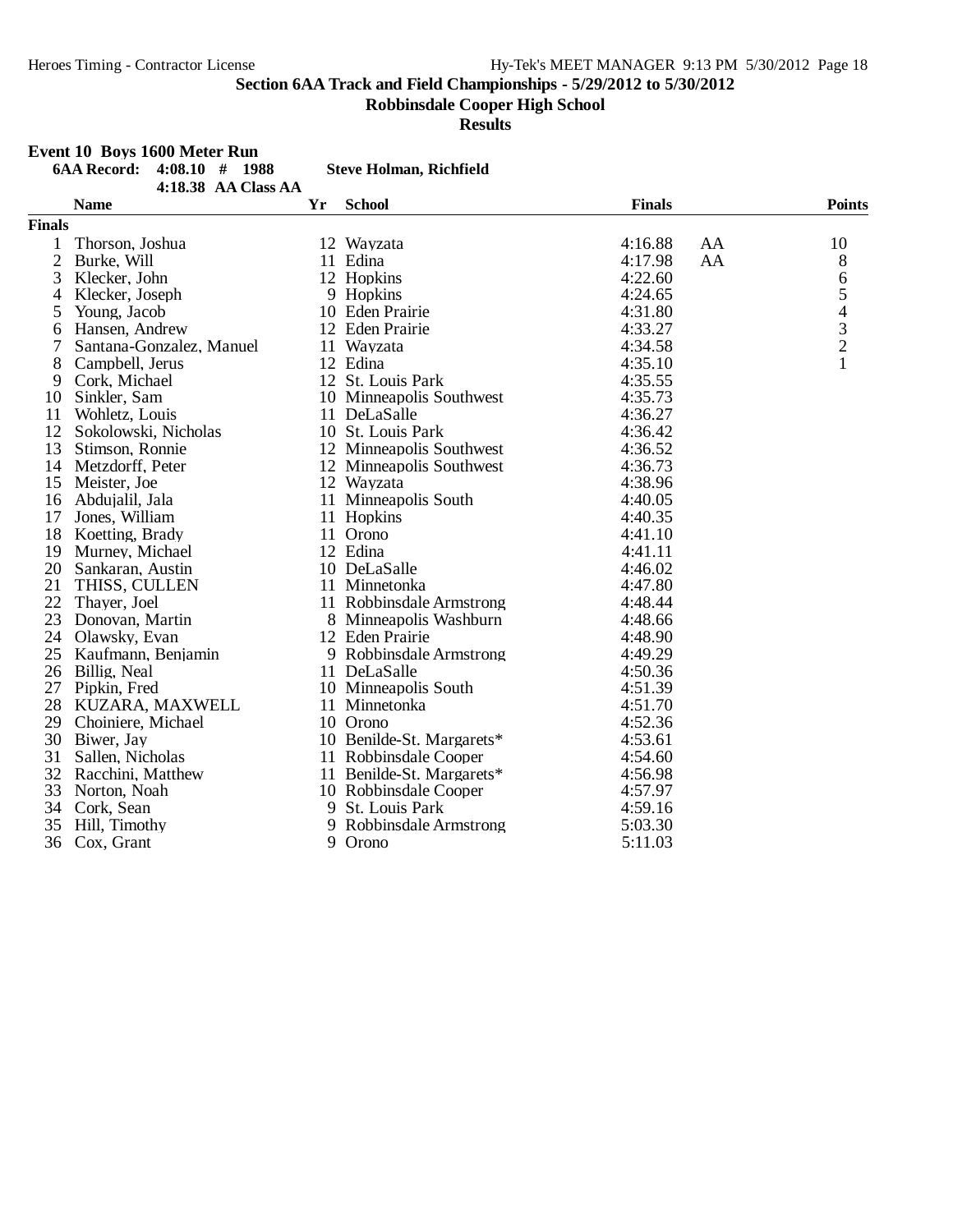# Section 6AA Track and Field Championships - 5/29/2012 to 5/30/2012

**Robbinsdale Cooper High School**

**Results**

**Event 10 Boys 1600 Meter Run**

**6AA Record: 4:08.10 # 1988 Steve Holman, Richfield**

**4:18.38 AA Class AA**

**Finals**

| Place | Name | Yr | School | Finals | | Points |
|---|---|---|---|---|---|---|
| 1 | Thorson, Joshua | 12 | Wayzata | 4:16.88 | AA | 10 |
| 2 | Burke, Will | 11 | Edina | 4:17.98 | AA | 8 |
| 3 | Klecker, John | 12 | Hopkins | 4:22.60 | | 6 |
| 4 | Klecker, Joseph | 9 | Hopkins | 4:24.65 | | 5 |
| 5 | Young, Jacob | 10 | Eden Prairie | 4:31.80 | | 4 |
| 6 | Hansen, Andrew | 12 | Eden Prairie | 4:33.27 | | 3 |
| 7 | Santana-Gonzalez, Manuel | 11 | Wayzata | 4:34.58 | | 2 |
| 8 | Campbell, Jerus | 12 | Edina | 4:35.10 | | 1 |
| 9 | Cork, Michael | 12 | St. Louis Park | 4:35.55 | | |
| 10 | Sinkler, Sam | 10 | Minneapolis Southwest | 4:35.73 | | |
| 11 | Wohletz, Louis | 11 | DeLaSalle | 4:36.27 | | |
| 12 | Sokolowski, Nicholas | 10 | St. Louis Park | 4:36.42 | | |
| 13 | Stimson, Ronnie | 12 | Minneapolis Southwest | 4:36.52 | | |
| 14 | Metzdorff, Peter | 12 | Minneapolis Southwest | 4:36.73 | | |
| 15 | Meister, Joe | 12 | Wayzata | 4:38.96 | | |
| 16 | Abdujalil, Jala | 11 | Minneapolis South | 4:40.05 | | |
| 17 | Jones, William | 11 | Hopkins | 4:40.35 | | |
| 18 | Koetting, Brady | 11 | Orono | 4:41.10 | | |
| 19 | Murney, Michael | 12 | Edina | 4:41.11 | | |
| 20 | Sankaran, Austin | 10 | DeLaSalle | 4:46.02 | | |
| 21 | THISS, CULLEN | 11 | Minnetonka | 4:47.80 | | |
| 22 | Thayer, Joel | 11 | Robbinsdale Armstrong | 4:48.44 | | |
| 23 | Donovan, Martin | 8 | Minneapolis Washburn | 4:48.66 | | |
| 24 | Olawsky, Evan | 12 | Eden Prairie | 4:48.90 | | |
| 25 | Kaufmann, Benjamin | 9 | Robbinsdale Armstrong | 4:49.29 | | |
| 26 | Billig, Neal | 11 | DeLaSalle | 4:50.36 | | |
| 27 | Pipkin, Fred | 10 | Minneapolis South | 4:51.39 | | |
| 28 | KUZARA, MAXWELL | 11 | Minnetonka | 4:51.70 | | |
| 29 | Choiniere, Michael | 10 | Orono | 4:52.36 | | |
| 30 | Biwer, Jay | 10 | Benilde-St. Margarets* | 4:53.61 | | |
| 31 | Sallen, Nicholas | 11 | Robbinsdale Cooper | 4:54.60 | | |
| 32 | Racchini, Matthew | 11 | Benilde-St. Margarets* | 4:56.98 | | |
| 33 | Norton, Noah | 10 | Robbinsdale Cooper | 4:57.97 | | |
| 34 | Cork, Sean | 9 | St. Louis Park | 4:59.16 | | |
| 35 | Hill, Timothy | 9 | Robbinsdale Armstrong | 5:03.30 | | |
| 36 | Cox, Grant | 9 | Orono | 5:11.03 | | |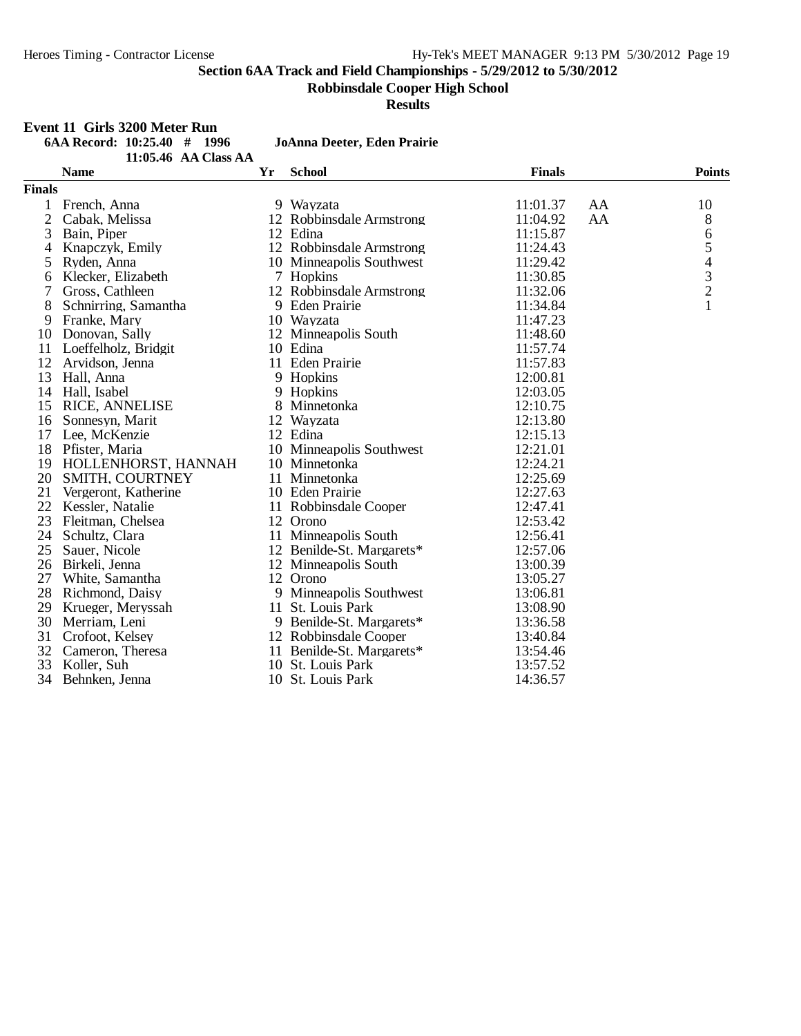## Section 6AA Track and Field Championships - 5/29/2012 to 5/30/2012

### Robbinsdale Cooper High School

### Results

**Event 11 Girls 3200 Meter Run**

**6AA Record: 10:25.40 # 1996 JoAnna Deeter, Eden Prairie**

**11:05.46 AA Class AA**

| | Name | Yr | School | Finals | | Points |
|---|---|---|---|---|---|---|
| **Finals** | | | | | | |
| 1 | French, Anna | 9 | Wayzata | 11:01.37 | AA | 10 |
| 2 | Cabak, Melissa | 12 | Robbinsdale Armstrong | 11:04.92 | AA | 8 |
| 3 | Bain, Piper | 12 | Edina | 11:15.87 | | 6 |
| 4 | Knapczyk, Emily | 12 | Robbinsdale Armstrong | 11:24.43 | | 5 |
| 5 | Ryden, Anna | 10 | Minneapolis Southwest | 11:29.42 | | 4 |
| 6 | Klecker, Elizabeth | 7 | Hopkins | 11:30.85 | | 3 |
| 7 | Gross, Cathleen | 12 | Robbinsdale Armstrong | 11:32.06 | | 2 |
| 8 | Schnirring, Samantha | 9 | Eden Prairie | 11:34.84 | | 1 |
| 9 | Franke, Mary | 10 | Wayzata | 11:47.23 | | |
| 10 | Donovan, Sally | 12 | Minneapolis South | 11:48.60 | | |
| 11 | Loeffelholz, Bridgit | 10 | Edina | 11:57.74 | | |
| 12 | Arvidson, Jenna | 11 | Eden Prairie | 11:57.83 | | |
| 13 | Hall, Anna | 9 | Hopkins | 12:00.81 | | |
| 14 | Hall, Isabel | 9 | Hopkins | 12:03.05 | | |
| 15 | RICE, ANNELISE | 8 | Minnetonka | 12:10.75 | | |
| 16 | Sonnesyn, Marit | 12 | Wayzata | 12:13.80 | | |
| 17 | Lee, McKenzie | 12 | Edina | 12:15.13 | | |
| 18 | Pfister, Maria | 10 | Minneapolis Southwest | 12:21.01 | | |
| 19 | HOLLENHORST, HANNAH | 10 | Minnetonka | 12:24.21 | | |
| 20 | SMITH, COURTNEY | 11 | Minnetonka | 12:25.69 | | |
| 21 | Vergeront, Katherine | 10 | Eden Prairie | 12:27.63 | | |
| 22 | Kessler, Natalie | 11 | Robbinsdale Cooper | 12:47.41 | | |
| 23 | Fleitman, Chelsea | 12 | Orono | 12:53.42 | | |
| 24 | Schultz, Clara | 11 | Minneapolis South | 12:56.41 | | |
| 25 | Sauer, Nicole | 12 | Benilde-St. Margarets* | 12:57.06 | | |
| 26 | Birkeli, Jenna | 12 | Minneapolis South | 13:00.39 | | |
| 27 | White, Samantha | 12 | Orono | 13:05.27 | | |
| 28 | Richmond, Daisy | 9 | Minneapolis Southwest | 13:06.81 | | |
| 29 | Krueger, Meryssah | 11 | St. Louis Park | 13:08.90 | | |
| 30 | Merriam, Leni | 9 | Benilde-St. Margarets* | 13:36.58 | | |
| 31 | Crofoot, Kelsey | 12 | Robbinsdale Cooper | 13:40.84 | | |
| 32 | Cameron, Theresa | 11 | Benilde-St. Margarets* | 13:54.46 | | |
| 33 | Koller, Suh | 10 | St. Louis Park | 13:57.52 | | |
| 34 | Behnken, Jenna | 10 | St. Louis Park | 14:36.57 | | |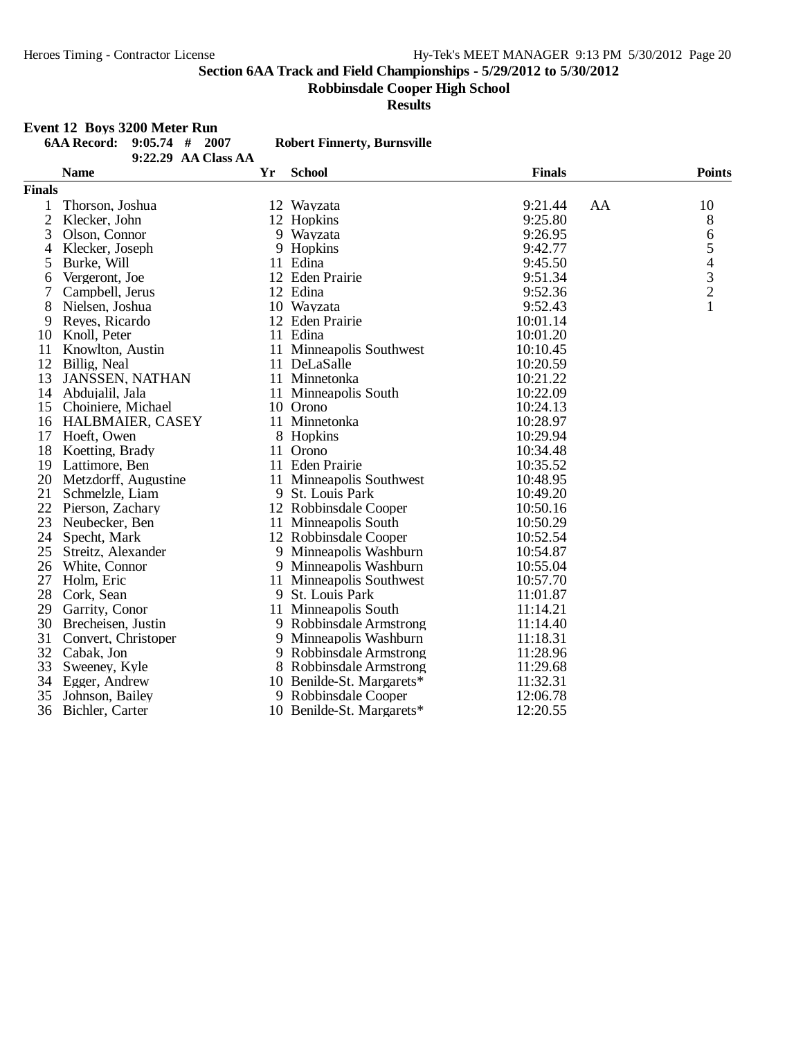## Section 6AA Track and Field Championships - 5/29/2012 to 5/30/2012

**Robbinsdale Cooper High School**

**Results**

**Event 12 Boys 3200 Meter Run**

| | | | | |
|---|---|---|---|---|
| **6AA Record:** | 9:05.74 # | 2007 | **Robert Finnerty, Burnsville** | |
| | 9:22.29 AA Class AA | | | |

| | Name | Yr | School | Finals | | Points |
|---|---|---|---|---|---|---|
| **Finals** | | | | | | |
| 1 | Thorson, Joshua | 12 | Wayzata | 9:21.44 | AA | 10 |
| 2 | Klecker, John | 12 | Hopkins | 9:25.80 | | 8 |
| 3 | Olson, Connor | 9 | Wayzata | 9:26.95 | | 6 |
| 4 | Klecker, Joseph | 9 | Hopkins | 9:42.77 | | 5 |
| 5 | Burke, Will | 11 | Edina | 9:45.50 | | 4 |
| 6 | Vergeront, Joe | 12 | Eden Prairie | 9:51.34 | | 3 |
| 7 | Campbell, Jerus | 12 | Edina | 9:52.36 | | 2 |
| 8 | Nielsen, Joshua | 10 | Wayzata | 9:52.43 | | 1 |
| 9 | Reyes, Ricardo | 12 | Eden Prairie | 10:01.14 | | |
| 10 | Knoll, Peter | 11 | Edina | 10:01.20 | | |
| 11 | Knowlton, Austin | 11 | Minneapolis Southwest | 10:10.45 | | |
| 12 | Billig, Neal | 11 | DeLaSalle | 10:20.59 | | |
| 13 | JANSSEN, NATHAN | 11 | Minnetonka | 10:21.22 | | |
| 14 | Abdujalil, Jala | 11 | Minneapolis South | 10:22.09 | | |
| 15 | Choiniere, Michael | 10 | Orono | 10:24.13 | | |
| 16 | HALBMAIER, CASEY | 11 | Minnetonka | 10:28.97 | | |
| 17 | Hoeft, Owen | 8 | Hopkins | 10:29.94 | | |
| 18 | Koetting, Brady | 11 | Orono | 10:34.48 | | |
| 19 | Lattimore, Ben | 11 | Eden Prairie | 10:35.52 | | |
| 20 | Metzdorff, Augustine | 11 | Minneapolis Southwest | 10:48.95 | | |
| 21 | Schmelzle, Liam | 9 | St. Louis Park | 10:49.20 | | |
| 22 | Pierson, Zachary | 12 | Robbinsdale Cooper | 10:50.16 | | |
| 23 | Neubecker, Ben | 11 | Minneapolis South | 10:50.29 | | |
| 24 | Specht, Mark | 12 | Robbinsdale Cooper | 10:52.54 | | |
| 25 | Streitz, Alexander | 9 | Minneapolis Washburn | 10:54.87 | | |
| 26 | White, Connor | 9 | Minneapolis Washburn | 10:55.04 | | |
| 27 | Holm, Eric | 11 | Minneapolis Southwest | 10:57.70 | | |
| 28 | Cork, Sean | 9 | St. Louis Park | 11:01.87 | | |
| 29 | Garrity, Conor | 11 | Minneapolis South | 11:14.21 | | |
| 30 | Brecheisen, Justin | 9 | Robbinsdale Armstrong | 11:14.40 | | |
| 31 | Convert, Christoper | 9 | Minneapolis Washburn | 11:18.31 | | |
| 32 | Cabak, Jon | 9 | Robbinsdale Armstrong | 11:28.96 | | |
| 33 | Sweeney, Kyle | 8 | Robbinsdale Armstrong | 11:29.68 | | |
| 34 | Egger, Andrew | 10 | Benilde-St. Margarets* | 11:32.31 | | |
| 35 | Johnson, Bailey | 9 | Robbinsdale Cooper | 12:06.78 | | |
| 36 | Bichler, Carter | 10 | Benilde-St. Margarets* | 12:20.55 | | |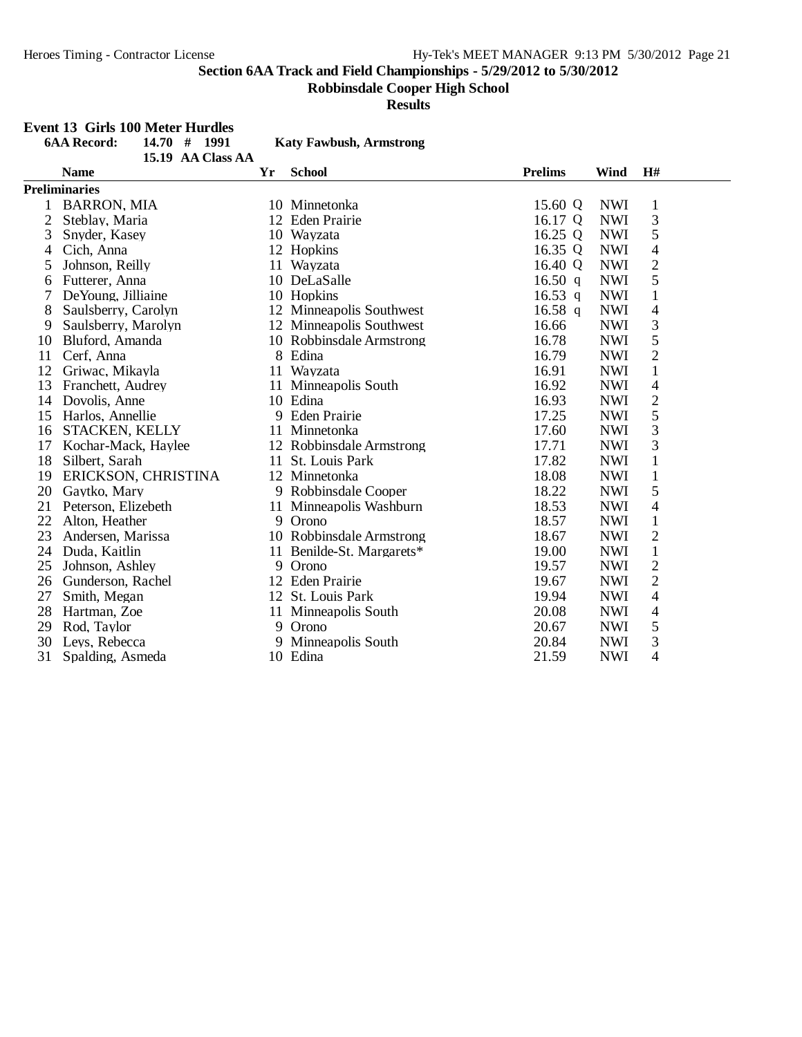## Section 6AA Track and Field Championships - 5/29/2012 to 5/30/2012

**Robbinsdale Cooper High School**

**Results**

### Event 13 Girls 100 Meter Hurdles

**6AA Record:** **14.70 # 1991** **Katy Fawbush, Armstrong**

**15.19 AA Class AA**

| | Name | Yr | School | Prelims | Wind | H# |
|---|---|---|---|---|---|---|
| **Preliminaries** | | | | | | |
| 1 | BARRON, MIA | 10 | Minnetonka | 15.60 Q | NWI | 1 |
| 2 | Steblay, Maria | 12 | Eden Prairie | 16.17 Q | NWI | 3 |
| 3 | Snyder, Kasey | 10 | Wayzata | 16.25 Q | NWI | 5 |
| 4 | Cich, Anna | 12 | Hopkins | 16.35 Q | NWI | 4 |
| 5 | Johnson, Reilly | 11 | Wayzata | 16.40 Q | NWI | 2 |
| 6 | Futterer, Anna | 10 | DeLaSalle | 16.50 q | NWI | 5 |
| 7 | DeYoung, Jilliaine | 10 | Hopkins | 16.53 q | NWI | 1 |
| 8 | Saulsberry, Carolyn | 12 | Minneapolis Southwest | 16.58 q | NWI | 4 |
| 9 | Saulsberry, Marolyn | 12 | Minneapolis Southwest | 16.66 | NWI | 3 |
| 10 | Bluford, Amanda | 10 | Robbinsdale Armstrong | 16.78 | NWI | 5 |
| 11 | Cerf, Anna | 8 | Edina | 16.79 | NWI | 2 |
| 12 | Griwac, Mikayla | 11 | Wayzata | 16.91 | NWI | 1 |
| 13 | Franchett, Audrey | 11 | Minneapolis South | 16.92 | NWI | 4 |
| 14 | Dovolis, Anne | 10 | Edina | 16.93 | NWI | 2 |
| 15 | Harlos, Annellie | 9 | Eden Prairie | 17.25 | NWI | 5 |
| 16 | STACKEN, KELLY | 11 | Minnetonka | 17.60 | NWI | 3 |
| 17 | Kochar-Mack, Haylee | 12 | Robbinsdale Armstrong | 17.71 | NWI | 3 |
| 18 | Silbert, Sarah | 11 | St. Louis Park | 17.82 | NWI | 1 |
| 19 | ERICKSON, CHRISTINA | 12 | Minnetonka | 18.08 | NWI | 1 |
| 20 | Gaytko, Mary | 9 | Robbinsdale Cooper | 18.22 | NWI | 5 |
| 21 | Peterson, Elizebeth | 11 | Minneapolis Washburn | 18.53 | NWI | 4 |
| 22 | Alton, Heather | 9 | Orono | 18.57 | NWI | 1 |
| 23 | Andersen, Marissa | 10 | Robbinsdale Armstrong | 18.67 | NWI | 2 |
| 24 | Duda, Kaitlin | 11 | Benilde-St. Margarets* | 19.00 | NWI | 1 |
| 25 | Johnson, Ashley | 9 | Orono | 19.57 | NWI | 2 |
| 26 | Gunderson, Rachel | 12 | Eden Prairie | 19.67 | NWI | 2 |
| 27 | Smith, Megan | 12 | St. Louis Park | 19.94 | NWI | 4 |
| 28 | Hartman, Zoe | 11 | Minneapolis South | 20.08 | NWI | 4 |
| 29 | Rod, Taylor | 9 | Orono | 20.67 | NWI | 5 |
| 30 | Leys, Rebecca | 9 | Minneapolis South | 20.84 | NWI | 3 |
| 31 | Spalding, Asmeda | 10 | Edina | 21.59 | NWI | 4 |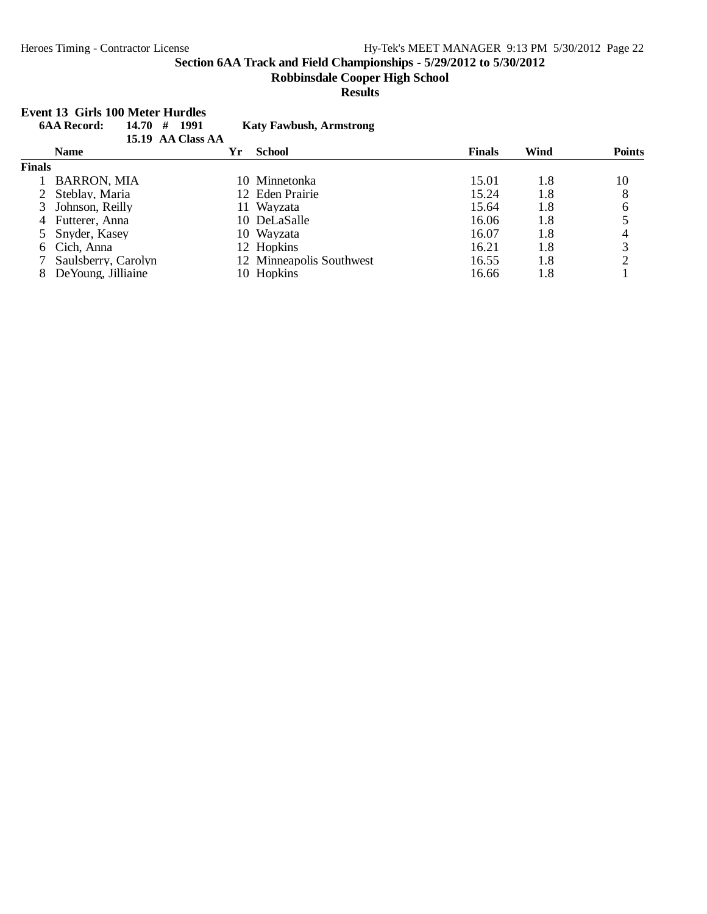## Section 6AA Track and Field Championships - 5/29/2012 to 5/30/2012

**Robbinsdale Cooper High School**

**Results**

### Event 13 Girls 100 Meter Hurdles

**6AA Record: 14.70 # 1991 Katy Fawbush, Armstrong**

**15.19 AA Class AA**

| | Name | Yr | School | Finals | Wind | Points |
|---|---|---|---|---|---|---|
| **Finals** | | | | | | |
| 1 | BARRON, MIA | 10 | Minnetonka | 15.01 | 1.8 | 10 |
| 2 | Steblay, Maria | 12 | Eden Prairie | 15.24 | 1.8 | 8 |
| 3 | Johnson, Reilly | 11 | Wayzata | 15.64 | 1.8 | 6 |
| 4 | Futterer, Anna | 10 | DeLaSalle | 16.06 | 1.8 | 5 |
| 5 | Snyder, Kasey | 10 | Wayzata | 16.07 | 1.8 | 4 |
| 6 | Cich, Anna | 12 | Hopkins | 16.21 | 1.8 | 3 |
| 7 | Saulsberry, Carolyn | 12 | Minneapolis Southwest | 16.55 | 1.8 | 2 |
| 8 | DeYoung, Jilliaine | 10 | Hopkins | 16.66 | 1.8 | 1 |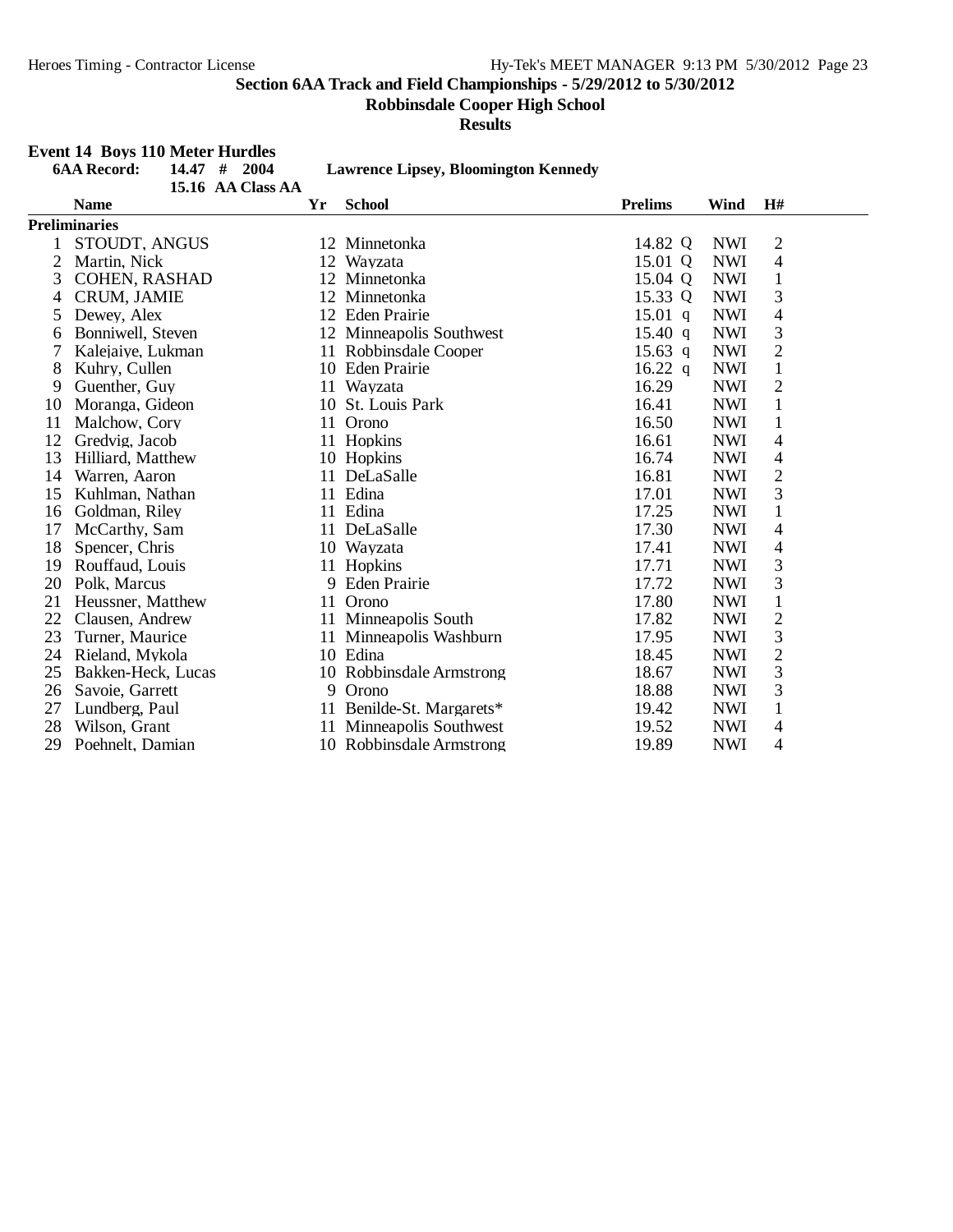**Section 6AA Track and Field Championships - 5/29/2012 to 5/30/2012**

**Robbinsdale Cooper High School**

**Results**

**Event 14 Boys 110 Meter Hurdles**

| | **6AA Record:** | **14.47 # 2004** | **Lawrence Lipsey, Bloomington Kennedy** | | | |
|---|---|---|---|---|---|---|
| | | **15.16 AA Class AA** | | | | |
| | **Name** | **Yr** | **School** | **Prelims** | **Wind** | **H#** |
| **Preliminaries** | | | | | | |
| 1 | STOUDT, ANGUS | 12 | Minnetonka | 14.82 Q | NWI | 2 |
| 2 | Martin, Nick | 12 | Wayzata | 15.01 Q | NWI | 4 |
| 3 | COHEN, RASHAD | 12 | Minnetonka | 15.04 Q | NWI | 1 |
| 4 | CRUM, JAMIE | 12 | Minnetonka | 15.33 Q | NWI | 3 |
| 5 | Dewey, Alex | 12 | Eden Prairie | 15.01 q | NWI | 4 |
| 6 | Bonniwell, Steven | 12 | Minneapolis Southwest | 15.40 q | NWI | 3 |
| 7 | Kalejaiye, Lukman | 11 | Robbinsdale Cooper | 15.63 q | NWI | 2 |
| 8 | Kuhry, Cullen | 10 | Eden Prairie | 16.22 q | NWI | 1 |
| 9 | Guenther, Guy | 11 | Wayzata | 16.29 | NWI | 2 |
| 10 | Moranga, Gideon | 10 | St. Louis Park | 16.41 | NWI | 1 |
| 11 | Malchow, Cory | 11 | Orono | 16.50 | NWI | 1 |
| 12 | Gredvig, Jacob | 11 | Hopkins | 16.61 | NWI | 4 |
| 13 | Hilliard, Matthew | 10 | Hopkins | 16.74 | NWI | 4 |
| 14 | Warren, Aaron | 11 | DeLaSalle | 16.81 | NWI | 2 |
| 15 | Kuhlman, Nathan | 11 | Edina | 17.01 | NWI | 3 |
| 16 | Goldman, Riley | 11 | Edina | 17.25 | NWI | 1 |
| 17 | McCarthy, Sam | 11 | DeLaSalle | 17.30 | NWI | 4 |
| 18 | Spencer, Chris | 10 | Wayzata | 17.41 | NWI | 4 |
| 19 | Rouffaud, Louis | 11 | Hopkins | 17.71 | NWI | 3 |
| 20 | Polk, Marcus | 9 | Eden Prairie | 17.72 | NWI | 3 |
| 21 | Heussner, Matthew | 11 | Orono | 17.80 | NWI | 1 |
| 22 | Clausen, Andrew | 11 | Minneapolis South | 17.82 | NWI | 2 |
| 23 | Turner, Maurice | 11 | Minneapolis Washburn | 17.95 | NWI | 3 |
| 24 | Rieland, Mykola | 10 | Edina | 18.45 | NWI | 2 |
| 25 | Bakken-Heck, Lucas | 10 | Robbinsdale Armstrong | 18.67 | NWI | 3 |
| 26 | Savoie, Garrett | 9 | Orono | 18.88 | NWI | 3 |
| 27 | Lundberg, Paul | 11 | Benilde-St. Margarets* | 19.42 | NWI | 1 |
| 28 | Wilson, Grant | 11 | Minneapolis Southwest | 19.52 | NWI | 4 |
| 29 | Poehnelt, Damian | 10 | Robbinsdale Armstrong | 19.89 | NWI | 4 |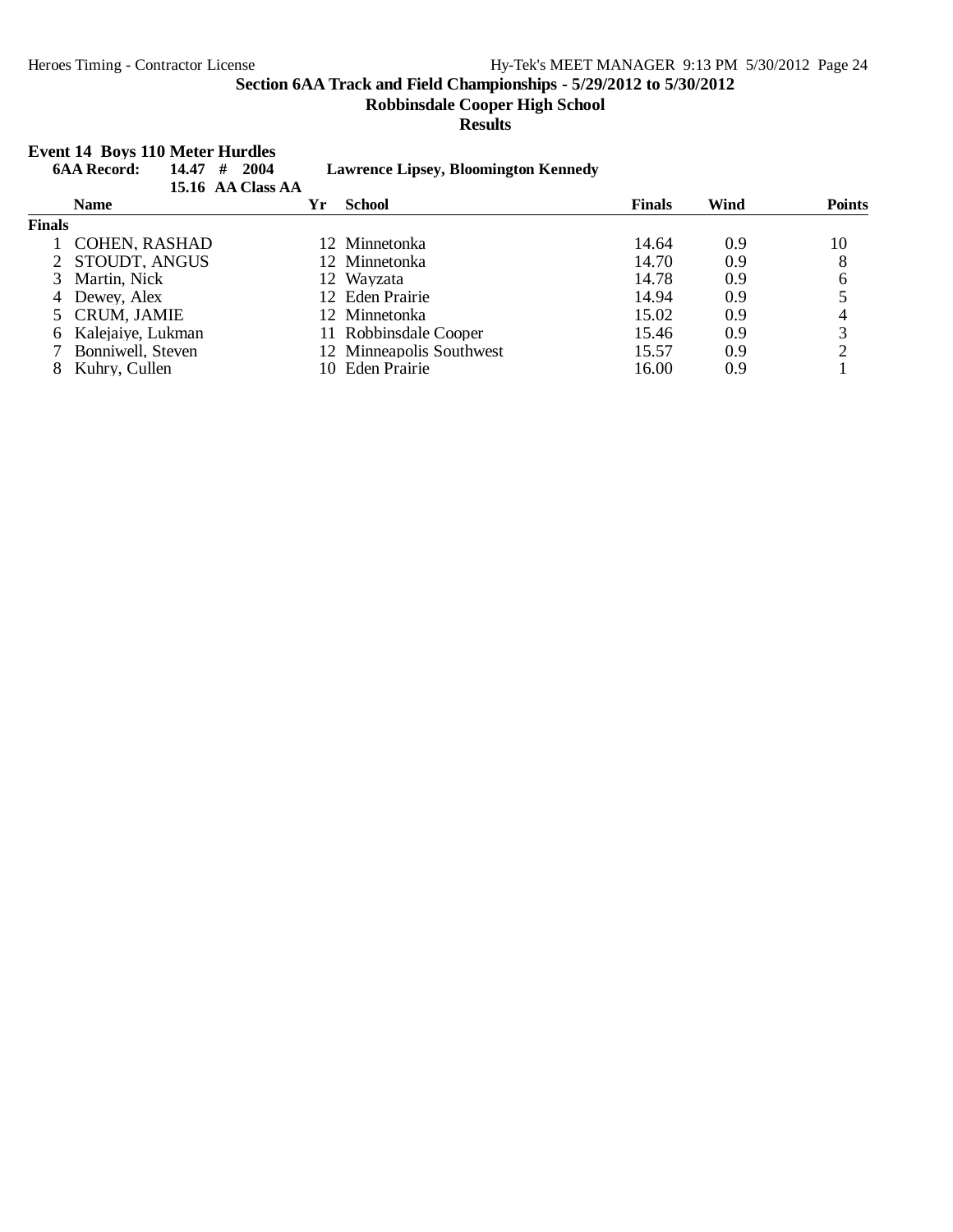**Section 6AA Track and Field Championships - 5/29/2012 to 5/30/2012**

**Robbinsdale Cooper High School**

**Results**

### Event 14 Boys 110 Meter Hurdles

**6AA Record: 14.47 # 2004 Lawrence Lipsey, Bloomington Kennedy**

**15.16 AA Class AA**

| | Name | Yr | School | Finals | Wind | Points |
|---|---|---|---|---|---|---|
| **Finals** | | | | | | |
| 1 | COHEN, RASHAD | 12 | Minnetonka | 14.64 | 0.9 | 10 |
| 2 | STOUDT, ANGUS | 12 | Minnetonka | 14.70 | 0.9 | 8 |
| 3 | Martin, Nick | 12 | Wayzata | 14.78 | 0.9 | 6 |
| 4 | Dewey, Alex | 12 | Eden Prairie | 14.94 | 0.9 | 5 |
| 5 | CRUM, JAMIE | 12 | Minnetonka | 15.02 | 0.9 | 4 |
| 6 | Kalejaiye, Lukman | 11 | Robbinsdale Cooper | 15.46 | 0.9 | 3 |
| 7 | Bonniwell, Steven | 12 | Minneapolis Southwest | 15.57 | 0.9 | 2 |
| 8 | Kuhry, Cullen | 10 | Eden Prairie | 16.00 | 0.9 | 1 |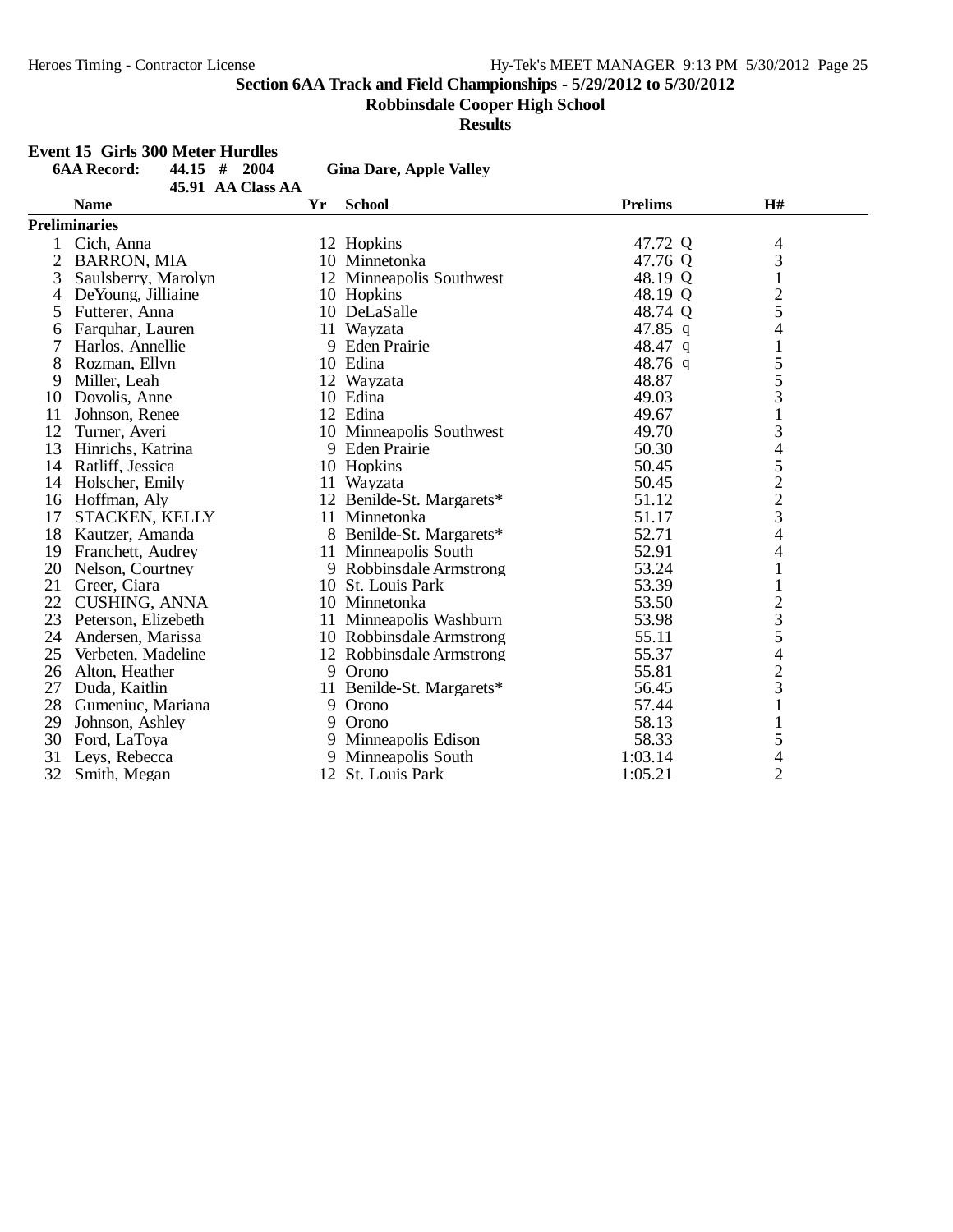**Section 6AA Track and Field Championships - 5/29/2012 to 5/30/2012**

**Robbinsdale Cooper High School**

**Results**

## Event 15 Girls 300 Meter Hurdles

**6AA Record:** 44.15 # 2004 **Gina Dare, Apple Valley**

45.91 AA Class AA

**Preliminaries**

| | Name | Yr | School | Prelims | H# |
|---|---|---|---|---|---|
| 1 | Cich, Anna | 12 | Hopkins | 47.72 Q | 4 |
| 2 | BARRON, MIA | 10 | Minnetonka | 47.76 Q | 3 |
| 3 | Saulsberry, Marolyn | 12 | Minneapolis Southwest | 48.19 Q | 1 |
| 4 | DeYoung, Jilliaine | 10 | Hopkins | 48.19 Q | 2 |
| 5 | Futterer, Anna | 10 | DeLaSalle | 48.74 Q | 5 |
| 6 | Farquhar, Lauren | 11 | Wayzata | 47.85 q | 4 |
| 7 | Harlos, Annellie | 9 | Eden Prairie | 48.47 q | 1 |
| 8 | Rozman, Ellyn | 10 | Edina | 48.76 q | 5 |
| 9 | Miller, Leah | 12 | Wayzata | 48.87 | 5 |
| 10 | Dovolis, Anne | 10 | Edina | 49.03 | 3 |
| 11 | Johnson, Renee | 12 | Edina | 49.67 | 1 |
| 12 | Turner, Averi | 10 | Minneapolis Southwest | 49.70 | 3 |
| 13 | Hinrichs, Katrina | 9 | Eden Prairie | 50.30 | 4 |
| 14 | Ratliff, Jessica | 10 | Hopkins | 50.45 | 5 |
| 14 | Holscher, Emily | 11 | Wayzata | 50.45 | 2 |
| 16 | Hoffman, Aly | 12 | Benilde-St. Margarets* | 51.12 | 2 |
| 17 | STACKEN, KELLY | 11 | Minnetonka | 51.17 | 3 |
| 18 | Kautzer, Amanda | 8 | Benilde-St. Margarets* | 52.71 | 4 |
| 19 | Franchett, Audrey | 11 | Minneapolis South | 52.91 | 4 |
| 20 | Nelson, Courtney | 9 | Robbinsdale Armstrong | 53.24 | 1 |
| 21 | Greer, Ciara | 10 | St. Louis Park | 53.39 | 1 |
| 22 | CUSHING, ANNA | 10 | Minnetonka | 53.50 | 2 |
| 23 | Peterson, Elizebeth | 11 | Minneapolis Washburn | 53.98 | 3 |
| 24 | Andersen, Marissa | 10 | Robbinsdale Armstrong | 55.11 | 5 |
| 25 | Verbeten, Madeline | 12 | Robbinsdale Armstrong | 55.37 | 4 |
| 26 | Alton, Heather | 9 | Orono | 55.81 | 2 |
| 27 | Duda, Kaitlin | 11 | Benilde-St. Margarets* | 56.45 | 3 |
| 28 | Gumeniuc, Mariana | 9 | Orono | 57.44 | 1 |
| 29 | Johnson, Ashley | 9 | Orono | 58.13 | 1 |
| 30 | Ford, LaToya | 9 | Minneapolis Edison | 58.33 | 5 |
| 31 | Leys, Rebecca | 9 | Minneapolis South | 1:03.14 | 4 |
| 32 | Smith, Megan | 12 | St. Louis Park | 1:05.21 | 2 |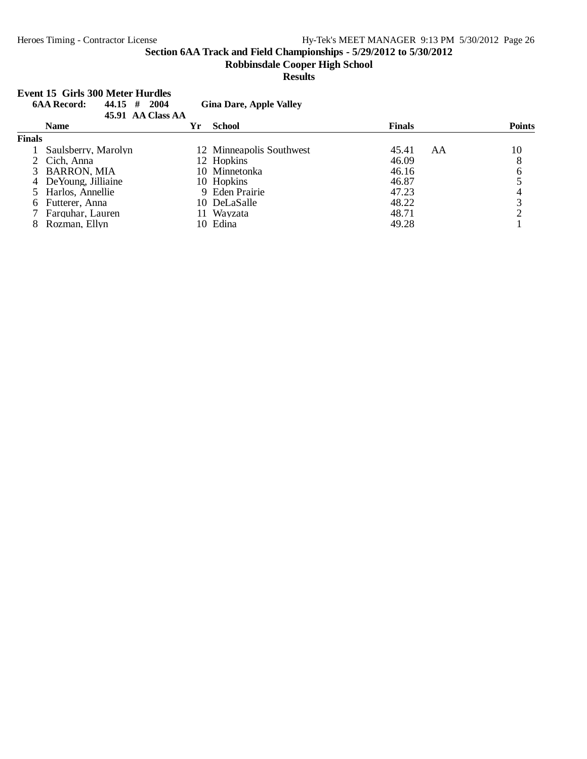## Section 6AA Track and Field Championships - 5/29/2012 to 5/30/2012

**Robbinsdale Cooper High School**

**Results**

### Event 15 Girls 300 Meter Hurdles

**6AA Record:** 44.15 # 2004 **Gina Dare, Apple Valley**

45.91 AA Class AA

**Finals**

| | Name | Yr | School | Finals | | Points |
|---|---|---|---|---|---|---|
| 1 | Saulsberry, Marolyn | 12 | Minneapolis Southwest | 45.41 | AA | 10 |
| 2 | Cich, Anna | 12 | Hopkins | 46.09 | | 8 |
| 3 | BARRON, MIA | 10 | Minnetonka | 46.16 | | 6 |
| 4 | DeYoung, Jilliaine | 10 | Hopkins | 46.87 | | 5 |
| 5 | Harlos, Annellie | 9 | Eden Prairie | 47.23 | | 4 |
| 6 | Futterer, Anna | 10 | DeLaSalle | 48.22 | | 3 |
| 7 | Farquhar, Lauren | 11 | Wayzata | 48.71 | | 2 |
| 8 | Rozman, Ellyn | 10 | Edina | 49.28 | | 1 |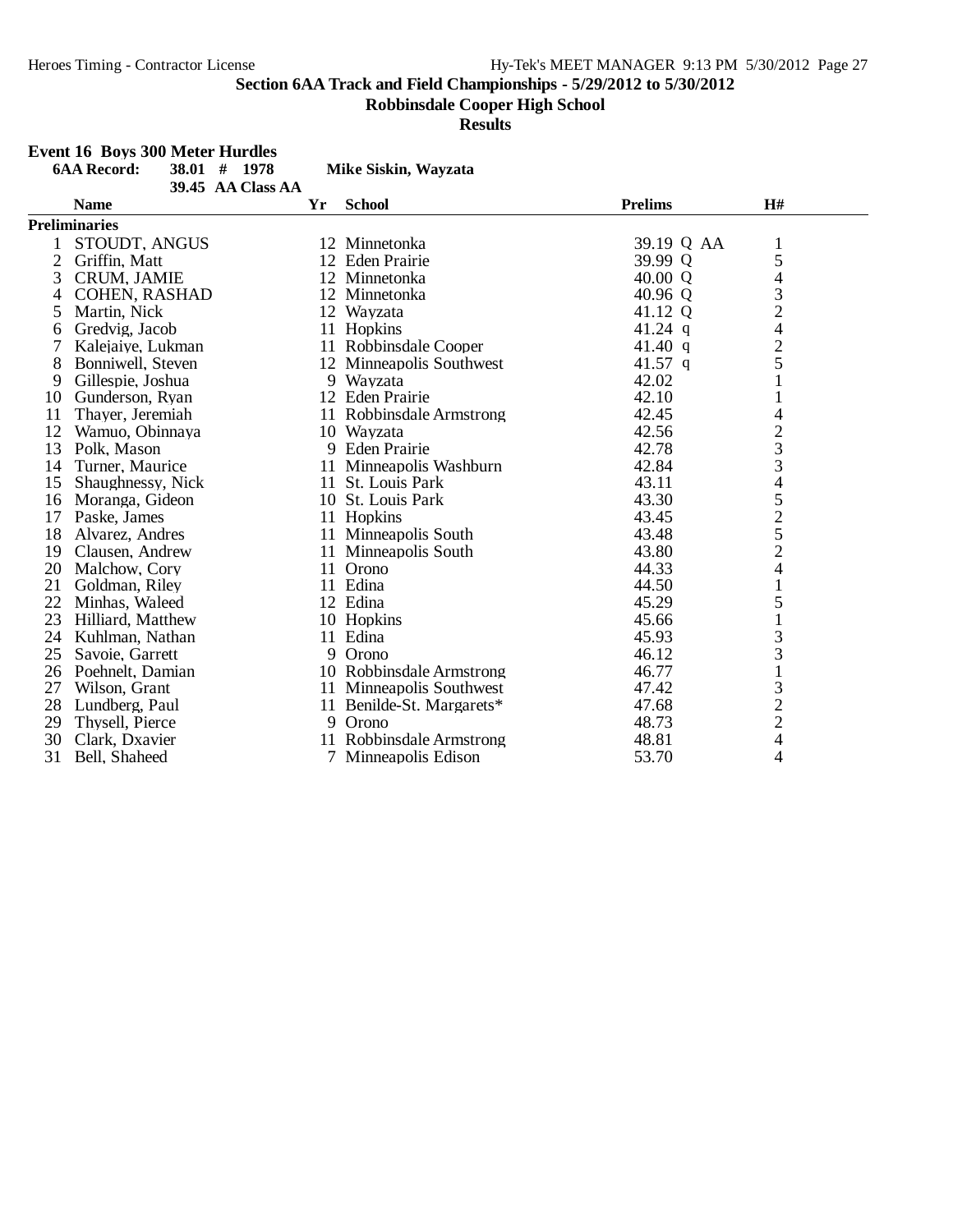**Section 6AA Track and Field Championships - 5/29/2012 to 5/30/2012**

**Robbinsdale Cooper High School**

**Results**

**Event 16 Boys 300 Meter Hurdles**

**6AA Record:** 38.01 # 1978 **Mike Siskin, Wayzata**

39.45 AA Class AA

| | Name | Yr | School | Prelims | H# |
|---|---|---|---|---|---|
| **Preliminaries** | | | | | |
| 1 | STOUDT, ANGUS | 12 | Minnetonka | 39.19 Q AA | 1 |
| 2 | Griffin, Matt | 12 | Eden Prairie | 39.99 Q | 5 |
| 3 | CRUM, JAMIE | 12 | Minnetonka | 40.00 Q | 4 |
| 4 | COHEN, RASHAD | 12 | Minnetonka | 40.96 Q | 3 |
| 5 | Martin, Nick | 12 | Wayzata | 41.12 Q | 2 |
| 6 | Gredvig, Jacob | 11 | Hopkins | 41.24 q | 4 |
| 7 | Kalejaiye, Lukman | 11 | Robbinsdale Cooper | 41.40 q | 2 |
| 8 | Bonniwell, Steven | 12 | Minneapolis Southwest | 41.57 q | 5 |
| 9 | Gillespie, Joshua | 9 | Wayzata | 42.02 | 1 |
| 10 | Gunderson, Ryan | 12 | Eden Prairie | 42.10 | 1 |
| 11 | Thayer, Jeremiah | 11 | Robbinsdale Armstrong | 42.45 | 4 |
| 12 | Wamuo, Obinnaya | 10 | Wayzata | 42.56 | 2 |
| 13 | Polk, Mason | 9 | Eden Prairie | 42.78 | 3 |
| 14 | Turner, Maurice | 11 | Minneapolis Washburn | 42.84 | 3 |
| 15 | Shaughnessy, Nick | 11 | St. Louis Park | 43.11 | 4 |
| 16 | Moranga, Gideon | 10 | St. Louis Park | 43.30 | 5 |
| 17 | Paske, James | 11 | Hopkins | 43.45 | 2 |
| 18 | Alvarez, Andres | 11 | Minneapolis South | 43.48 | 5 |
| 19 | Clausen, Andrew | 11 | Minneapolis South | 43.80 | 2 |
| 20 | Malchow, Cory | 11 | Orono | 44.33 | 4 |
| 21 | Goldman, Riley | 11 | Edina | 44.50 | 1 |
| 22 | Minhas, Waleed | 12 | Edina | 45.29 | 5 |
| 23 | Hilliard, Matthew | 10 | Hopkins | 45.66 | 1 |
| 24 | Kuhlman, Nathan | 11 | Edina | 45.93 | 3 |
| 25 | Savoie, Garrett | 9 | Orono | 46.12 | 3 |
| 26 | Poehnelt, Damian | 10 | Robbinsdale Armstrong | 46.77 | 1 |
| 27 | Wilson, Grant | 11 | Minneapolis Southwest | 47.42 | 3 |
| 28 | Lundberg, Paul | 11 | Benilde-St. Margarets* | 47.68 | 2 |
| 29 | Thysell, Pierce | 9 | Orono | 48.73 | 2 |
| 30 | Clark, Dxavier | 11 | Robbinsdale Armstrong | 48.81 | 4 |
| 31 | Bell, Shaheed | 7 | Minneapolis Edison | 53.70 | 4 |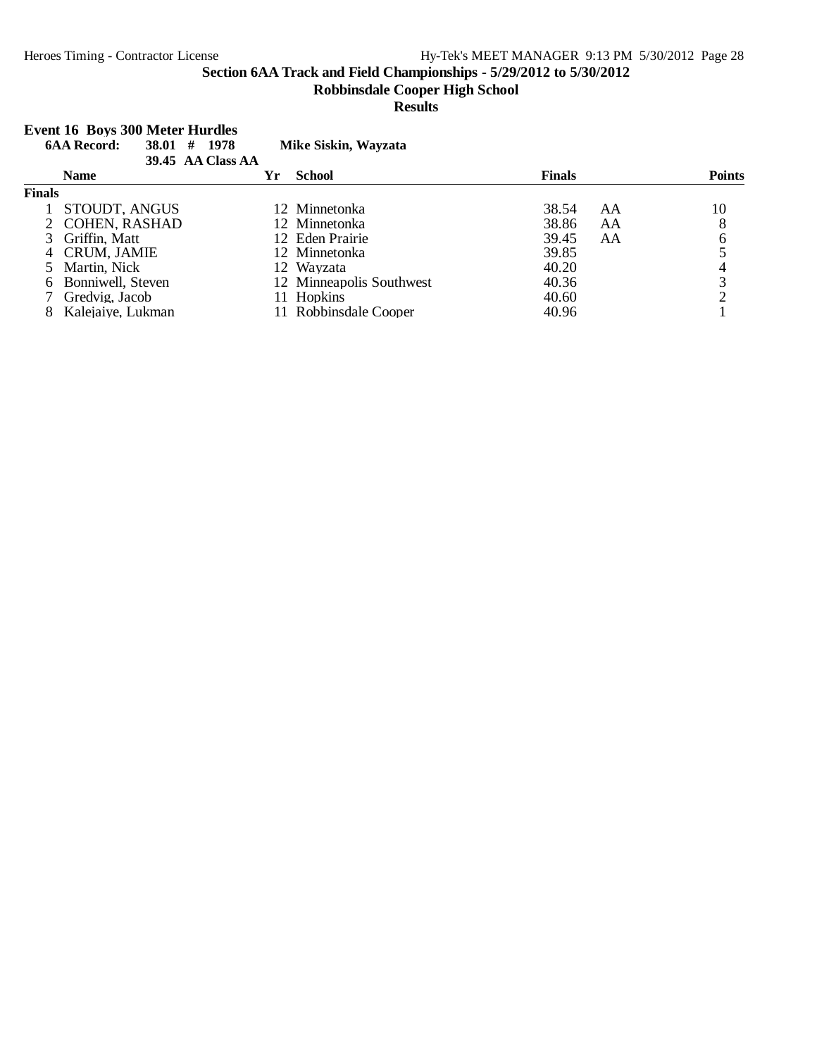**Section 6AA Track and Field Championships - 5/29/2012 to 5/30/2012**

**Robbinsdale Cooper High School**

**Results**

### Event 16 Boys 300 Meter Hurdles

**6AA Record:** 38.01 # 1978 **Mike Siskin, Wayzata**

39.45 AA Class AA

| | Name | Yr | School | Finals | | Points |
|---|---|---|---|---|---|---|
| **Finals** | | | | | | |
| 1 | STOUDT, ANGUS | 12 | Minnetonka | 38.54 | AA | 10 |
| 2 | COHEN, RASHAD | 12 | Minnetonka | 38.86 | AA | 8 |
| 3 | Griffin, Matt | 12 | Eden Prairie | 39.45 | AA | 6 |
| 4 | CRUM, JAMIE | 12 | Minnetonka | 39.85 | | 5 |
| 5 | Martin, Nick | 12 | Wayzata | 40.20 | | 4 |
| 6 | Bonniwell, Steven | 12 | Minneapolis Southwest | 40.36 | | 3 |
| 7 | Gredvig, Jacob | 11 | Hopkins | 40.60 | | 2 |
| 8 | Kalejaiye, Lukman | 11 | Robbinsdale Cooper | 40.96 | | 1 |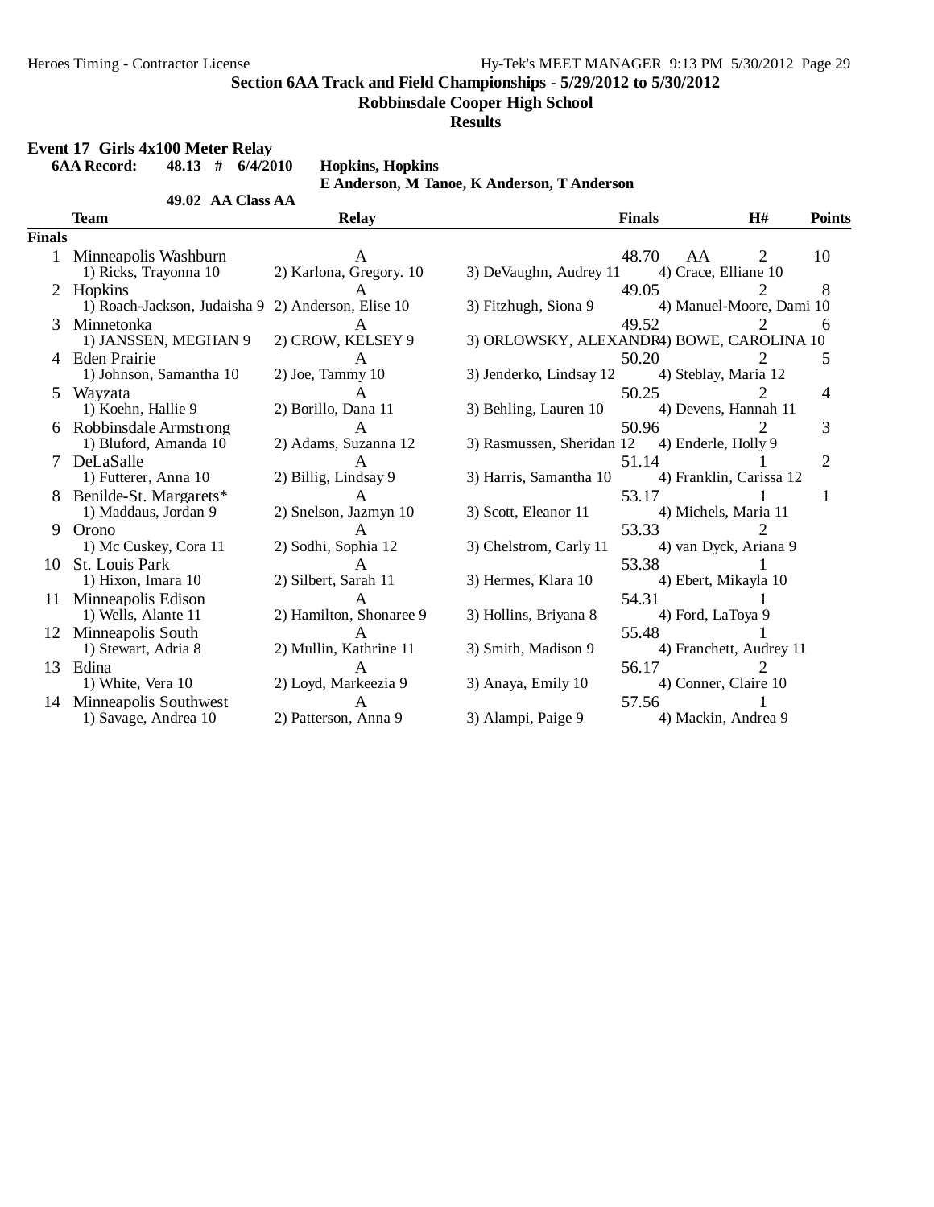**Section 6AA Track and Field Championships - 5/29/2012 to 5/30/2012**

**Robbinsdale Cooper High School**

**Results**

### Event 17 Girls 4x100 Meter Relay

**6AA Record: 48.13 # 6/4/2010 Hopkins, Hopkins**
**E Anderson, M Tanoe, K Anderson, T Anderson**

**49.02 AA Class AA**

| | Team | Relay | | Finals | | H# | Points |
|---|---|---|---|---|---|---|---|
| **Finals** | | | | | | | |
| 1 | Minneapolis Washburn | A | | 48.70 | AA | 2 | 10 |
| | 1) Ricks, Trayonna 10 | 2) Karlona, Gregory. 10 | 3) DeVaughn, Audrey 11 | 4) Crace, Elliane 10 | | | |
| 2 | Hopkins | A | | 49.05 | | 2 | 8 |
| | 1) Roach-Jackson, Judaisha 9 | 2) Anderson, Elise 10 | 3) Fitzhugh, Siona 9 | 4) Manuel-Moore, Dami 10 | | | |
| 3 | Minnetonka | A | | 49.52 | | 2 | 6 |
| | 1) JANSSEN, MEGHAN 9 | 2) CROW, KELSEY 9 | 3) ORLOWSKY, ALEXANDR | 4) BOWE, CAROLINA 10 | | | |
| 4 | Eden Prairie | A | | 50.20 | | 2 | 5 |
| | 1) Johnson, Samantha 10 | 2) Joe, Tammy 10 | 3) Jenderko, Lindsay 12 | 4) Steblay, Maria 12 | | | |
| 5 | Wayzata | A | | 50.25 | | 2 | 4 |
| | 1) Koehn, Hallie 9 | 2) Borillo, Dana 11 | 3) Behling, Lauren 10 | 4) Devens, Hannah 11 | | | |
| 6 | Robbinsdale Armstrong | A | | 50.96 | | 2 | 3 |
| | 1) Bluford, Amanda 10 | 2) Adams, Suzanna 12 | 3) Rasmussen, Sheridan 12 | 4) Enderle, Holly 9 | | | |
| 7 | DeLaSalle | A | | 51.14 | | 1 | 2 |
| | 1) Futterer, Anna 10 | 2) Billig, Lindsay 9 | 3) Harris, Samantha 10 | 4) Franklin, Carissa 12 | | | |
| 8 | Benilde-St. Margarets* | A | | 53.17 | | 1 | 1 |
| | 1) Maddaus, Jordan 9 | 2) Snelson, Jazmyn 10 | 3) Scott, Eleanor 11 | 4) Michels, Maria 11 | | | |
| 9 | Orono | A | | 53.33 | | 2 | |
| | 1) Mc Cuskey, Cora 11 | 2) Sodhi, Sophia 12 | 3) Chelstrom, Carly 11 | 4) van Dyck, Ariana 9 | | | |
| 10 | St. Louis Park | A | | 53.38 | | 1 | |
| | 1) Hixon, Imara 10 | 2) Silbert, Sarah 11 | 3) Hermes, Klara 10 | 4) Ebert, Mikayla 10 | | | |
| 11 | Minneapolis Edison | A | | 54.31 | | 1 | |
| | 1) Wells, Alante 11 | 2) Hamilton, Shonaree 9 | 3) Hollins, Briyana 8 | 4) Ford, LaToya 9 | | | |
| 12 | Minneapolis South | A | | 55.48 | | 1 | |
| | 1) Stewart, Adria 8 | 2) Mullin, Kathrine 11 | 3) Smith, Madison 9 | 4) Franchett, Audrey 11 | | | |
| 13 | Edina | A | | 56.17 | | 2 | |
| | 1) White, Vera 10 | 2) Loyd, Markeezia 9 | 3) Anaya, Emily 10 | 4) Conner, Claire 10 | | | |
| 14 | Minneapolis Southwest | A | | 57.56 | | 1 | |
| | 1) Savage, Andrea 10 | 2) Patterson, Anna 9 | 3) Alampi, Paige 9 | 4) Mackin, Andrea 9 | | | |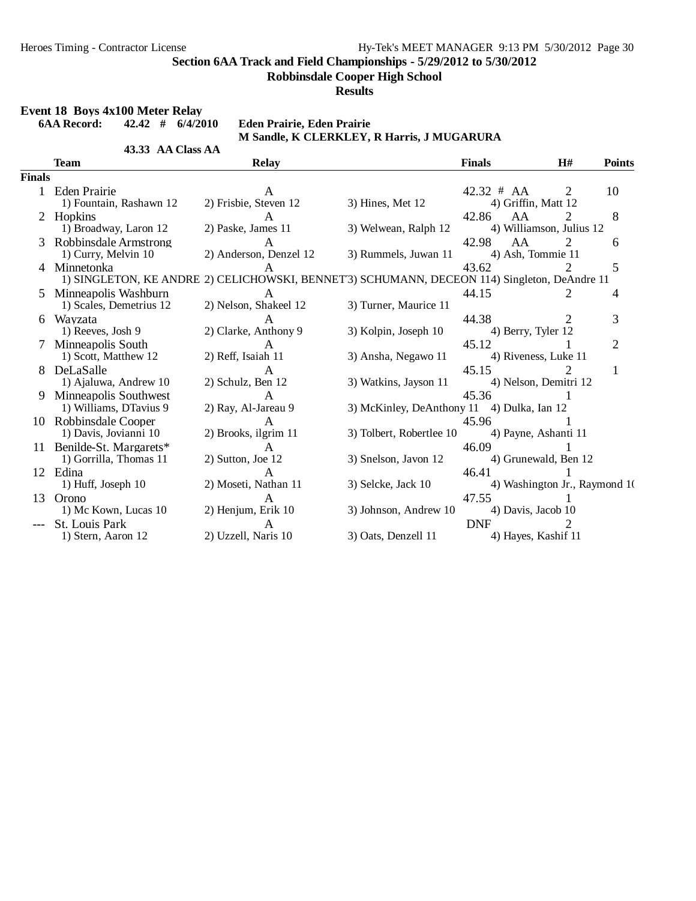## Section 6AA Track and Field Championships - 5/29/2012 to 5/30/2012

**Robbinsdale Cooper High School**

**Results**

### Event 18 Boys 4x100 Meter Relay

**6AA Record: 42.42 # 6/4/2010 Eden Prairie, Eden Prairie**
**M Sandle, K CLERKLEY, R Harris, J MUGARURA**

**43.33 AA Class AA**

**Finals**

| Place | Team | Relay | Finals | H# | Points |
|---|---|---|---|---|---|
| 1 | Eden Prairie | A | 42.32 # AA | 2 | 10 |
| | 1) Fountain, Rashawn 12 | 2) Frisbie, Steven 12 | 3) Hines, Met 12 | 4) Griffin, Matt 12 | |
| 2 | Hopkins | A | 42.86 AA | 2 | 8 |
| | 1) Broadway, Laron 12 | 2) Paske, James 11 | 3) Welwean, Ralph 12 | 4) Williamson, Julius 12 | |
| 3 | Robbinsdale Armstrong | A | 42.98 AA | 2 | 6 |
| | 1) Curry, Melvin 10 | 2) Anderson, Denzel 12 | 3) Rummels, Juwan 11 | 4) Ash, Tommie 11 | |
| 4 | Minnetonka | A | 43.62 | 2 | 5 |
| | 1) SINGLETON, KE ANDRE | 2) CELICHOWSKI, BENNET | 3) SCHUMANN, DECEON 11 | 4) Singleton, DeAndre 11 | |
| 5 | Minneapolis Washburn | A | 44.15 | 2 | 4 |
| | 1) Scales, Demetrius 12 | 2) Nelson, Shakeel 12 | 3) Turner, Maurice 11 | | |
| 6 | Wayzata | A | 44.38 | 2 | 3 |
| | 1) Reeves, Josh 9 | 2) Clarke, Anthony 9 | 3) Kolpin, Joseph 10 | 4) Berry, Tyler 12 | |
| 7 | Minneapolis South | A | 45.12 | 1 | 2 |
| | 1) Scott, Matthew 12 | 2) Reff, Isaiah 11 | 3) Ansha, Negawo 11 | 4) Riveness, Luke 11 | |
| 8 | DeLaSalle | A | 45.15 | 2 | 1 |
| | 1) Ajaluwa, Andrew 10 | 2) Schulz, Ben 12 | 3) Watkins, Jayson 11 | 4) Nelson, Demitri 12 | |
| 9 | Minneapolis Southwest | A | 45.36 | 1 | |
| | 1) Williams, DTavius 9 | 2) Ray, Al-Jareau 9 | 3) McKinley, DeAnthony 11 | 4) Dulka, Ian 12 | |
| 10 | Robbinsdale Cooper | A | 45.96 | 1 | |
| | 1) Davis, Jovianni 10 | 2) Brooks, ilgrim 11 | 3) Tolbert, Robertlee 10 | 4) Payne, Ashanti 11 | |
| 11 | Benilde-St. Margarets* | A | 46.09 | 1 | |
| | 1) Gorrilla, Thomas 11 | 2) Sutton, Joe 12 | 3) Snelson, Javon 12 | 4) Grunewald, Ben 12 | |
| 12 | Edina | A | 46.41 | 1 | |
| | 1) Huff, Joseph 10 | 2) Moseti, Nathan 11 | 3) Selcke, Jack 10 | 4) Washington Jr., Raymond 1( | |
| 13 | Orono | A | 47.55 | 1 | |
| | 1) Mc Kown, Lucas 10 | 2) Henjum, Erik 10 | 3) Johnson, Andrew 10 | 4) Davis, Jacob 10 | |
| --- | St. Louis Park | A | DNF | 2 | |
| | 1) Stern, Aaron 12 | 2) Uzzell, Naris 10 | 3) Oats, Denzell 11 | 4) Hayes, Kashif 11 | |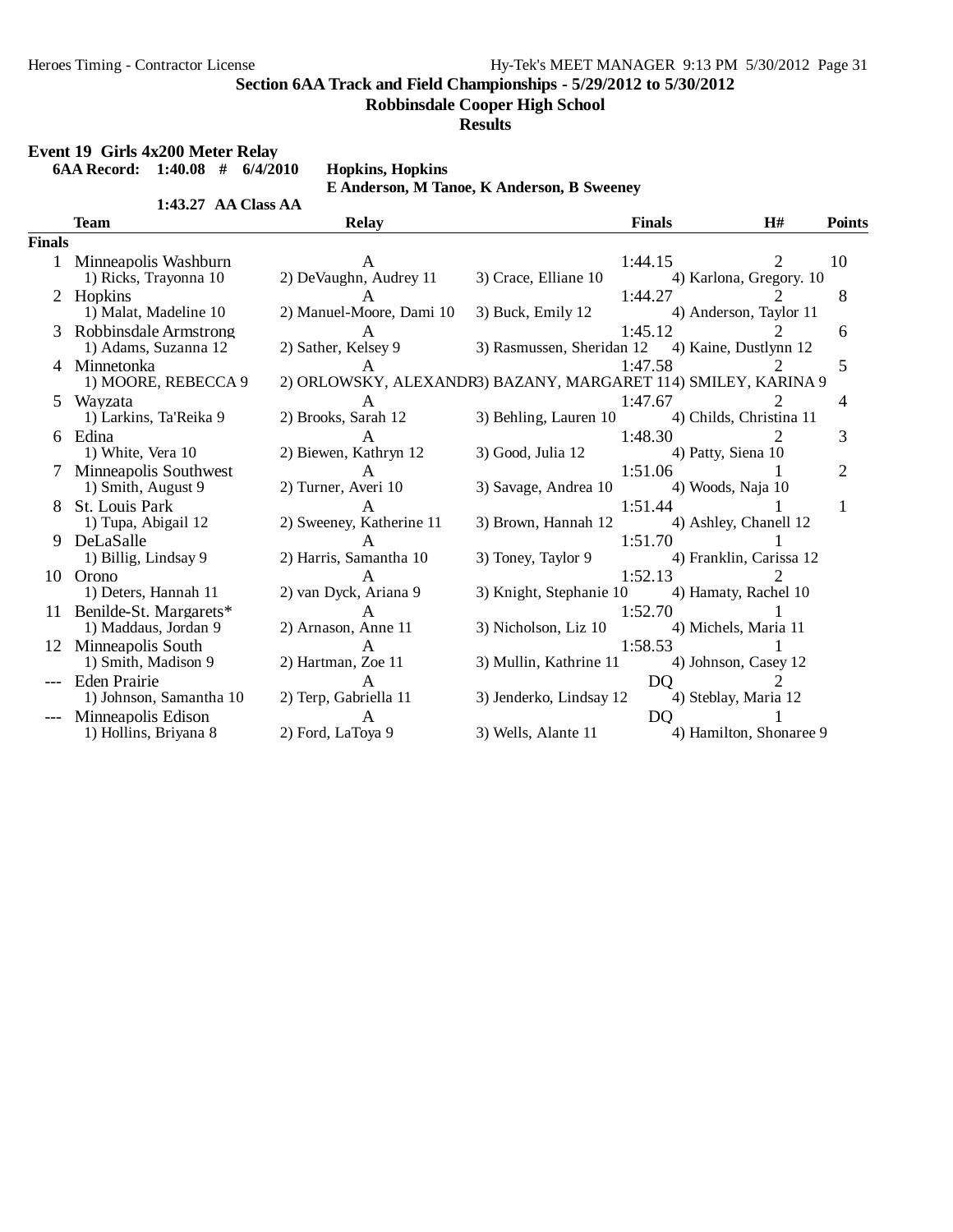**Section 6AA Track and Field Championships - 5/29/2012 to 5/30/2012**

**Robbinsdale Cooper High School**

**Results**

**Event 19 Girls 4x200 Meter Relay**

**6AA Record: 1:40.08 # 6/4/2010 Hopkins, Hopkins**

**E Anderson, M Tanoe, K Anderson, B Sweeney**

**1:43.27 AA Class AA**

| | Team | Relay | | Finals | H# | Points |
|---|---|---|---|---|---|---|
| **Finals** | | | | | | |
| 1 | Minneapolis Washburn | A | | 1:44.15 | 2 | 10 |
| | 1) Ricks, Trayonna 10 | 2) DeVaughn, Audrey 11 | 3) Crace, Elliane 10 | 4) Karlona, Gregory. 10 | | |
| 2 | Hopkins | A | | 1:44.27 | 2 | 8 |
| | 1) Malat, Madeline 10 | 2) Manuel-Moore, Dami 10 | 3) Buck, Emily 12 | 4) Anderson, Taylor 11 | | |
| 3 | Robbinsdale Armstrong | A | | 1:45.12 | 2 | 6 |
| | 1) Adams, Suzanna 12 | 2) Sather, Kelsey 9 | 3) Rasmussen, Sheridan 12 | 4) Kaine, Dustlynn 12 | | |
| 4 | Minnetonka | A | | 1:47.58 | 2 | 5 |
| | 1) MOORE, REBECCA 9 | 2) ORLOWSKY, ALEXANDR | 3) BAZANY, MARGARET 11 | 4) SMILEY, KARINA 9 | | |
| 5 | Wayzata | A | | 1:47.67 | 2 | 4 |
| | 1) Larkins, Ta'Reika 9 | 2) Brooks, Sarah 12 | 3) Behling, Lauren 10 | 4) Childs, Christina 11 | | |
| 6 | Edina | A | | 1:48.30 | 2 | 3 |
| | 1) White, Vera 10 | 2) Biewen, Kathryn 12 | 3) Good, Julia 12 | 4) Patty, Siena 10 | | |
| 7 | Minneapolis Southwest | A | | 1:51.06 | 1 | 2 |
| | 1) Smith, August 9 | 2) Turner, Averi 10 | 3) Savage, Andrea 10 | 4) Woods, Naja 10 | | |
| 8 | St. Louis Park | A | | 1:51.44 | 1 | 1 |
| | 1) Tupa, Abigail 12 | 2) Sweeney, Katherine 11 | 3) Brown, Hannah 12 | 4) Ashley, Chanell 12 | | |
| 9 | DeLaSalle | A | | 1:51.70 | 1 | |
| | 1) Billig, Lindsay 9 | 2) Harris, Samantha 10 | 3) Toney, Taylor 9 | 4) Franklin, Carissa 12 | | |
| 10 | Orono | A | | 1:52.13 | 2 | |
| | 1) Deters, Hannah 11 | 2) van Dyck, Ariana 9 | 3) Knight, Stephanie 10 | 4) Hamaty, Rachel 10 | | |
| 11 | Benilde-St. Margarets* | A | | 1:52.70 | 1 | |
| | 1) Maddaus, Jordan 9 | 2) Arnason, Anne 11 | 3) Nicholson, Liz 10 | 4) Michels, Maria 11 | | |
| 12 | Minneapolis South | A | | 1:58.53 | 1 | |
| | 1) Smith, Madison 9 | 2) Hartman, Zoe 11 | 3) Mullin, Kathrine 11 | 4) Johnson, Casey 12 | | |
| --- | Eden Prairie | A | | DQ | 2 | |
| | 1) Johnson, Samantha 10 | 2) Terp, Gabriella 11 | 3) Jenderko, Lindsay 12 | 4) Steblay, Maria 12 | | |
| --- | Minneapolis Edison | A | | DQ | 1 | |
| | 1) Hollins, Briyana 8 | 2) Ford, LaToya 9 | 3) Wells, Alante 11 | 4) Hamilton, Shonaree 9 | | |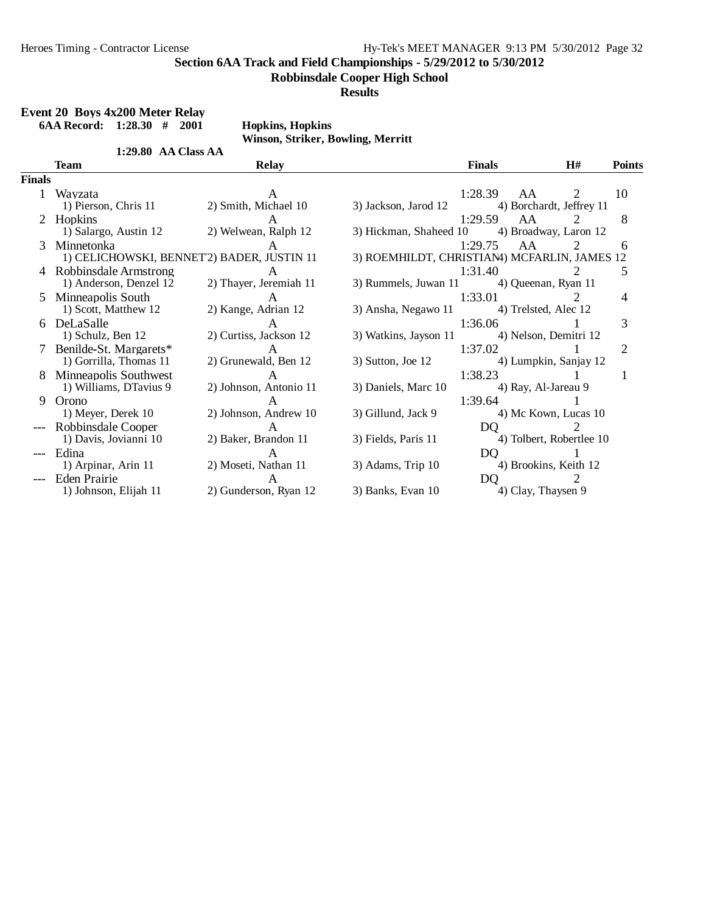**Section 6AA Track and Field Championships - 5/29/2012 to 5/30/2012**

**Robbinsdale Cooper High School**

**Results**

## Event 20 Boys 4x200 Meter Relay

**6AA Record: 1:28.30 # 2001 Hopkins, Hopkins**
**Winson, Striker, Bowling, Merritt**

**1:29.80 AA Class AA**

| | Team | Relay | | Finals | | H# | Points |
|---|---|---|---|---|---|---|---|
| **Finals** | | | | | | | |
| 1 | Wayzata | A | | 1:28.39 | AA | 2 | 10 |
| | 1) Pierson, Chris 11 | 2) Smith, Michael 10 | 3) Jackson, Jarod 12 | 4) Borchardt, Jeffrey 11 | | | |
| 2 | Hopkins | A | | 1:29.59 | AA | 2 | 8 |
| | 1) Salargo, Austin 12 | 2) Welwean, Ralph 12 | 3) Hickman, Shaheed 10 | 4) Broadway, Laron 12 | | | |
| 3 | Minnetonka | A | | 1:29.75 | AA | 2 | 6 |
| | 1) CELICHOWSKI, BENNETT | 2) BADER, JUSTIN 11 | 3) ROEMHILDT, CHRISTIAN | 4) MCFARLIN, JAMES 12 | | | |
| 4 | Robbinsdale Armstrong | A | | 1:31.40 | | 2 | 5 |
| | 1) Anderson, Denzel 12 | 2) Thayer, Jeremiah 11 | 3) Rummels, Juwan 11 | 4) Queenan, Ryan 11 | | | |
| 5 | Minneapolis South | A | | 1:33.01 | | 2 | 4 |
| | 1) Scott, Matthew 12 | 2) Kange, Adrian 12 | 3) Ansha, Negawo 11 | 4) Trelsted, Alec 12 | | | |
| 6 | DeLaSalle | A | | 1:36.06 | | 1 | 3 |
| | 1) Schulz, Ben 12 | 2) Curtiss, Jackson 12 | 3) Watkins, Jayson 11 | 4) Nelson, Demitri 12 | | | |
| 7 | Benilde-St. Margarets* | A | | 1:37.02 | | 1 | 2 |
| | 1) Gorrilla, Thomas 11 | 2) Grunewald, Ben 12 | 3) Sutton, Joe 12 | 4) Lumpkin, Sanjay 12 | | | |
| 8 | Minneapolis Southwest | A | | 1:38.23 | | 1 | 1 |
| | 1) Williams, DTavius 9 | 2) Johnson, Antonio 11 | 3) Daniels, Marc 10 | 4) Ray, Al-Jareau 9 | | | |
| 9 | Orono | A | | 1:39.64 | | 1 | |
| | 1) Meyer, Derek 10 | 2) Johnson, Andrew 10 | 3) Gillund, Jack 9 | 4) Mc Kown, Lucas 10 | | | |
| --- | Robbinsdale Cooper | A | | DQ | | 2 | |
| | 1) Davis, Jovianni 10 | 2) Baker, Brandon 11 | 3) Fields, Paris 11 | 4) Tolbert, Robertlee 10 | | | |
| --- | Edina | A | | DQ | | 1 | |
| | 1) Arpinar, Arin 11 | 2) Moseti, Nathan 11 | 3) Adams, Trip 10 | 4) Brookins, Keith 12 | | | |
| --- | Eden Prairie | A | | DQ | | 2 | |
| | 1) Johnson, Elijah 11 | 2) Gunderson, Ryan 12 | 3) Banks, Evan 10 | 4) Clay, Thaysen 9 | | | |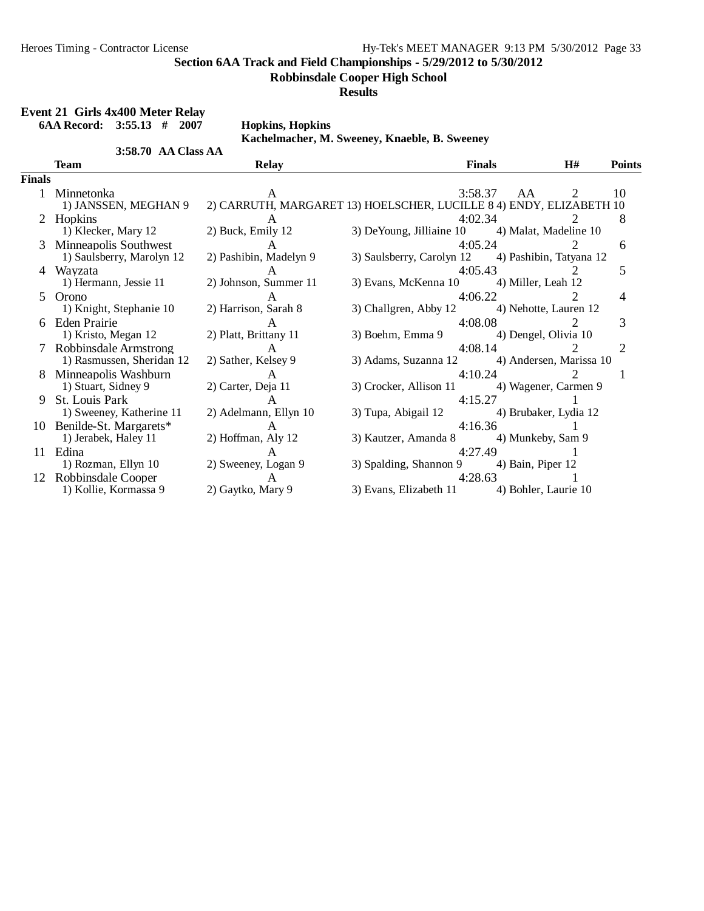## Section 6AA Track and Field Championships - 5/29/2012 to 5/30/2012

**Robbinsdale Cooper High School**

**Results**

### Event 21 Girls 4x400 Meter Relay

**6AA Record: 3:55.13 # 2007 Hopkins, Hopkins**
**Kachelmacher, M. Sweeney, Knaeble, B. Sweeney**

**3:58.70 AA Class AA**

| | Team | Relay | Finals | | H# | Points |
|---|---|---|---|---|---|---|
| **Finals** | | | | | | |
| 1 | Minnetonka | A | 3:58.37 | AA | 2 | 10 |
| | 1) JANSSEN, MEGHAN 9 | 2) CARRUTH, MARGARET 1 | 3) HOELSCHER, LUCILLE 8 | 4) ENDY, ELIZABETH 10 | | |
| 2 | Hopkins | A | 4:02.34 | | 2 | 8 |
| | 1) Klecker, Mary 12 | 2) Buck, Emily 12 | 3) DeYoung, Jilliaine 10 | 4) Malat, Madeline 10 | | |
| 3 | Minneapolis Southwest | A | 4:05.24 | | 2 | 6 |
| | 1) Saulsberry, Marolyn 12 | 2) Pashibin, Madelyn 9 | 3) Saulsberry, Carolyn 12 | 4) Pashibin, Tatyana 12 | | |
| 4 | Wayzata | A | 4:05.43 | | 2 | 5 |
| | 1) Hermann, Jessie 11 | 2) Johnson, Summer 11 | 3) Evans, McKenna 10 | 4) Miller, Leah 12 | | |
| 5 | Orono | A | 4:06.22 | | 2 | 4 |
| | 1) Knight, Stephanie 10 | 2) Harrison, Sarah 8 | 3) Challgren, Abby 12 | 4) Nehotte, Lauren 12 | | |
| 6 | Eden Prairie | A | 4:08.08 | | 2 | 3 |
| | 1) Kristo, Megan 12 | 2) Platt, Brittany 11 | 3) Boehm, Emma 9 | 4) Dengel, Olivia 10 | | |
| 7 | Robbinsdale Armstrong | A | 4:08.14 | | 2 | 2 |
| | 1) Rasmussen, Sheridan 12 | 2) Sather, Kelsey 9 | 3) Adams, Suzanna 12 | 4) Andersen, Marissa 10 | | |
| 8 | Minneapolis Washburn | A | 4:10.24 | | 2 | 1 |
| | 1) Stuart, Sidney 9 | 2) Carter, Deja 11 | 3) Crocker, Allison 11 | 4) Wagener, Carmen 9 | | |
| 9 | St. Louis Park | A | 4:15.27 | | 1 | |
| | 1) Sweeney, Katherine 11 | 2) Adelmann, Ellyn 10 | 3) Tupa, Abigail 12 | 4) Brubaker, Lydia 12 | | |
| 10 | Benilde-St. Margarets* | A | 4:16.36 | | 1 | |
| | 1) Jerabek, Haley 11 | 2) Hoffman, Aly 12 | 3) Kautzer, Amanda 8 | 4) Munkeby, Sam 9 | | |
| 11 | Edina | A | 4:27.49 | | 1 | |
| | 1) Rozman, Ellyn 10 | 2) Sweeney, Logan 9 | 3) Spalding, Shannon 9 | 4) Bain, Piper 12 | | |
| 12 | Robbinsdale Cooper | A | 4:28.63 | | 1 | |
| | 1) Kollie, Kormassa 9 | 2) Gaytko, Mary 9 | 3) Evans, Elizabeth 11 | 4) Bohler, Laurie 10 | | |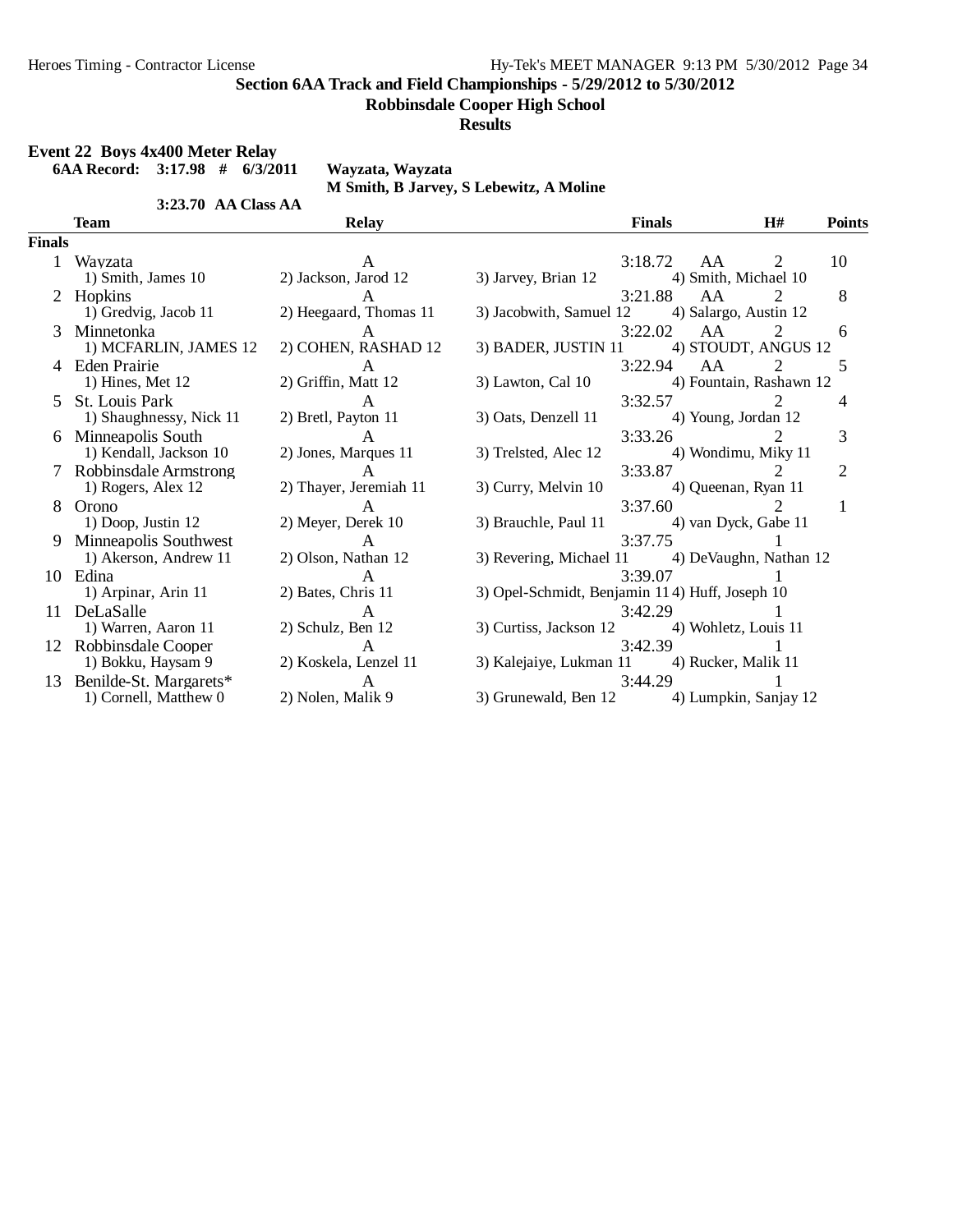**Section 6AA Track and Field Championships - 5/29/2012 to 5/30/2012**

**Robbinsdale Cooper High School**

**Results**

**Event 22 Boys 4x400 Meter Relay**

**6AA Record: 3:17.98 # 6/3/2011 Wayzata, Wayzata**

**M Smith, B Jarvey, S Lebewitz, A Moline**

**3:23.70 AA Class AA**

| | Team | Relay | | Finals | | H# | Points |
|---|---|---|---|---|---|---|---|
| **Finals** | | | | | | | |
| 1 | Wayzata | A | | 3:18.72 | AA | 2 | 10 |
| | 1) Smith, James 10 | 2) Jackson, Jarod 12 | 3) Jarvey, Brian 12 | 4) Smith, Michael 10 | | | |
| 2 | Hopkins | A | | 3:21.88 | AA | 2 | 8 |
| | 1) Gredvig, Jacob 11 | 2) Heegaard, Thomas 11 | 3) Jacobwith, Samuel 12 | 4) Salargo, Austin 12 | | | |
| 3 | Minnetonka | A | | 3:22.02 | AA | 2 | 6 |
| | 1) MCFARLIN, JAMES 12 | 2) COHEN, RASHAD 12 | 3) BADER, JUSTIN 11 | 4) STOUDT, ANGUS 12 | | | |
| 4 | Eden Prairie | A | | 3:22.94 | AA | 2 | 5 |
| | 1) Hines, Met 12 | 2) Griffin, Matt 12 | 3) Lawton, Cal 10 | 4) Fountain, Rashawn 12 | | | |
| 5 | St. Louis Park | A | | 3:32.57 | | 2 | 4 |
| | 1) Shaughnessy, Nick 11 | 2) Bretl, Payton 11 | 3) Oats, Denzell 11 | 4) Young, Jordan 12 | | | |
| 6 | Minneapolis South | A | | 3:33.26 | | 2 | 3 |
| | 1) Kendall, Jackson 10 | 2) Jones, Marques 11 | 3) Trelsted, Alec 12 | 4) Wondimu, Miky 11 | | | |
| 7 | Robbinsdale Armstrong | A | | 3:33.87 | | 2 | 2 |
| | 1) Rogers, Alex 12 | 2) Thayer, Jeremiah 11 | 3) Curry, Melvin 10 | 4) Queenan, Ryan 11 | | | |
| 8 | Orono | A | | 3:37.60 | | 2 | 1 |
| | 1) Doop, Justin 12 | 2) Meyer, Derek 10 | 3) Brauchle, Paul 11 | 4) van Dyck, Gabe 11 | | | |
| 9 | Minneapolis Southwest | A | | 3:37.75 | | 1 | |
| | 1) Akerson, Andrew 11 | 2) Olson, Nathan 12 | 3) Revering, Michael 11 | 4) DeVaughn, Nathan 12 | | | |
| 10 | Edina | A | | 3:39.07 | | 1 | |
| | 1) Arpinar, Arin 11 | 2) Bates, Chris 11 | 3) Opel-Schmidt, Benjamin 11 | 4) Huff, Joseph 10 | | | |
| 11 | DeLaSalle | A | | 3:42.29 | | 1 | |
| | 1) Warren, Aaron 11 | 2) Schulz, Ben 12 | 3) Curtiss, Jackson 12 | 4) Wohletz, Louis 11 | | | |
| 12 | Robbinsdale Cooper | A | | 3:42.39 | | 1 | |
| | 1) Bokku, Haysam 9 | 2) Koskela, Lenzel 11 | 3) Kalejaiye, Lukman 11 | 4) Rucker, Malik 11 | | | |
| 13 | Benilde-St. Margarets* | A | | 3:44.29 | | 1 | |
| | 1) Cornell, Matthew 0 | 2) Nolen, Malik 9 | 3) Grunewald, Ben 12 | 4) Lumpkin, Sanjay 12 | | | |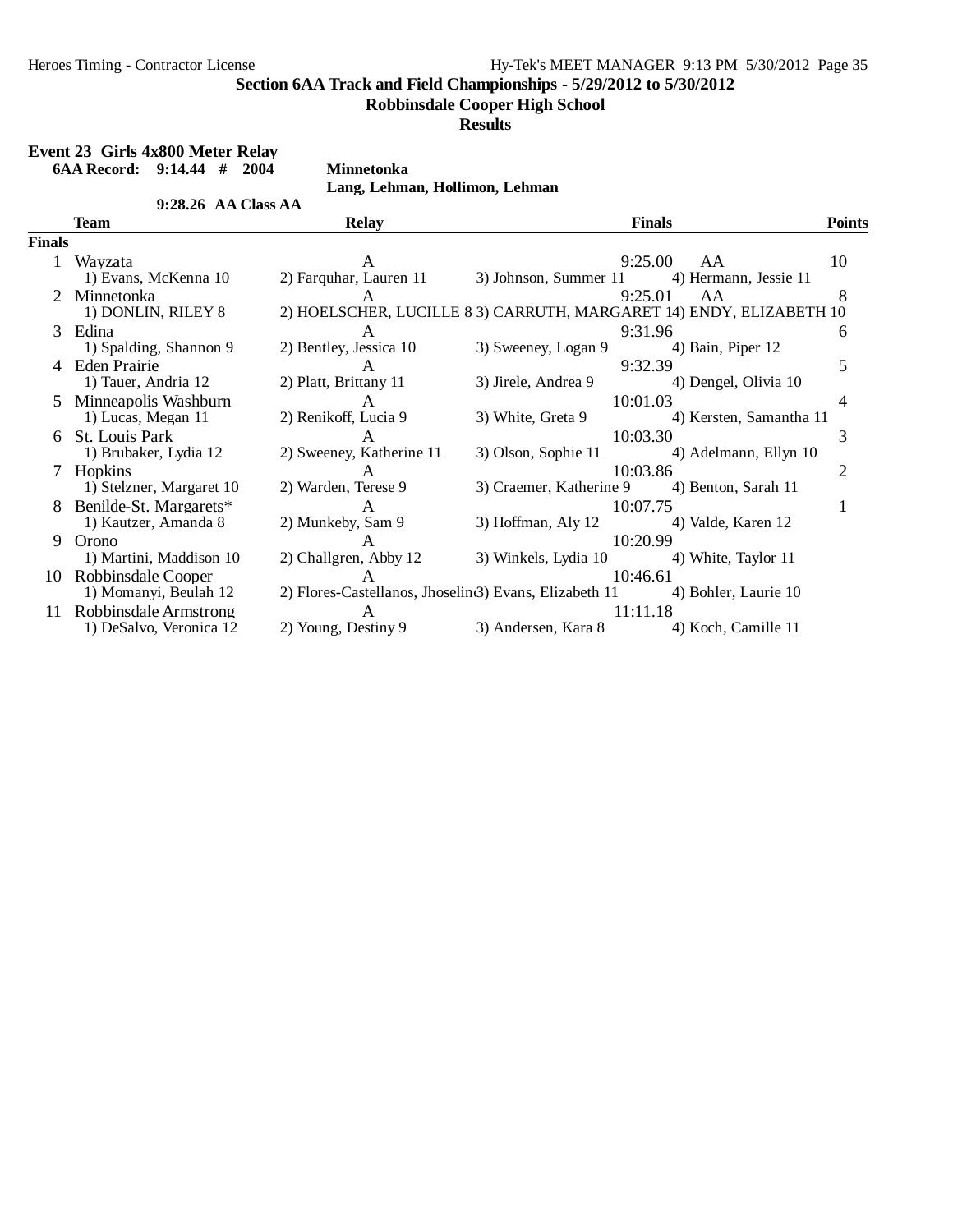**Section 6AA Track and Field Championships - 5/29/2012 to 5/30/2012**

**Robbinsdale Cooper High School**

**Results**

**Event 23 Girls 4x800 Meter Relay**

**6AA Record: 9:14.44 # 2004 Minnetonka**

**Lang, Lehman, Hollimon, Lehman**

**9:28.26 AA Class AA**

| | Team | Relay | | Finals | | Points |
|---|---|---|---|---|---|---|
| **Finals** | | | | | | |
| 1 | Wayzata | A | | 9:25.00 | AA | 10 |
| | 1) Evans, McKenna 10 | 2) Farquhar, Lauren 11 | 3) Johnson, Summer 11 | 4) Hermann, Jessie 11 | | |
| 2 | Minnetonka | A | | 9:25.01 | AA | 8 |
| | 1) DONLIN, RILEY 8 | 2) HOELSCHER, LUCILLE 8 | 3) CARRUTH, MARGARET 1 | 4) ENDY, ELIZABETH 10 | | |
| 3 | Edina | A | | 9:31.96 | | 6 |
| | 1) Spalding, Shannon 9 | 2) Bentley, Jessica 10 | 3) Sweeney, Logan 9 | 4) Bain, Piper 12 | | |
| 4 | Eden Prairie | A | | 9:32.39 | | 5 |
| | 1) Tauer, Andria 12 | 2) Platt, Brittany 11 | 3) Jirele, Andrea 9 | 4) Dengel, Olivia 10 | | |
| 5 | Minneapolis Washburn | A | | 10:01.03 | | 4 |
| | 1) Lucas, Megan 11 | 2) Renikoff, Lucia 9 | 3) White, Greta 9 | 4) Kersten, Samantha 11 | | |
| 6 | St. Louis Park | A | | 10:03.30 | | 3 |
| | 1) Brubaker, Lydia 12 | 2) Sweeney, Katherine 11 | 3) Olson, Sophie 11 | 4) Adelmann, Ellyn 10 | | |
| 7 | Hopkins | A | | 10:03.86 | | 2 |
| | 1) Stelzner, Margaret 10 | 2) Warden, Terese 9 | 3) Craemer, Katherine 9 | 4) Benton, Sarah 11 | | |
| 8 | Benilde-St. Margarets* | A | | 10:07.75 | | 1 |
| | 1) Kautzer, Amanda 8 | 2) Munkeby, Sam 9 | 3) Hoffman, Aly 12 | 4) Valde, Karen 12 | | |
| 9 | Orono | A | | 10:20.99 | | |
| | 1) Martini, Maddison 10 | 2) Challgren, Abby 12 | 3) Winkels, Lydia 10 | 4) White, Taylor 11 | | |
| 10 | Robbinsdale Cooper | A | | 10:46.61 | | |
| | 1) Momanyi, Beulah 12 | 2) Flores-Castellanos, Jhoselin | 3) Evans, Elizabeth 11 | 4) Bohler, Laurie 10 | | |
| 11 | Robbinsdale Armstrong | A | | 11:11.18 | | |
| | 1) DeSalvo, Veronica 12 | 2) Young, Destiny 9 | 3) Andersen, Kara 8 | 4) Koch, Camille 11 | | |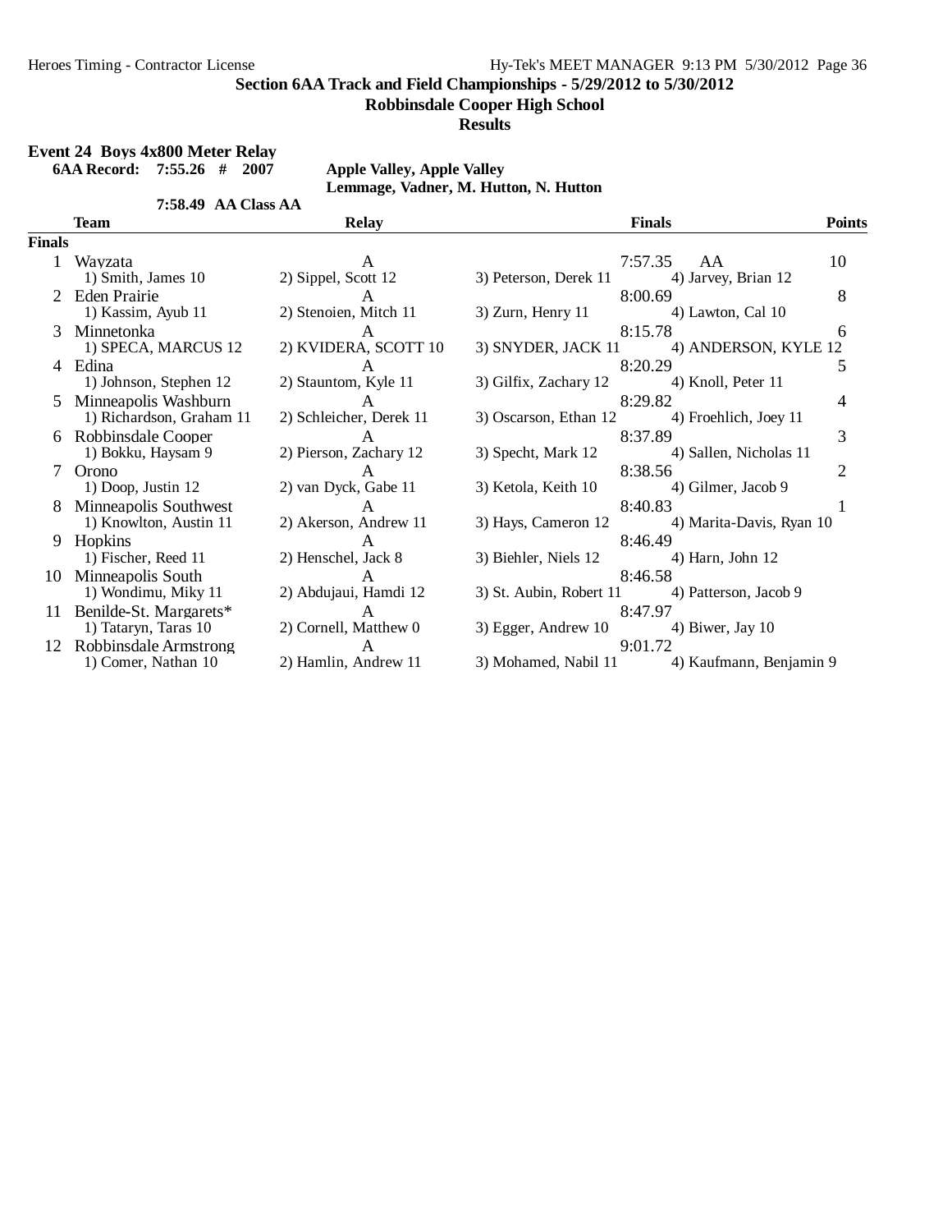**Section 6AA Track and Field Championships - 5/29/2012 to 5/30/2012**

**Robbinsdale Cooper High School**

**Results**

**Event 24 Boys 4x800 Meter Relay**

**6AA Record: 7:55.26 # 2007 Apple Valley, Apple Valley**

**Lemmage, Vadner, M. Hutton, N. Hutton**

**7:58.49 AA Class AA**

| | Team | Relay | Finals | | Points |
|---|---|---|---|---|---|
| **Finals** | | | | | |
| 1 | Wayzata | A | 7:57.35 | AA | 10 |
| | 1) Smith, James 10 | 2) Sippel, Scott 12 | 3) Peterson, Derek 11 | 4) Jarvey, Brian 12 | |
| 2 | Eden Prairie | A | 8:00.69 | | 8 |
| | 1) Kassim, Ayub 11 | 2) Stenoien, Mitch 11 | 3) Zurn, Henry 11 | 4) Lawton, Cal 10 | |
| 3 | Minnetonka | A | 8:15.78 | | 6 |
| | 1) SPECA, MARCUS 12 | 2) KVIDERA, SCOTT 10 | 3) SNYDER, JACK 11 | 4) ANDERSON, KYLE 12 | |
| 4 | Edina | A | 8:20.29 | | 5 |
| | 1) Johnson, Stephen 12 | 2) Stauntom, Kyle 11 | 3) Gilfix, Zachary 12 | 4) Knoll, Peter 11 | |
| 5 | Minneapolis Washburn | A | 8:29.82 | | 4 |
| | 1) Richardson, Graham 11 | 2) Schleicher, Derek 11 | 3) Oscarson, Ethan 12 | 4) Froehlich, Joey 11 | |
| 6 | Robbinsdale Cooper | A | 8:37.89 | | 3 |
| | 1) Bokku, Haysam 9 | 2) Pierson, Zachary 12 | 3) Specht, Mark 12 | 4) Sallen, Nicholas 11 | |
| 7 | Orono | A | 8:38.56 | | 2 |
| | 1) Doop, Justin 12 | 2) van Dyck, Gabe 11 | 3) Ketola, Keith 10 | 4) Gilmer, Jacob 9 | |
| 8 | Minneapolis Southwest | A | 8:40.83 | | 1 |
| | 1) Knowlton, Austin 11 | 2) Akerson, Andrew 11 | 3) Hays, Cameron 12 | 4) Marita-Davis, Ryan 10 | |
| 9 | Hopkins | A | 8:46.49 | | |
| | 1) Fischer, Reed 11 | 2) Henschel, Jack 8 | 3) Biehler, Niels 12 | 4) Harn, John 12 | |
| 10 | Minneapolis South | A | 8:46.58 | | |
| | 1) Wondimu, Miky 11 | 2) Abdujaui, Hamdi 12 | 3) St. Aubin, Robert 11 | 4) Patterson, Jacob 9 | |
| 11 | Benilde-St. Margarets* | A | 8:47.97 | | |
| | 1) Tataryn, Taras 10 | 2) Cornell, Matthew 0 | 3) Egger, Andrew 10 | 4) Biwer, Jay 10 | |
| 12 | Robbinsdale Armstrong | A | 9:01.72 | | |
| | 1) Comer, Nathan 10 | 2) Hamlin, Andrew 11 | 3) Mohamed, Nabil 11 | 4) Kaufmann, Benjamin 9 | |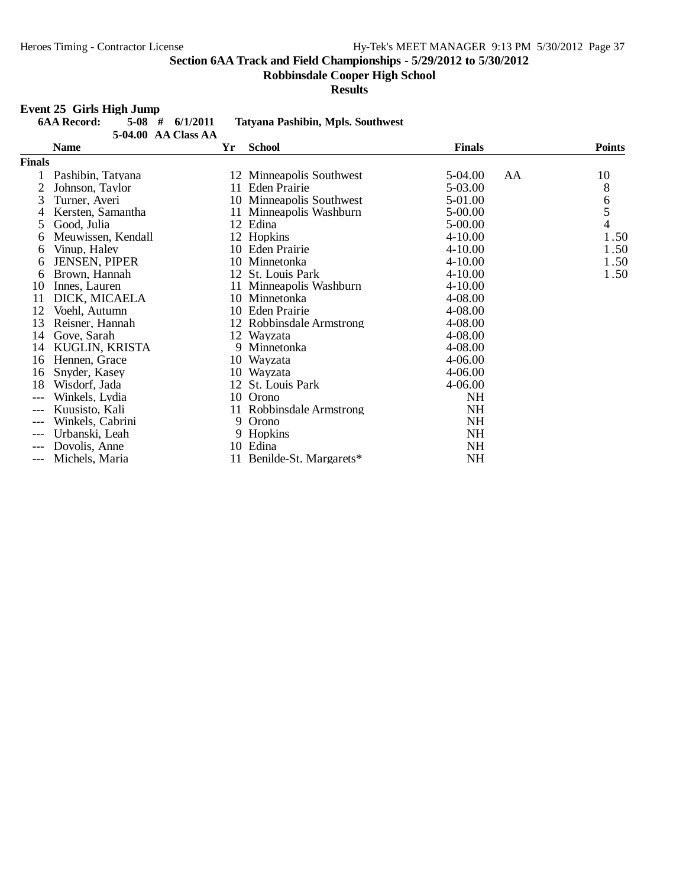## Section 6AA Track and Field Championships - 5/29/2012 to 5/30/2012

**Robbinsdale Cooper High School**

**Results**

### Event 25 Girls High Jump

**6AA Record:** 5-08 # 6/1/2011 **Tatyana Pashibin, Mpls. Southwest**

5-04.00 AA Class AA

| | Name | Yr | School | Finals | | Points |
|---|---|---|---|---|---|---|
| **Finals** | | | | | | |
| 1 | Pashibin, Tatyana | 12 | Minneapolis Southwest | 5-04.00 | AA | 10 |
| 2 | Johnson, Taylor | 11 | Eden Prairie | 5-03.00 | | 8 |
| 3 | Turner, Averi | 10 | Minneapolis Southwest | 5-01.00 | | 6 |
| 4 | Kersten, Samantha | 11 | Minneapolis Washburn | 5-00.00 | | 5 |
| 5 | Good, Julia | 12 | Edina | 5-00.00 | | 4 |
| 6 | Meuwissen, Kendall | 12 | Hopkins | 4-10.00 | | 1.50 |
| 6 | Vinup, Haley | 10 | Eden Prairie | 4-10.00 | | 1.50 |
| 6 | JENSEN, PIPER | 10 | Minnetonka | 4-10.00 | | 1.50 |
| 6 | Brown, Hannah | 12 | St. Louis Park | 4-10.00 | | 1.50 |
| 10 | Innes, Lauren | 11 | Minneapolis Washburn | 4-10.00 | | |
| 11 | DICK, MICAELA | 10 | Minnetonka | 4-08.00 | | |
| 12 | Voehl, Autumn | 10 | Eden Prairie | 4-08.00 | | |
| 13 | Reisner, Hannah | 12 | Robbinsdale Armstrong | 4-08.00 | | |
| 14 | Gove, Sarah | 12 | Wayzata | 4-08.00 | | |
| 14 | KUGLIN, KRISTA | 9 | Minnetonka | 4-08.00 | | |
| 16 | Hennen, Grace | 10 | Wayzata | 4-06.00 | | |
| 16 | Snyder, Kasey | 10 | Wayzata | 4-06.00 | | |
| 18 | Wisdorf, Jada | 12 | St. Louis Park | 4-06.00 | | |
| --- | Winkels, Lydia | 10 | Orono | NH | | |
| --- | Kuusisto, Kali | 11 | Robbinsdale Armstrong | NH | | |
| --- | Winkels, Cabrini | 9 | Orono | NH | | |
| --- | Urbanski, Leah | 9 | Hopkins | NH | | |
| --- | Dovolis, Anne | 10 | Edina | NH | | |
| --- | Michels, Maria | 11 | Benilde-St. Margarets* | NH | | |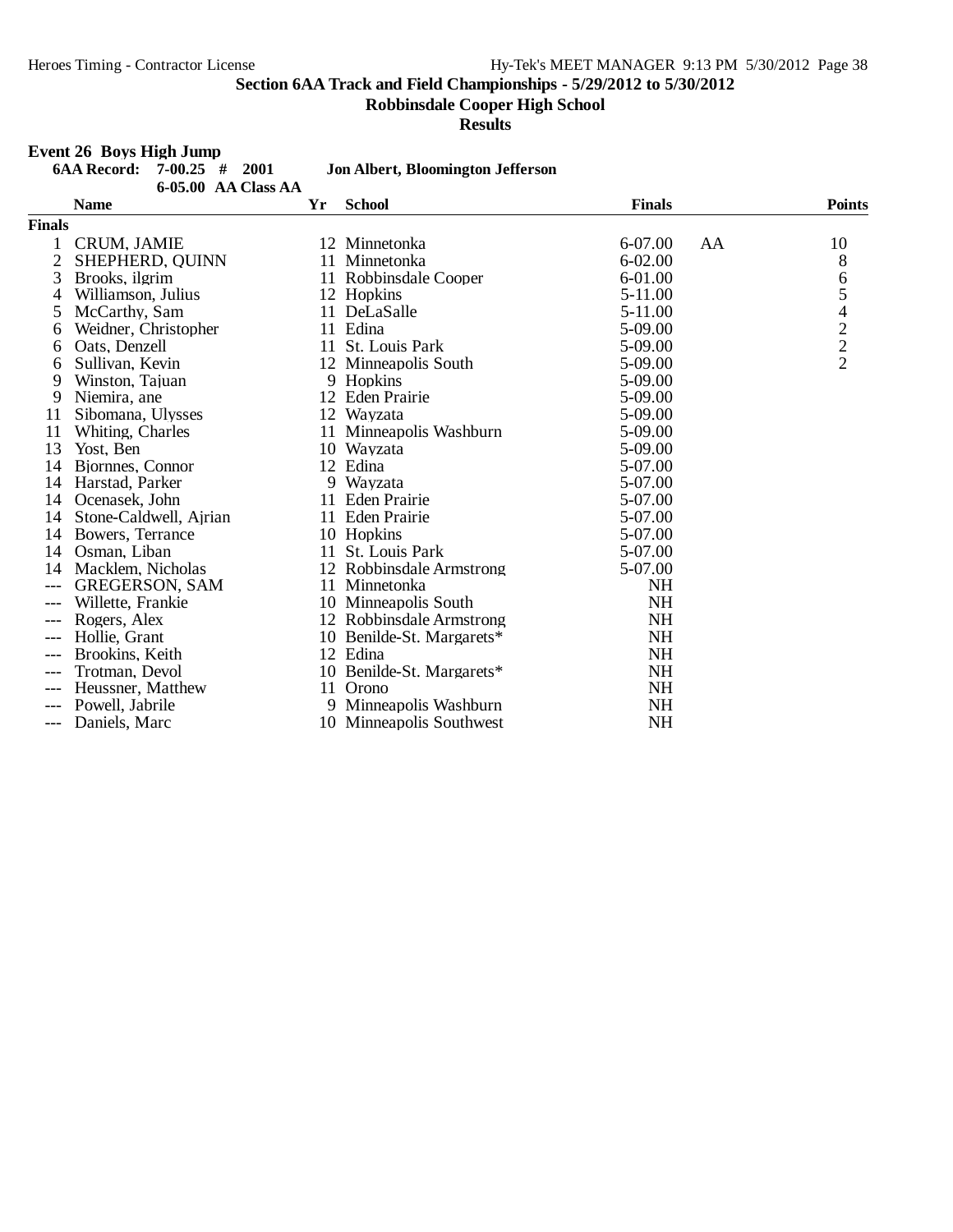## Section 6AA Track and Field Championships - 5/29/2012 to 5/30/2012

**Robbinsdale Cooper High School**

**Results**

**Event 26 Boys High Jump**

**6AA Record: 7-00.25 # 2001 Jon Albert, Bloomington Jefferson**

**6-05.00 AA Class AA**

| | Name | Yr | School | Finals | | Points |
|---|---|---|---|---|---|---|
| **Finals** | | | | | | |
| 1 | CRUM, JAMIE | 12 | Minnetonka | 6-07.00 | AA | 10 |
| 2 | SHEPHERD, QUINN | 11 | Minnetonka | 6-02.00 | | 8 |
| 3 | Brooks, ilgrim | 11 | Robbinsdale Cooper | 6-01.00 | | 6 |
| 4 | Williamson, Julius | 12 | Hopkins | 5-11.00 | | 5 |
| 5 | McCarthy, Sam | 11 | DeLaSalle | 5-11.00 | | 4 |
| 6 | Weidner, Christopher | 11 | Edina | 5-09.00 | | 2 |
| 6 | Oats, Denzell | 11 | St. Louis Park | 5-09.00 | | 2 |
| 6 | Sullivan, Kevin | 12 | Minneapolis South | 5-09.00 | | 2 |
| 9 | Winston, Tajuan | 9 | Hopkins | 5-09.00 | | |
| 9 | Niemira, ane | 12 | Eden Prairie | 5-09.00 | | |
| 11 | Sibomana, Ulysses | 12 | Wayzata | 5-09.00 | | |
| 11 | Whiting, Charles | 11 | Minneapolis Washburn | 5-09.00 | | |
| 13 | Yost, Ben | 10 | Wayzata | 5-09.00 | | |
| 14 | Bjornnes, Connor | 12 | Edina | 5-07.00 | | |
| 14 | Harstad, Parker | 9 | Wayzata | 5-07.00 | | |
| 14 | Ocenasek, John | 11 | Eden Prairie | 5-07.00 | | |
| 14 | Stone-Caldwell, Ajrian | 11 | Eden Prairie | 5-07.00 | | |
| 14 | Bowers, Terrance | 10 | Hopkins | 5-07.00 | | |
| 14 | Osman, Liban | 11 | St. Louis Park | 5-07.00 | | |
| 14 | Macklem, Nicholas | 12 | Robbinsdale Armstrong | 5-07.00 | | |
| --- | GREGERSON, SAM | 11 | Minnetonka | NH | | |
| --- | Willette, Frankie | 10 | Minneapolis South | NH | | |
| --- | Rogers, Alex | 12 | Robbinsdale Armstrong | NH | | |
| --- | Hollie, Grant | 10 | Benilde-St. Margarets* | NH | | |
| --- | Brookins, Keith | 12 | Edina | NH | | |
| --- | Trotman, Devol | 10 | Benilde-St. Margarets* | NH | | |
| --- | Heussner, Matthew | 11 | Orono | NH | | |
| --- | Powell, Jabrile | 9 | Minneapolis Washburn | NH | | |
| --- | Daniels, Marc | 10 | Minneapolis Southwest | NH | | |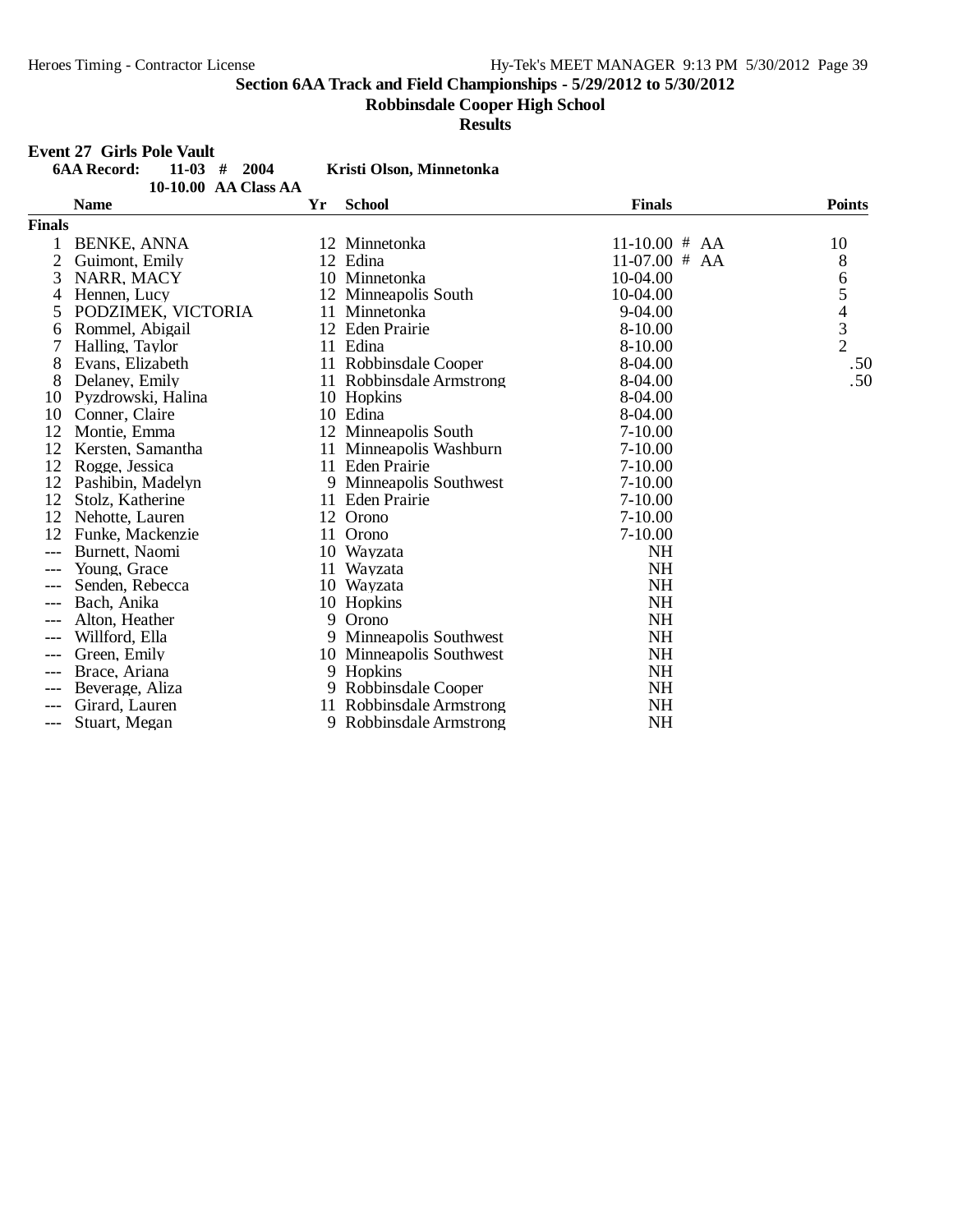**Section 6AA Track and Field Championships - 5/29/2012 to 5/30/2012**

**Robbinsdale Cooper High School**

**Results**

## Event 27 Girls Pole Vault

**6AA Record: 11-03 # 2004 Kristi Olson, Minnetonka**

**10-10.00 AA Class AA**

| | Name | Yr | School | Finals | Points |
|---|---|---|---|---|---|
| **Finals** | | | | | |
| 1 | BENKE, ANNA | 12 | Minnetonka | 11-10.00 # AA | 10 |
| 2 | Guimont, Emily | 12 | Edina | 11-07.00 # AA | 8 |
| 3 | NARR, MACY | 10 | Minnetonka | 10-04.00 | 6 |
| 4 | Hennen, Lucy | 12 | Minneapolis South | 10-04.00 | 5 |
| 5 | PODZIMEK, VICTORIA | 11 | Minnetonka | 9-04.00 | 4 |
| 6 | Rommel, Abigail | 12 | Eden Prairie | 8-10.00 | 3 |
| 7 | Halling, Taylor | 11 | Edina | 8-10.00 | 2 |
| 8 | Evans, Elizabeth | 11 | Robbinsdale Cooper | 8-04.00 | .50 |
| 8 | Delaney, Emily | 11 | Robbinsdale Armstrong | 8-04.00 | .50 |
| 10 | Pyzdrowski, Halina | 10 | Hopkins | 8-04.00 | |
| 10 | Conner, Claire | 10 | Edina | 8-04.00 | |
| 12 | Montie, Emma | 12 | Minneapolis South | 7-10.00 | |
| 12 | Kersten, Samantha | 11 | Minneapolis Washburn | 7-10.00 | |
| 12 | Rogge, Jessica | 11 | Eden Prairie | 7-10.00 | |
| 12 | Pashibin, Madelyn | 9 | Minneapolis Southwest | 7-10.00 | |
| 12 | Stolz, Katherine | 11 | Eden Prairie | 7-10.00 | |
| 12 | Nehotte, Lauren | 12 | Orono | 7-10.00 | |
| 12 | Funke, Mackenzie | 11 | Orono | 7-10.00 | |
| --- | Burnett, Naomi | 10 | Wayzata | NH | |
| --- | Young, Grace | 11 | Wayzata | NH | |
| --- | Senden, Rebecca | 10 | Wayzata | NH | |
| --- | Bach, Anika | 10 | Hopkins | NH | |
| --- | Alton, Heather | 9 | Orono | NH | |
| --- | Willford, Ella | 9 | Minneapolis Southwest | NH | |
| --- | Green, Emily | 10 | Minneapolis Southwest | NH | |
| --- | Brace, Ariana | 9 | Hopkins | NH | |
| --- | Beverage, Aliza | 9 | Robbinsdale Cooper | NH | |
| --- | Girard, Lauren | 11 | Robbinsdale Armstrong | NH | |
| --- | Stuart, Megan | 9 | Robbinsdale Armstrong | NH | |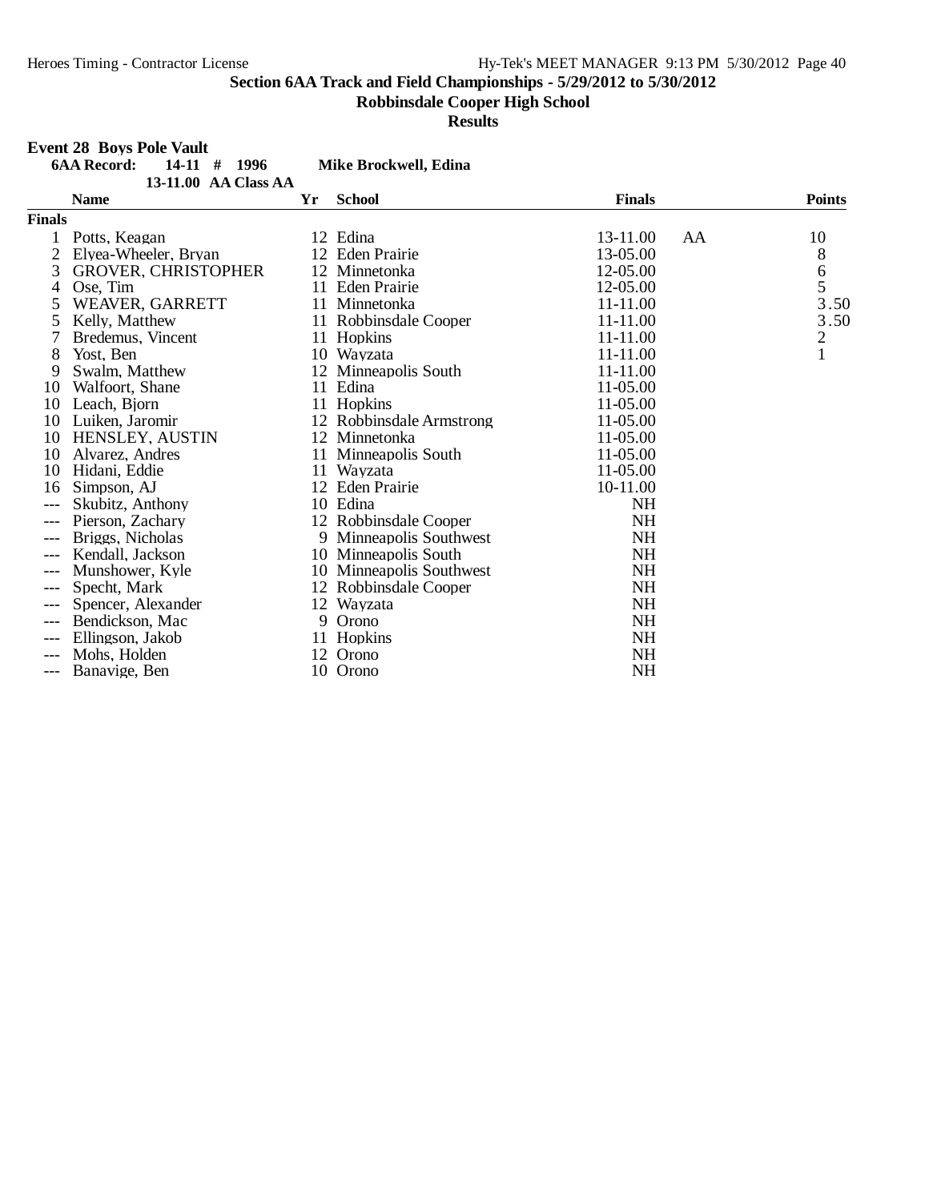**Section 6AA Track and Field Championships - 5/29/2012 to 5/30/2012**

**Robbinsdale Cooper High School**

**Results**

**Event 28 Boys Pole Vault**

**6AA Record: 14-11 # 1996 Mike Brockwell, Edina**

**13-11.00 AA Class AA**

| | Name | Yr | School | Finals | | Points |
|---|---|---|---|---|---|---|
| **Finals** | | | | | | |
| 1 | Potts, Keagan | 12 | Edina | 13-11.00 | AA | 10 |
| 2 | Elyea-Wheeler, Bryan | 12 | Eden Prairie | 13-05.00 | | 8 |
| 3 | GROVER, CHRISTOPHER | 12 | Minnetonka | 12-05.00 | | 6 |
| 4 | Ose, Tim | 11 | Eden Prairie | 12-05.00 | | 5 |
| 5 | WEAVER, GARRETT | 11 | Minnetonka | 11-11.00 | | 3.50 |
| 5 | Kelly, Matthew | 11 | Robbinsdale Cooper | 11-11.00 | | 3.50 |
| 7 | Bredemus, Vincent | 11 | Hopkins | 11-11.00 | | 2 |
| 8 | Yost, Ben | 10 | Wayzata | 11-11.00 | | 1 |
| 9 | Swalm, Matthew | 12 | Minneapolis South | 11-11.00 | | |
| 10 | Walfoort, Shane | 11 | Edina | 11-05.00 | | |
| 10 | Leach, Bjorn | 11 | Hopkins | 11-05.00 | | |
| 10 | Luiken, Jaromir | 12 | Robbinsdale Armstrong | 11-05.00 | | |
| 10 | HENSLEY, AUSTIN | 12 | Minnetonka | 11-05.00 | | |
| 10 | Alvarez, Andres | 11 | Minneapolis South | 11-05.00 | | |
| 10 | Hidani, Eddie | 11 | Wayzata | 11-05.00 | | |
| 16 | Simpson, AJ | 12 | Eden Prairie | 10-11.00 | | |
| --- | Skubitz, Anthony | 10 | Edina | NH | | |
| --- | Pierson, Zachary | 12 | Robbinsdale Cooper | NH | | |
| --- | Briggs, Nicholas | 9 | Minneapolis Southwest | NH | | |
| --- | Kendall, Jackson | 10 | Minneapolis South | NH | | |
| --- | Munshower, Kyle | 10 | Minneapolis Southwest | NH | | |
| --- | Specht, Mark | 12 | Robbinsdale Cooper | NH | | |
| --- | Spencer, Alexander | 12 | Wayzata | NH | | |
| --- | Bendickson, Mac | 9 | Orono | NH | | |
| --- | Ellingson, Jakob | 11 | Hopkins | NH | | |
| --- | Mohs, Holden | 12 | Orono | NH | | |
| --- | Banavige, Ben | 10 | Orono | NH | | |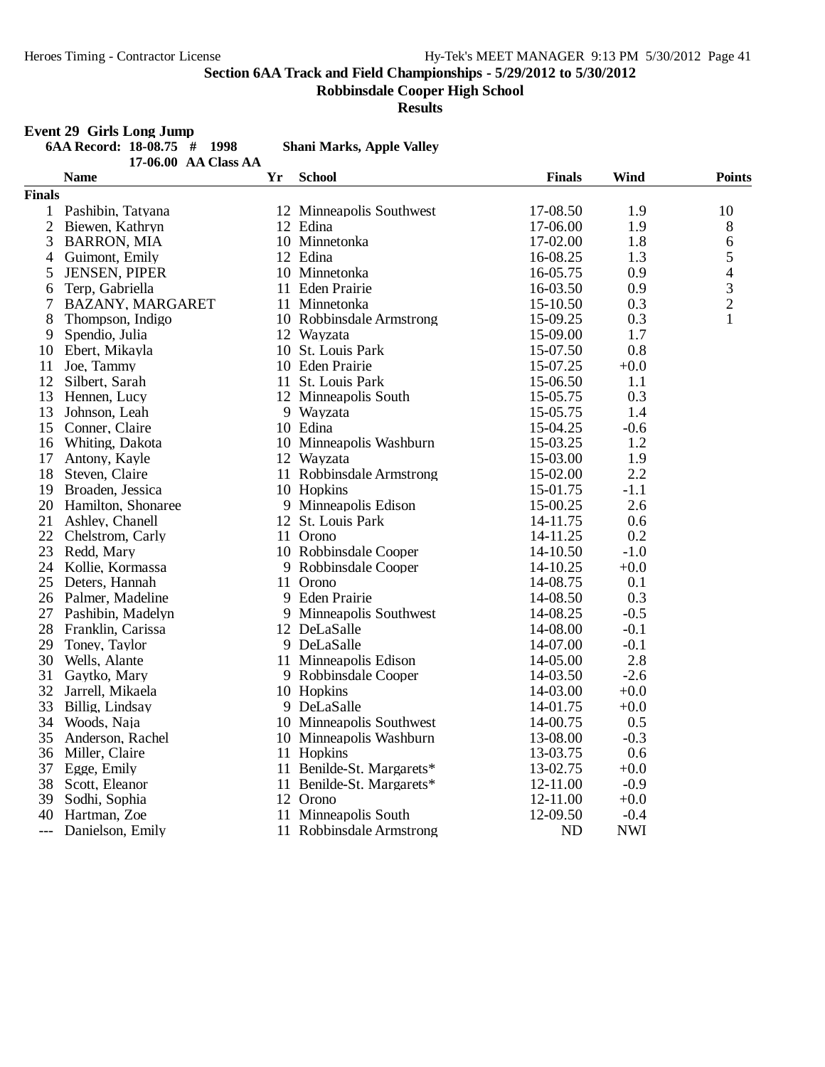## Section 6AA Track and Field Championships - 5/29/2012 to 5/30/2012

**Robbinsdale Cooper High School**

**Results**

### Event 29 Girls Long Jump

**6AA Record: 18-08.75 # 1998 Shani Marks, Apple Valley**

**17-06.00 AA Class AA**

| | Name | Yr | School | Finals | Wind | Points |
|---|---|---|---|---|---|---|
| **Finals** | | | | | | |
| 1 | Pashibin, Tatyana | 12 | Minneapolis Southwest | 17-08.50 | 1.9 | 10 |
| 2 | Biewen, Kathryn | 12 | Edina | 17-06.00 | 1.9 | 8 |
| 3 | BARRON, MIA | 10 | Minnetonka | 17-02.00 | 1.8 | 6 |
| 4 | Guimont, Emily | 12 | Edina | 16-08.25 | 1.3 | 5 |
| 5 | JENSEN, PIPER | 10 | Minnetonka | 16-05.75 | 0.9 | 4 |
| 6 | Terp, Gabriella | 11 | Eden Prairie | 16-03.50 | 0.9 | 3 |
| 7 | BAZANY, MARGARET | 11 | Minnetonka | 15-10.50 | 0.3 | 2 |
| 8 | Thompson, Indigo | 10 | Robbinsdale Armstrong | 15-09.25 | 0.3 | 1 |
| 9 | Spendio, Julia | 12 | Wayzata | 15-09.00 | 1.7 | |
| 10 | Ebert, Mikayla | 10 | St. Louis Park | 15-07.50 | 0.8 | |
| 11 | Joe, Tammy | 10 | Eden Prairie | 15-07.25 | +0.0 | |
| 12 | Silbert, Sarah | 11 | St. Louis Park | 15-06.50 | 1.1 | |
| 13 | Hennen, Lucy | 12 | Minneapolis South | 15-05.75 | 0.3 | |
| 13 | Johnson, Leah | 9 | Wayzata | 15-05.75 | 1.4 | |
| 15 | Conner, Claire | 10 | Edina | 15-04.25 | -0.6 | |
| 16 | Whiting, Dakota | 10 | Minneapolis Washburn | 15-03.25 | 1.2 | |
| 17 | Antony, Kayle | 12 | Wayzata | 15-03.00 | 1.9 | |
| 18 | Steven, Claire | 11 | Robbinsdale Armstrong | 15-02.00 | 2.2 | |
| 19 | Broaden, Jessica | 10 | Hopkins | 15-01.75 | -1.1 | |
| 20 | Hamilton, Shonaree | 9 | Minneapolis Edison | 15-00.25 | 2.6 | |
| 21 | Ashley, Chanell | 12 | St. Louis Park | 14-11.75 | 0.6 | |
| 22 | Chelstrom, Carly | 11 | Orono | 14-11.25 | 0.2 | |
| 23 | Redd, Mary | 10 | Robbinsdale Cooper | 14-10.50 | -1.0 | |
| 24 | Kollie, Kormassa | 9 | Robbinsdale Cooper | 14-10.25 | +0.0 | |
| 25 | Deters, Hannah | 11 | Orono | 14-08.75 | 0.1 | |
| 26 | Palmer, Madeline | 9 | Eden Prairie | 14-08.50 | 0.3 | |
| 27 | Pashibin, Madelyn | 9 | Minneapolis Southwest | 14-08.25 | -0.5 | |
| 28 | Franklin, Carissa | 12 | DeLaSalle | 14-08.00 | -0.1 | |
| 29 | Toney, Taylor | 9 | DeLaSalle | 14-07.00 | -0.1 | |
| 30 | Wells, Alante | 11 | Minneapolis Edison | 14-05.00 | 2.8 | |
| 31 | Gaytko, Mary | 9 | Robbinsdale Cooper | 14-03.50 | -2.6 | |
| 32 | Jarrell, Mikaela | 10 | Hopkins | 14-03.00 | +0.0 | |
| 33 | Billig, Lindsay | 9 | DeLaSalle | 14-01.75 | +0.0 | |
| 34 | Woods, Naja | 10 | Minneapolis Southwest | 14-00.75 | 0.5 | |
| 35 | Anderson, Rachel | 10 | Minneapolis Washburn | 13-08.00 | -0.3 | |
| 36 | Miller, Claire | 11 | Hopkins | 13-03.75 | 0.6 | |
| 37 | Egge, Emily | 11 | Benilde-St. Margarets* | 13-02.75 | +0.0 | |
| 38 | Scott, Eleanor | 11 | Benilde-St. Margarets* | 12-11.00 | -0.9 | |
| 39 | Sodhi, Sophia | 12 | Orono | 12-11.00 | +0.0 | |
| 40 | Hartman, Zoe | 11 | Minneapolis South | 12-09.50 | -0.4 | |
| --- | Danielson, Emily | 11 | Robbinsdale Armstrong | ND | NWI | |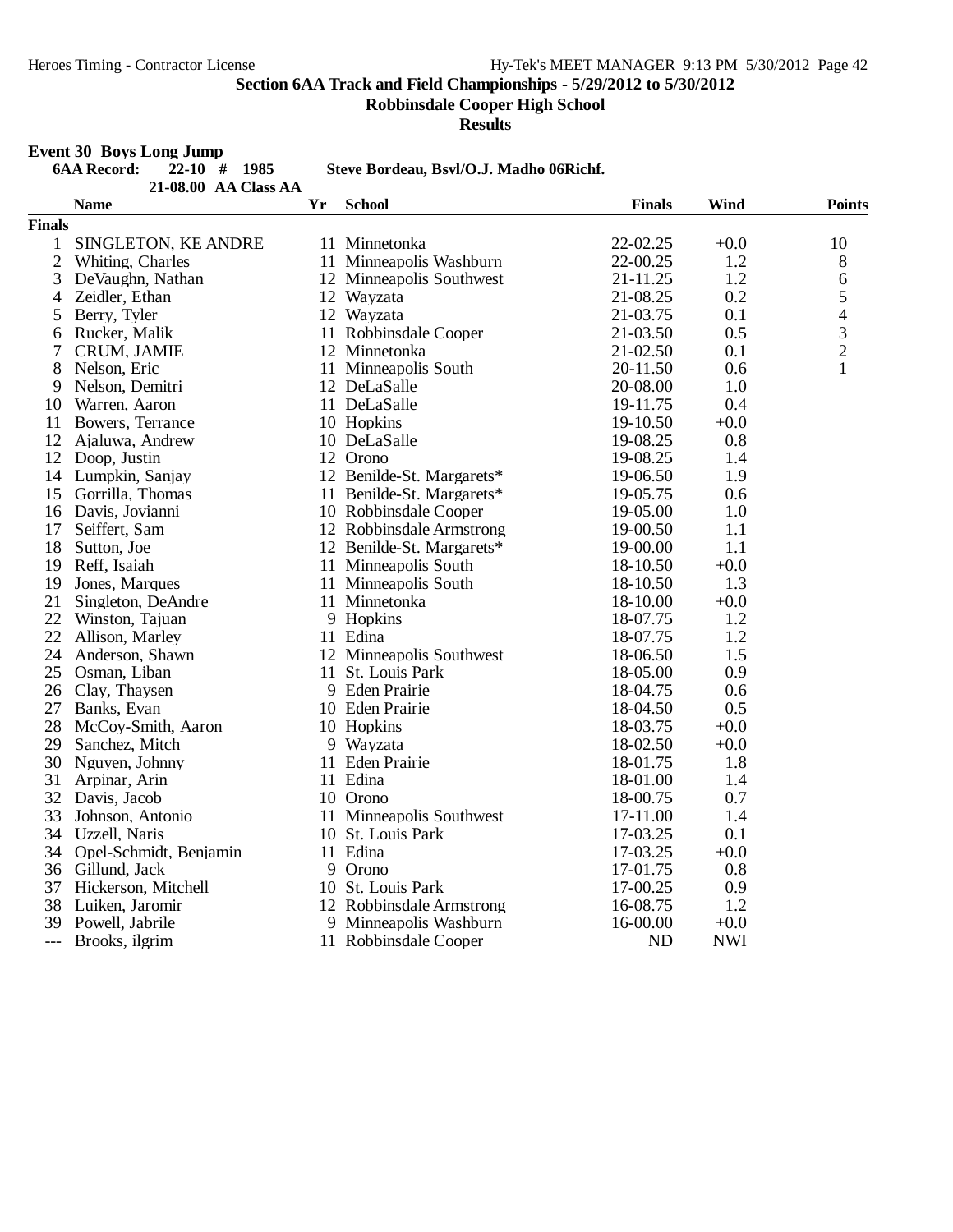## Section 6AA Track and Field Championships - 5/29/2012 to 5/30/2012

**Robbinsdale Cooper High School**

**Results**

**Event 30 Boys Long Jump**

| | Name | Yr | School | Finals | Wind | Points |
|---|---|---|---|---|---|---|
| **6AA Record:** | 22-10 # 1985 | | Steve Bordeau, Bsvl/O.J. Madho 06Richf. | | | |
| | 21-08.00 AA Class AA | | | | | |
| **Finals** | | | | | | |
| 1 | SINGLETON, KE ANDRE | 11 | Minnetonka | 22-02.25 | +0.0 | 10 |
| 2 | Whiting, Charles | 11 | Minneapolis Washburn | 22-00.25 | 1.2 | 8 |
| 3 | DeVaughn, Nathan | 12 | Minneapolis Southwest | 21-11.25 | 1.2 | 6 |
| 4 | Zeidler, Ethan | 12 | Wayzata | 21-08.25 | 0.2 | 5 |
| 5 | Berry, Tyler | 12 | Wayzata | 21-03.75 | 0.1 | 4 |
| 6 | Rucker, Malik | 11 | Robbinsdale Cooper | 21-03.50 | 0.5 | 3 |
| 7 | CRUM, JAMIE | 12 | Minnetonka | 21-02.50 | 0.1 | 2 |
| 8 | Nelson, Eric | 11 | Minneapolis South | 20-11.50 | 0.6 | 1 |
| 9 | Nelson, Demitri | 12 | DeLaSalle | 20-08.00 | 1.0 | |
| 10 | Warren, Aaron | 11 | DeLaSalle | 19-11.75 | 0.4 | |
| 11 | Bowers, Terrance | 10 | Hopkins | 19-10.50 | +0.0 | |
| 12 | Ajaluwa, Andrew | 10 | DeLaSalle | 19-08.25 | 0.8 | |
| 12 | Doop, Justin | 12 | Orono | 19-08.25 | 1.4 | |
| 14 | Lumpkin, Sanjay | 12 | Benilde-St. Margarets* | 19-06.50 | 1.9 | |
| 15 | Gorrilla, Thomas | 11 | Benilde-St. Margarets* | 19-05.75 | 0.6 | |
| 16 | Davis, Jovianni | 10 | Robbinsdale Cooper | 19-05.00 | 1.0 | |
| 17 | Seiffert, Sam | 12 | Robbinsdale Armstrong | 19-00.50 | 1.1 | |
| 18 | Sutton, Joe | 12 | Benilde-St. Margarets* | 19-00.00 | 1.1 | |
| 19 | Reff, Isaiah | 11 | Minneapolis South | 18-10.50 | +0.0 | |
| 19 | Jones, Marques | 11 | Minneapolis South | 18-10.50 | 1.3 | |
| 21 | Singleton, DeAndre | 11 | Minnetonka | 18-10.00 | +0.0 | |
| 22 | Winston, Tajuan | 9 | Hopkins | 18-07.75 | 1.2 | |
| 22 | Allison, Marley | 11 | Edina | 18-07.75 | 1.2 | |
| 24 | Anderson, Shawn | 12 | Minneapolis Southwest | 18-06.50 | 1.5 | |
| 25 | Osman, Liban | 11 | St. Louis Park | 18-05.00 | 0.9 | |
| 26 | Clay, Thaysen | 9 | Eden Prairie | 18-04.75 | 0.6 | |
| 27 | Banks, Evan | 10 | Eden Prairie | 18-04.50 | 0.5 | |
| 28 | McCoy-Smith, Aaron | 10 | Hopkins | 18-03.75 | +0.0 | |
| 29 | Sanchez, Mitch | 9 | Wayzata | 18-02.50 | +0.0 | |
| 30 | Nguyen, Johnny | 11 | Eden Prairie | 18-01.75 | 1.8 | |
| 31 | Arpinar, Arin | 11 | Edina | 18-01.00 | 1.4 | |
| 32 | Davis, Jacob | 10 | Orono | 18-00.75 | 0.7 | |
| 33 | Johnson, Antonio | 11 | Minneapolis Southwest | 17-11.00 | 1.4 | |
| 34 | Uzzell, Naris | 10 | St. Louis Park | 17-03.25 | 0.1 | |
| 34 | Opel-Schmidt, Benjamin | 11 | Edina | 17-03.25 | +0.0 | |
| 36 | Gillund, Jack | 9 | Orono | 17-01.75 | 0.8 | |
| 37 | Hickerson, Mitchell | 10 | St. Louis Park | 17-00.25 | 0.9 | |
| 38 | Luiken, Jaromir | 12 | Robbinsdale Armstrong | 16-08.75 | 1.2 | |
| 39 | Powell, Jabrile | 9 | Minneapolis Washburn | 16-00.00 | +0.0 | |
| --- | Brooks, ilgrim | 11 | Robbinsdale Cooper | ND | NWI | |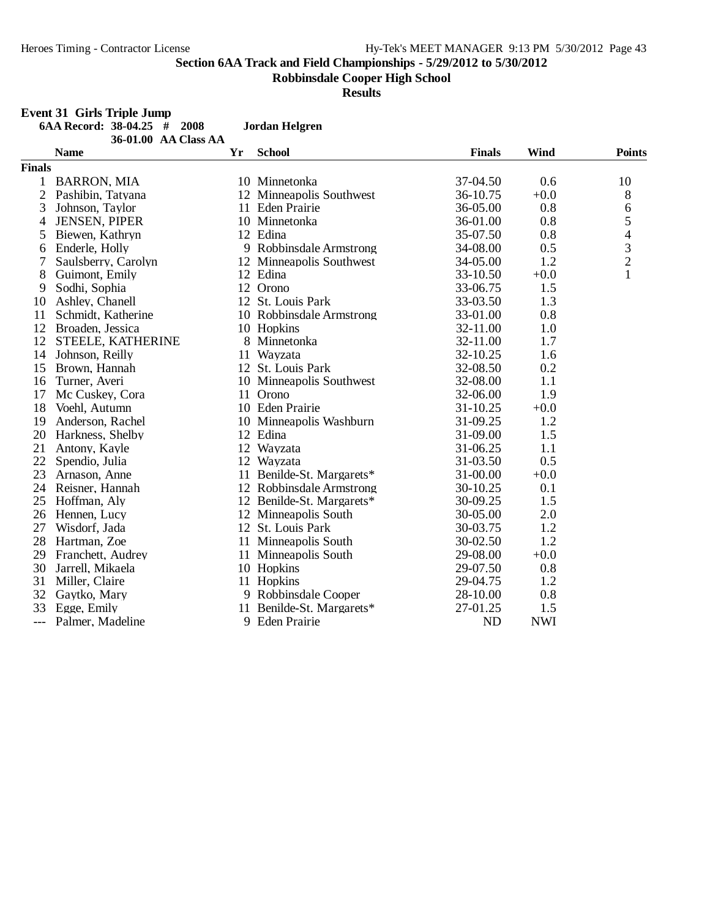**Section 6AA Track and Field Championships - 5/29/2012 to 5/30/2012**

**Robbinsdale Cooper High School**

**Results**

**Event 31 Girls Triple Jump**

**6AA Record: 38-04.25 # 2008 Jordan Helgren**

**36-01.00 AA Class AA**

| | Name | Yr | School | Finals | Wind | Points |
|---|---|---|---|---|---|---|
| **Finals** | | | | | | |
| 1 | BARRON, MIA | 10 | Minnetonka | 37-04.50 | 0.6 | 10 |
| 2 | Pashibin, Tatyana | 12 | Minneapolis Southwest | 36-10.75 | +0.0 | 8 |
| 3 | Johnson, Taylor | 11 | Eden Prairie | 36-05.00 | 0.8 | 6 |
| 4 | JENSEN, PIPER | 10 | Minnetonka | 36-01.00 | 0.8 | 5 |
| 5 | Biewen, Kathryn | 12 | Edina | 35-07.50 | 0.8 | 4 |
| 6 | Enderle, Holly | 9 | Robbinsdale Armstrong | 34-08.00 | 0.5 | 3 |
| 7 | Saulsberry, Carolyn | 12 | Minneapolis Southwest | 34-05.00 | 1.2 | 2 |
| 8 | Guimont, Emily | 12 | Edina | 33-10.50 | +0.0 | 1 |
| 9 | Sodhi, Sophia | 12 | Orono | 33-06.75 | 1.5 | |
| 10 | Ashley, Chanell | 12 | St. Louis Park | 33-03.50 | 1.3 | |
| 11 | Schmidt, Katherine | 10 | Robbinsdale Armstrong | 33-01.00 | 0.8 | |
| 12 | Broaden, Jessica | 10 | Hopkins | 32-11.00 | 1.0 | |
| 12 | STEELE, KATHERINE | 8 | Minnetonka | 32-11.00 | 1.7 | |
| 14 | Johnson, Reilly | 11 | Wayzata | 32-10.25 | 1.6 | |
| 15 | Brown, Hannah | 12 | St. Louis Park | 32-08.50 | 0.2 | |
| 16 | Turner, Averi | 10 | Minneapolis Southwest | 32-08.00 | 1.1 | |
| 17 | Mc Cuskey, Cora | 11 | Orono | 32-06.00 | 1.9 | |
| 18 | Voehl, Autumn | 10 | Eden Prairie | 31-10.25 | +0.0 | |
| 19 | Anderson, Rachel | 10 | Minneapolis Washburn | 31-09.25 | 1.2 | |
| 20 | Harkness, Shelby | 12 | Edina | 31-09.00 | 1.5 | |
| 21 | Antony, Kayle | 12 | Wayzata | 31-06.25 | 1.1 | |
| 22 | Spendio, Julia | 12 | Wayzata | 31-03.50 | 0.5 | |
| 23 | Arnason, Anne | 11 | Benilde-St. Margarets* | 31-00.00 | +0.0 | |
| 24 | Reisner, Hannah | 12 | Robbinsdale Armstrong | 30-10.25 | 0.1 | |
| 25 | Hoffman, Aly | 12 | Benilde-St. Margarets* | 30-09.25 | 1.5 | |
| 26 | Hennen, Lucy | 12 | Minneapolis South | 30-05.00 | 2.0 | |
| 27 | Wisdorf, Jada | 12 | St. Louis Park | 30-03.75 | 1.2 | |
| 28 | Hartman, Zoe | 11 | Minneapolis South | 30-02.50 | 1.2 | |
| 29 | Franchett, Audrey | 11 | Minneapolis South | 29-08.00 | +0.0 | |
| 30 | Jarrell, Mikaela | 10 | Hopkins | 29-07.50 | 0.8 | |
| 31 | Miller, Claire | 11 | Hopkins | 29-04.75 | 1.2 | |
| 32 | Gaytko, Mary | 9 | Robbinsdale Cooper | 28-10.00 | 0.8 | |
| 33 | Egge, Emily | 11 | Benilde-St. Margarets* | 27-01.25 | 1.5 | |
| --- | Palmer, Madeline | 9 | Eden Prairie | ND | NWI | |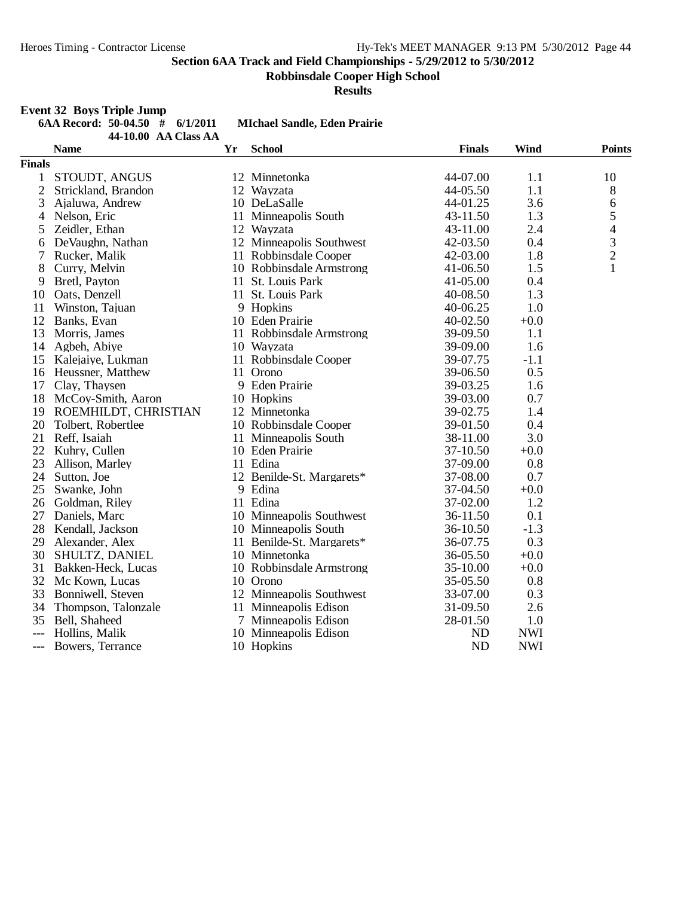## Section 6AA Track and Field Championships - 5/29/2012 to 5/30/2012

**Robbinsdale Cooper High School**

**Results**

### Event 32 Boys Triple Jump

**6AA Record: 50-04.50 # 6/1/2011 MIchael Sandle, Eden Prairie**

**44-10.00 AA Class AA**

| | Name | Yr | School | Finals | Wind | Points |
|---|---|---|---|---|---|---|
| **Finals** | | | | | | |
| 1 | STOUDT, ANGUS | 12 | Minnetonka | 44-07.00 | 1.1 | 10 |
| 2 | Strickland, Brandon | 12 | Wayzata | 44-05.50 | 1.1 | 8 |
| 3 | Ajaluwa, Andrew | 10 | DeLaSalle | 44-01.25 | 3.6 | 6 |
| 4 | Nelson, Eric | 11 | Minneapolis South | 43-11.50 | 1.3 | 5 |
| 5 | Zeidler, Ethan | 12 | Wayzata | 43-11.00 | 2.4 | 4 |
| 6 | DeVaughn, Nathan | 12 | Minneapolis Southwest | 42-03.50 | 0.4 | 3 |
| 7 | Rucker, Malik | 11 | Robbinsdale Cooper | 42-03.00 | 1.8 | 2 |
| 8 | Curry, Melvin | 10 | Robbinsdale Armstrong | 41-06.50 | 1.5 | 1 |
| 9 | Bretl, Payton | 11 | St. Louis Park | 41-05.00 | 0.4 | |
| 10 | Oats, Denzell | 11 | St. Louis Park | 40-08.50 | 1.3 | |
| 11 | Winston, Tajuan | 9 | Hopkins | 40-06.25 | 1.0 | |
| 12 | Banks, Evan | 10 | Eden Prairie | 40-02.50 | +0.0 | |
| 13 | Morris, James | 11 | Robbinsdale Armstrong | 39-09.50 | 1.1 | |
| 14 | Agbeh, Abiye | 10 | Wayzata | 39-09.00 | 1.6 | |
| 15 | Kalejaiye, Lukman | 11 | Robbinsdale Cooper | 39-07.75 | -1.1 | |
| 16 | Heussner, Matthew | 11 | Orono | 39-06.50 | 0.5 | |
| 17 | Clay, Thaysen | 9 | Eden Prairie | 39-03.25 | 1.6 | |
| 18 | McCoy-Smith, Aaron | 10 | Hopkins | 39-03.00 | 0.7 | |
| 19 | ROEMHILDT, CHRISTIAN | 12 | Minnetonka | 39-02.75 | 1.4 | |
| 20 | Tolbert, Robertlee | 10 | Robbinsdale Cooper | 39-01.50 | 0.4 | |
| 21 | Reff, Isaiah | 11 | Minneapolis South | 38-11.00 | 3.0 | |
| 22 | Kuhry, Cullen | 10 | Eden Prairie | 37-10.50 | +0.0 | |
| 23 | Allison, Marley | 11 | Edina | 37-09.00 | 0.8 | |
| 24 | Sutton, Joe | 12 | Benilde-St. Margarets* | 37-08.00 | 0.7 | |
| 25 | Swanke, John | 9 | Edina | 37-04.50 | +0.0 | |
| 26 | Goldman, Riley | 11 | Edina | 37-02.00 | 1.2 | |
| 27 | Daniels, Marc | 10 | Minneapolis Southwest | 36-11.50 | 0.1 | |
| 28 | Kendall, Jackson | 10 | Minneapolis South | 36-10.50 | -1.3 | |
| 29 | Alexander, Alex | 11 | Benilde-St. Margarets* | 36-07.75 | 0.3 | |
| 30 | SHULTZ, DANIEL | 10 | Minnetonka | 36-05.50 | +0.0 | |
| 31 | Bakken-Heck, Lucas | 10 | Robbinsdale Armstrong | 35-10.00 | +0.0 | |
| 32 | Mc Kown, Lucas | 10 | Orono | 35-05.50 | 0.8 | |
| 33 | Bonniwell, Steven | 12 | Minneapolis Southwest | 33-07.00 | 0.3 | |
| 34 | Thompson, Talonzale | 11 | Minneapolis Edison | 31-09.50 | 2.6 | |
| 35 | Bell, Shaheed | 7 | Minneapolis Edison | 28-01.50 | 1.0 | |
| --- | Hollins, Malik | 10 | Minneapolis Edison | ND | NWI | |
| --- | Bowers, Terrance | 10 | Hopkins | ND | NWI | |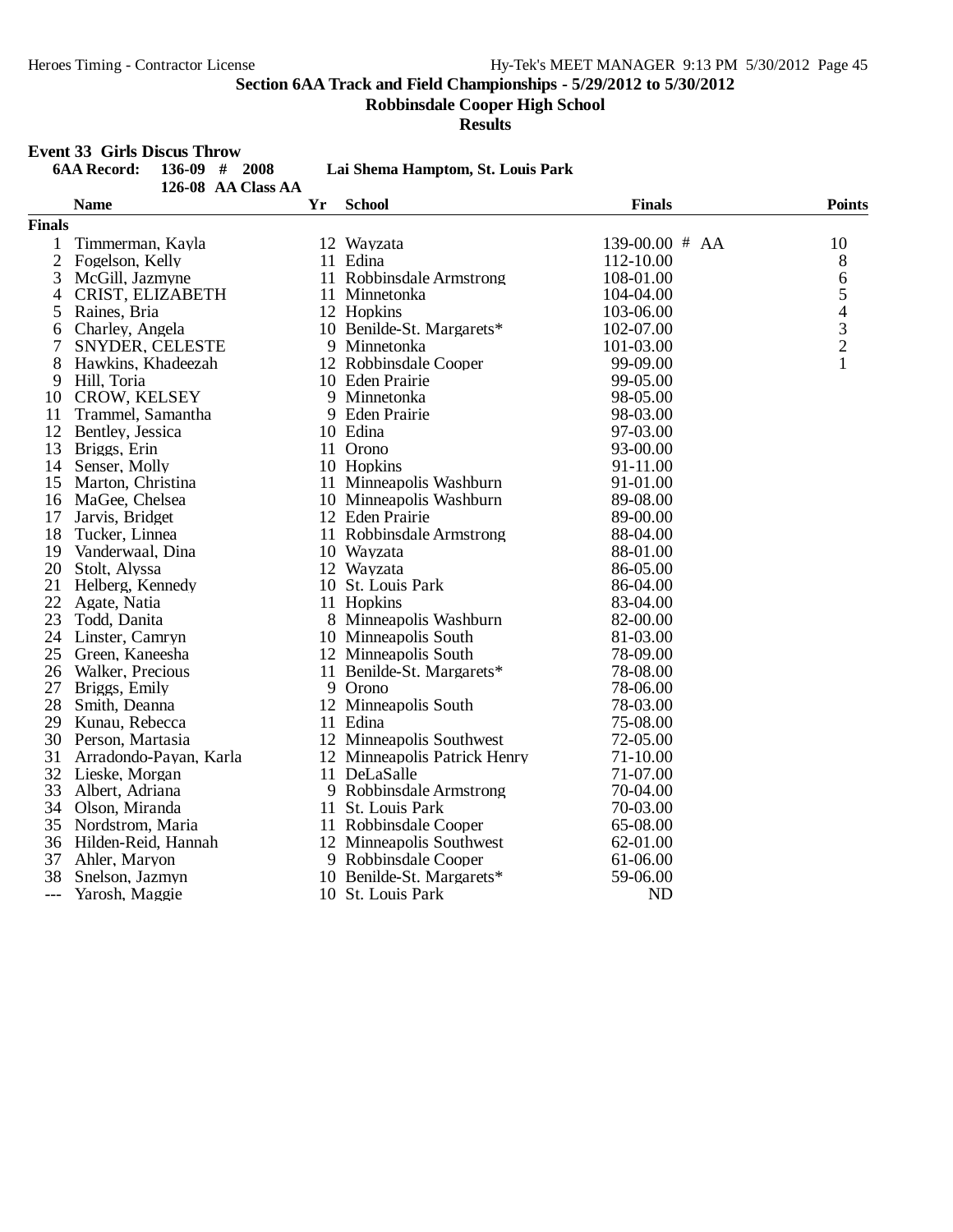Heroes Timing - Contractor License

Hy-Tek's MEET MANAGER 9:13 PM 5/30/2012 Page 45

# Section 6AA Track and Field Championships - 5/29/2012 to 5/30/2012

## Robbinsdale Cooper High School

## Results

### Event 33 Girls Discus Throw

**6AA Record:** 136-09 # 2008 **Lai Shema Hamptom, St. Louis Park**

126-08 AA Class AA

**Finals**

| | Name | Yr | School | Finals | Points |
|---|---|---|---|---|---|
| 1 | Timmerman, Kayla | 12 | Wayzata | 139-00.00 # AA | 10 |
| 2 | Fogelson, Kelly | 11 | Edina | 112-10.00 | 8 |
| 3 | McGill, Jazmyne | 11 | Robbinsdale Armstrong | 108-01.00 | 6 |
| 4 | CRIST, ELIZABETH | 11 | Minnetonka | 104-04.00 | 5 |
| 5 | Raines, Bria | 12 | Hopkins | 103-06.00 | 4 |
| 6 | Charley, Angela | 10 | Benilde-St. Margarets* | 102-07.00 | 3 |
| 7 | SNYDER, CELESTE | 9 | Minnetonka | 101-03.00 | 2 |
| 8 | Hawkins, Khadeezah | 12 | Robbinsdale Cooper | 99-09.00 | 1 |
| 9 | Hill, Toria | 10 | Eden Prairie | 99-05.00 | |
| 10 | CROW, KELSEY | 9 | Minnetonka | 98-05.00 | |
| 11 | Trammel, Samantha | 9 | Eden Prairie | 98-03.00 | |
| 12 | Bentley, Jessica | 10 | Edina | 97-03.00 | |
| 13 | Briggs, Erin | 11 | Orono | 93-00.00 | |
| 14 | Senser, Molly | 10 | Hopkins | 91-11.00 | |
| 15 | Marton, Christina | 11 | Minneapolis Washburn | 91-01.00 | |
| 16 | MaGee, Chelsea | 10 | Minneapolis Washburn | 89-08.00 | |
| 17 | Jarvis, Bridget | 12 | Eden Prairie | 89-00.00 | |
| 18 | Tucker, Linnea | 11 | Robbinsdale Armstrong | 88-04.00 | |
| 19 | Vanderwaal, Dina | 10 | Wayzata | 88-01.00 | |
| 20 | Stolt, Alyssa | 12 | Wayzata | 86-05.00 | |
| 21 | Helberg, Kennedy | 10 | St. Louis Park | 86-04.00 | |
| 22 | Agate, Natia | 11 | Hopkins | 83-04.00 | |
| 23 | Todd, Danita | 8 | Minneapolis Washburn | 82-00.00 | |
| 24 | Linster, Camryn | 10 | Minneapolis South | 81-03.00 | |
| 25 | Green, Kaneesha | 12 | Minneapolis South | 78-09.00 | |
| 26 | Walker, Precious | 11 | Benilde-St. Margarets* | 78-08.00 | |
| 27 | Briggs, Emily | 9 | Orono | 78-06.00 | |
| 28 | Smith, Deanna | 12 | Minneapolis South | 78-03.00 | |
| 29 | Kunau, Rebecca | 11 | Edina | 75-08.00 | |
| 30 | Person, Martasia | 12 | Minneapolis Southwest | 72-05.00 | |
| 31 | Arradondo-Payan, Karla | 12 | Minneapolis Patrick Henry | 71-10.00 | |
| 32 | Lieske, Morgan | 11 | DeLaSalle | 71-07.00 | |
| 33 | Albert, Adriana | 9 | Robbinsdale Armstrong | 70-04.00 | |
| 34 | Olson, Miranda | 11 | St. Louis Park | 70-03.00 | |
| 35 | Nordstrom, Maria | 11 | Robbinsdale Cooper | 65-08.00 | |
| 36 | Hilden-Reid, Hannah | 12 | Minneapolis Southwest | 62-01.00 | |
| 37 | Ahler, Maryon | 9 | Robbinsdale Cooper | 61-06.00 | |
| 38 | Snelson, Jazmyn | 10 | Benilde-St. Margarets* | 59-06.00 | |
| --- | Yarosh, Maggie | 10 | St. Louis Park | ND | |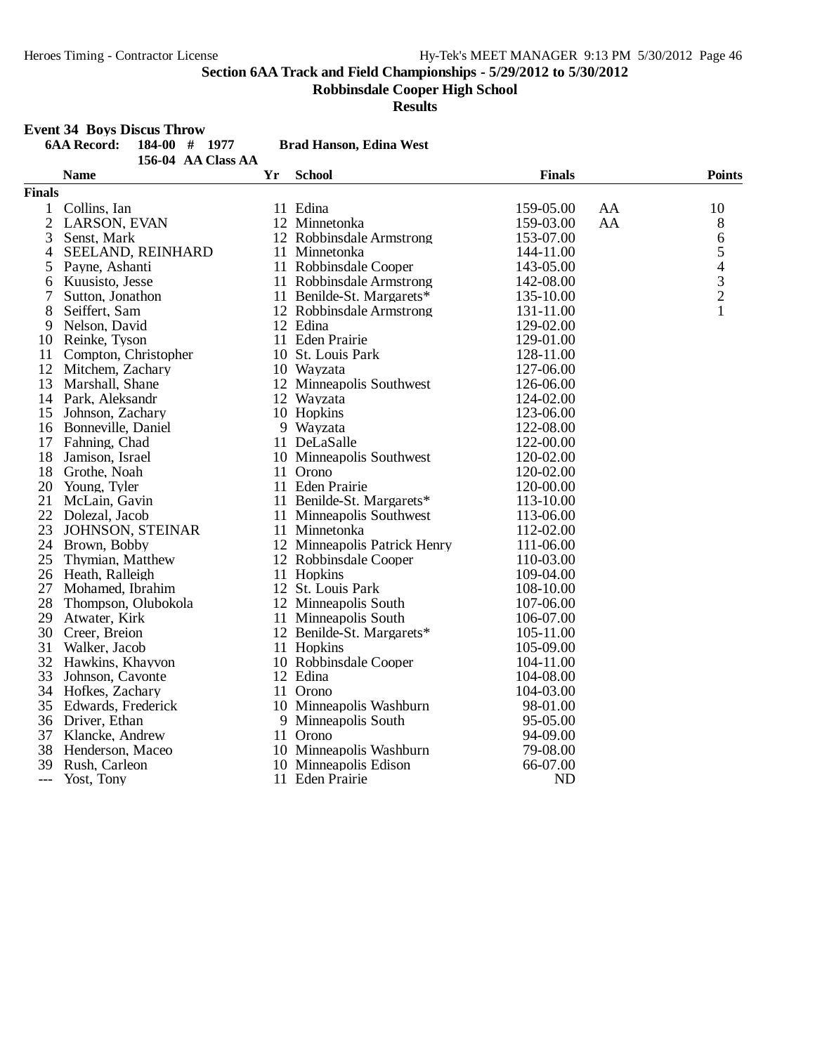Section 6AA Track and Field Championships - 5/29/2012 to 5/30/2012

Robbinsdale Cooper High School

Results

**Event 34 Boys Discus Throw**

**6AA Record: 184-00 # 1977 Brad Hanson, Edina West**

**156-04 AA Class AA**

| | Name | Yr | School | Finals | | Points |
|---|---|---|---|---|---|---|
| **Finals** | | | | | | |
| 1 | Collins, Ian | 11 | Edina | 159-05.00 | AA | 10 |
| 2 | LARSON, EVAN | 12 | Minnetonka | 159-03.00 | AA | 8 |
| 3 | Senst, Mark | 12 | Robbinsdale Armstrong | 153-07.00 | | 6 |
| 4 | SEELAND, REINHARD | 11 | Minnetonka | 144-11.00 | | 5 |
| 5 | Payne, Ashanti | 11 | Robbinsdale Cooper | 143-05.00 | | 4 |
| 6 | Kuusisto, Jesse | 11 | Robbinsdale Armstrong | 142-08.00 | | 3 |
| 7 | Sutton, Jonathon | 11 | Benilde-St. Margarets* | 135-10.00 | | 2 |
| 8 | Seiffert, Sam | 12 | Robbinsdale Armstrong | 131-11.00 | | 1 |
| 9 | Nelson, David | 12 | Edina | 129-02.00 | | |
| 10 | Reinke, Tyson | 11 | Eden Prairie | 129-01.00 | | |
| 11 | Compton, Christopher | 10 | St. Louis Park | 128-11.00 | | |
| 12 | Mitchem, Zachary | 10 | Wayzata | 127-06.00 | | |
| 13 | Marshall, Shane | 12 | Minneapolis Southwest | 126-06.00 | | |
| 14 | Park, Aleksandr | 12 | Wayzata | 124-02.00 | | |
| 15 | Johnson, Zachary | 10 | Hopkins | 123-06.00 | | |
| 16 | Bonneville, Daniel | 9 | Wayzata | 122-08.00 | | |
| 17 | Fahning, Chad | 11 | DeLaSalle | 122-00.00 | | |
| 18 | Jamison, Israel | 10 | Minneapolis Southwest | 120-02.00 | | |
| 18 | Grothe, Noah | 11 | Orono | 120-02.00 | | |
| 20 | Young, Tyler | 11 | Eden Prairie | 120-00.00 | | |
| 21 | McLain, Gavin | 11 | Benilde-St. Margarets* | 113-10.00 | | |
| 22 | Dolezal, Jacob | 11 | Minneapolis Southwest | 113-06.00 | | |
| 23 | JOHNSON, STEINAR | 11 | Minnetonka | 112-02.00 | | |
| 24 | Brown, Bobby | 12 | Minneapolis Patrick Henry | 111-06.00 | | |
| 25 | Thymian, Matthew | 12 | Robbinsdale Cooper | 110-03.00 | | |
| 26 | Heath, Ralleigh | 11 | Hopkins | 109-04.00 | | |
| 27 | Mohamed, Ibrahim | 12 | St. Louis Park | 108-10.00 | | |
| 28 | Thompson, Olubokola | 12 | Minneapolis South | 107-06.00 | | |
| 29 | Atwater, Kirk | 11 | Minneapolis South | 106-07.00 | | |
| 30 | Creer, Breion | 12 | Benilde-St. Margarets* | 105-11.00 | | |
| 31 | Walker, Jacob | 11 | Hopkins | 105-09.00 | | |
| 32 | Hawkins, Khayvon | 10 | Robbinsdale Cooper | 104-11.00 | | |
| 33 | Johnson, Cavonte | 12 | Edina | 104-08.00 | | |
| 34 | Hofkes, Zachary | 11 | Orono | 104-03.00 | | |
| 35 | Edwards, Frederick | 10 | Minneapolis Washburn | 98-01.00 | | |
| 36 | Driver, Ethan | 9 | Minneapolis South | 95-05.00 | | |
| 37 | Klancke, Andrew | 11 | Orono | 94-09.00 | | |
| 38 | Henderson, Maceo | 10 | Minneapolis Washburn | 79-08.00 | | |
| 39 | Rush, Carleon | 10 | Minneapolis Edison | 66-07.00 | | |
| --- | Yost, Tony | 11 | Eden Prairie | ND | | |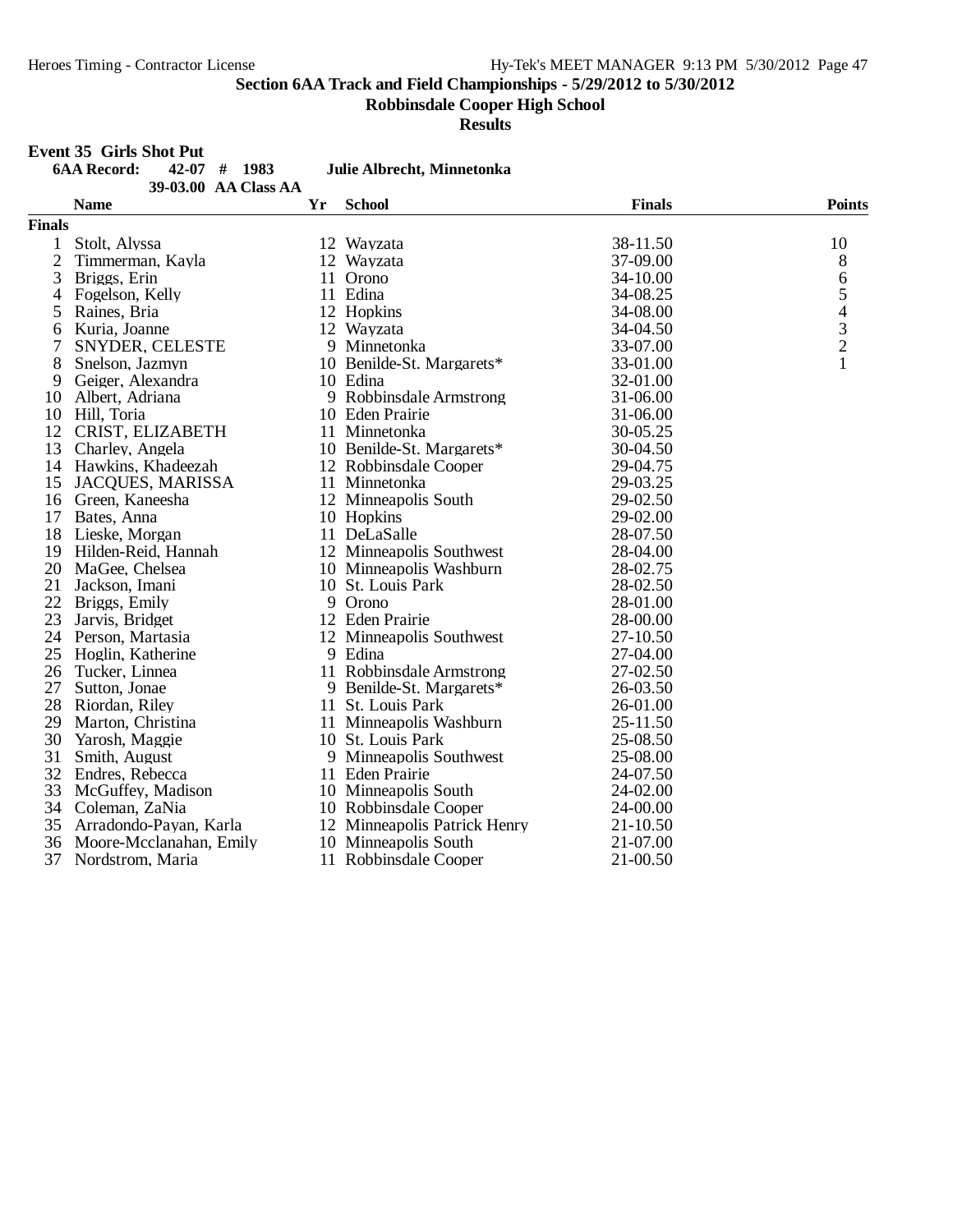**Section 6AA Track and Field Championships - 5/29/2012 to 5/30/2012**

**Robbinsdale Cooper High School**

**Results**

**Event 35 Girls Shot Put**

**6AA Record: 42-07 # 1983 Julie Albrecht, Minnetonka**

**39-03.00 AA Class AA**

| | Name | Yr | School | Finals | Points |
|---|---|---|---|---|---|
| **Finals** | | | | | |
| 1 | Stolt, Alyssa | 12 | Wayzata | 38-11.50 | 10 |
| 2 | Timmerman, Kayla | 12 | Wayzata | 37-09.00 | 8 |
| 3 | Briggs, Erin | 11 | Orono | 34-10.00 | 6 |
| 4 | Fogelson, Kelly | 11 | Edina | 34-08.25 | 5 |
| 5 | Raines, Bria | 12 | Hopkins | 34-08.00 | 4 |
| 6 | Kuria, Joanne | 12 | Wayzata | 34-04.50 | 3 |
| 7 | SNYDER, CELESTE | 9 | Minnetonka | 33-07.00 | 2 |
| 8 | Snelson, Jazmyn | 10 | Benilde-St. Margarets* | 33-01.00 | 1 |
| 9 | Geiger, Alexandra | 10 | Edina | 32-01.00 | |
| 10 | Albert, Adriana | 9 | Robbinsdale Armstrong | 31-06.00 | |
| 10 | Hill, Toria | 10 | Eden Prairie | 31-06.00 | |
| 12 | CRIST, ELIZABETH | 11 | Minnetonka | 30-05.25 | |
| 13 | Charley, Angela | 10 | Benilde-St. Margarets* | 30-04.50 | |
| 14 | Hawkins, Khadeezah | 12 | Robbinsdale Cooper | 29-04.75 | |
| 15 | JACQUES, MARISSA | 11 | Minnetonka | 29-03.25 | |
| 16 | Green, Kaneesha | 12 | Minneapolis South | 29-02.50 | |
| 17 | Bates, Anna | 10 | Hopkins | 29-02.00 | |
| 18 | Lieske, Morgan | 11 | DeLaSalle | 28-07.50 | |
| 19 | Hilden-Reid, Hannah | 12 | Minneapolis Southwest | 28-04.00 | |
| 20 | MaGee, Chelsea | 10 | Minneapolis Washburn | 28-02.75 | |
| 21 | Jackson, Imani | 10 | St. Louis Park | 28-02.50 | |
| 22 | Briggs, Emily | 9 | Orono | 28-01.00 | |
| 23 | Jarvis, Bridget | 12 | Eden Prairie | 28-00.00 | |
| 24 | Person, Martasia | 12 | Minneapolis Southwest | 27-10.50 | |
| 25 | Hoglin, Katherine | 9 | Edina | 27-04.00 | |
| 26 | Tucker, Linnea | 11 | Robbinsdale Armstrong | 27-02.50 | |
| 27 | Sutton, Jonae | 9 | Benilde-St. Margarets* | 26-03.50 | |
| 28 | Riordan, Riley | 11 | St. Louis Park | 26-01.00 | |
| 29 | Marton, Christina | 11 | Minneapolis Washburn | 25-11.50 | |
| 30 | Yarosh, Maggie | 10 | St. Louis Park | 25-08.50 | |
| 31 | Smith, August | 9 | Minneapolis Southwest | 25-08.00 | |
| 32 | Endres, Rebecca | 11 | Eden Prairie | 24-07.50 | |
| 33 | McGuffey, Madison | 10 | Minneapolis South | 24-02.00 | |
| 34 | Coleman, ZaNia | 10 | Robbinsdale Cooper | 24-00.00 | |
| 35 | Arradondo-Payan, Karla | 12 | Minneapolis Patrick Henry | 21-10.50 | |
| 36 | Moore-Mcclanahan, Emily | 10 | Minneapolis South | 21-07.00 | |
| 37 | Nordstrom, Maria | 11 | Robbinsdale Cooper | 21-00.50 | |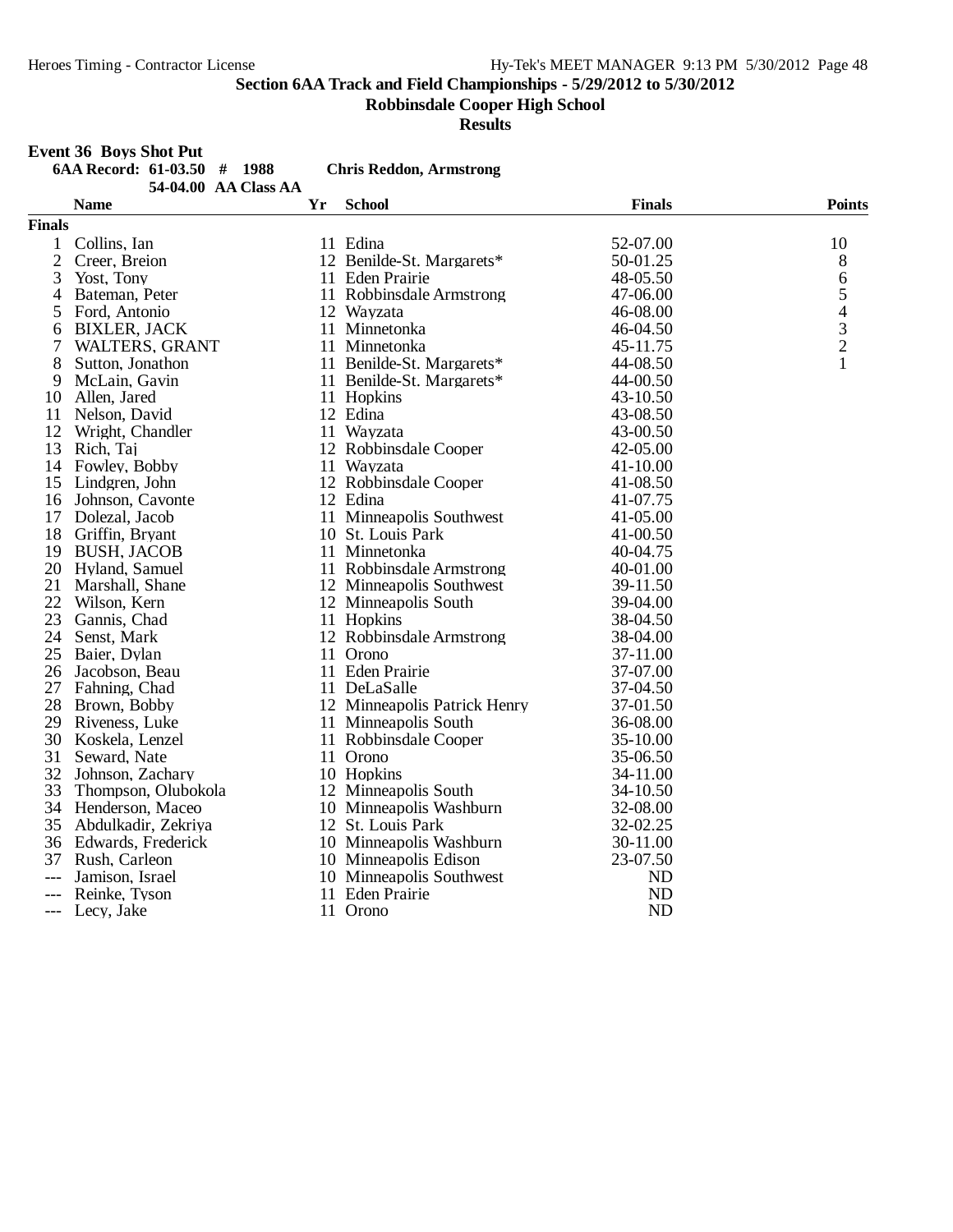**Section 6AA Track and Field Championships - 5/29/2012 to 5/30/2012**

**Robbinsdale Cooper High School**

**Results**

**Event 36 Boys Shot Put**

**6AA Record: 61-03.50 # 1988 Chris Reddon, Armstrong**

**54-04.00 AA Class AA**

| | Name | Yr | School | Finals | Points |
|---|---|---|---|---|---|
| **Finals** | | | | | |
| 1 | Collins, Ian | 11 | Edina | 52-07.00 | 10 |
| 2 | Creer, Breion | 12 | Benilde-St. Margarets* | 50-01.25 | 8 |
| 3 | Yost, Tony | 11 | Eden Prairie | 48-05.50 | 6 |
| 4 | Bateman, Peter | 11 | Robbinsdale Armstrong | 47-06.00 | 5 |
| 5 | Ford, Antonio | 12 | Wayzata | 46-08.00 | 4 |
| 6 | BIXLER, JACK | 11 | Minnetonka | 46-04.50 | 3 |
| 7 | WALTERS, GRANT | 11 | Minnetonka | 45-11.75 | 2 |
| 8 | Sutton, Jonathon | 11 | Benilde-St. Margarets* | 44-08.50 | 1 |
| 9 | McLain, Gavin | 11 | Benilde-St. Margarets* | 44-00.50 | |
| 10 | Allen, Jared | 11 | Hopkins | 43-10.50 | |
| 11 | Nelson, David | 12 | Edina | 43-08.50 | |
| 12 | Wright, Chandler | 11 | Wayzata | 43-00.50 | |
| 13 | Rich, Taj | 12 | Robbinsdale Cooper | 42-05.00 | |
| 14 | Fowley, Bobby | 11 | Wayzata | 41-10.00 | |
| 15 | Lindgren, John | 12 | Robbinsdale Cooper | 41-08.50 | |
| 16 | Johnson, Cavonte | 12 | Edina | 41-07.75 | |
| 17 | Dolezal, Jacob | 11 | Minneapolis Southwest | 41-05.00 | |
| 18 | Griffin, Bryant | 10 | St. Louis Park | 41-00.50 | |
| 19 | BUSH, JACOB | 11 | Minnetonka | 40-04.75 | |
| 20 | Hyland, Samuel | 11 | Robbinsdale Armstrong | 40-01.00 | |
| 21 | Marshall, Shane | 12 | Minneapolis Southwest | 39-11.50 | |
| 22 | Wilson, Kern | 12 | Minneapolis South | 39-04.00 | |
| 23 | Gannis, Chad | 11 | Hopkins | 38-04.50 | |
| 24 | Senst, Mark | 12 | Robbinsdale Armstrong | 38-04.00 | |
| 25 | Baier, Dylan | 11 | Orono | 37-11.00 | |
| 26 | Jacobson, Beau | 11 | Eden Prairie | 37-07.00 | |
| 27 | Fahning, Chad | 11 | DeLaSalle | 37-04.50 | |
| 28 | Brown, Bobby | 12 | Minneapolis Patrick Henry | 37-01.50 | |
| 29 | Riveness, Luke | 11 | Minneapolis South | 36-08.00 | |
| 30 | Koskela, Lenzel | 11 | Robbinsdale Cooper | 35-10.00 | |
| 31 | Seward, Nate | 11 | Orono | 35-06.50 | |
| 32 | Johnson, Zachary | 10 | Hopkins | 34-11.00 | |
| 33 | Thompson, Olubokola | 12 | Minneapolis South | 34-10.50 | |
| 34 | Henderson, Maceo | 10 | Minneapolis Washburn | 32-08.00 | |
| 35 | Abdulkadir, Zekriya | 12 | St. Louis Park | 32-02.25 | |
| 36 | Edwards, Frederick | 10 | Minneapolis Washburn | 30-11.00 | |
| 37 | Rush, Carleon | 10 | Minneapolis Edison | 23-07.50 | |
| --- | Jamison, Israel | 10 | Minneapolis Southwest | ND | |
| --- | Reinke, Tyson | 11 | Eden Prairie | ND | |
| --- | Lecy, Jake | 11 | Orono | ND | |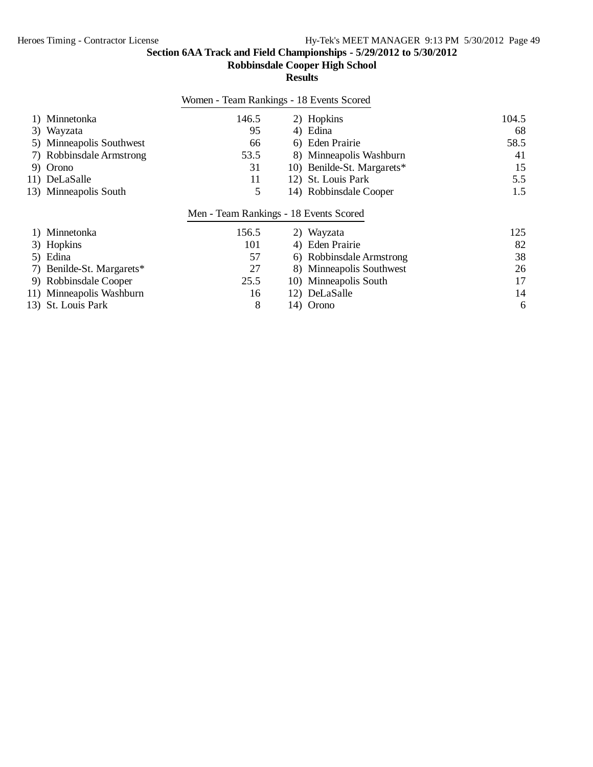## Section 6AA Track and Field Championships - 5/29/2012 to 5/30/2012

### Robbinsdale Cooper High School

### Results

#### Women - Team Rankings - 18 Events Scored

| | | | | | |
|---|---|---|---|---|---|
| 1) | Minnetonka | 146.5 | 2) | Hopkins | 104.5 |
| 3) | Wayzata | 95 | 4) | Edina | 68 |
| 5) | Minneapolis Southwest | 66 | 6) | Eden Prairie | 58.5 |
| 7) | Robbinsdale Armstrong | 53.5 | 8) | Minneapolis Washburn | 41 |
| 9) | Orono | 31 | 10) | Benilde-St. Margarets* | 15 |
| 11) | DeLaSalle | 11 | 12) | St. Louis Park | 5.5 |
| 13) | Minneapolis South | 5 | 14) | Robbinsdale Cooper | 1.5 |

#### Men - Team Rankings - 18 Events Scored

| | | | | | |
|---|---|---|---|---|---|
| 1) | Minnetonka | 156.5 | 2) | Wayzata | 125 |
| 3) | Hopkins | 101 | 4) | Eden Prairie | 82 |
| 5) | Edina | 57 | 6) | Robbinsdale Armstrong | 38 |
| 7) | Benilde-St. Margarets* | 27 | 8) | Minneapolis Southwest | 26 |
| 9) | Robbinsdale Cooper | 25.5 | 10) | Minneapolis South | 17 |
| 11) | Minneapolis Washburn | 16 | 12) | DeLaSalle | 14 |
| 13) | St. Louis Park | 8 | 14) | Orono | 6 |